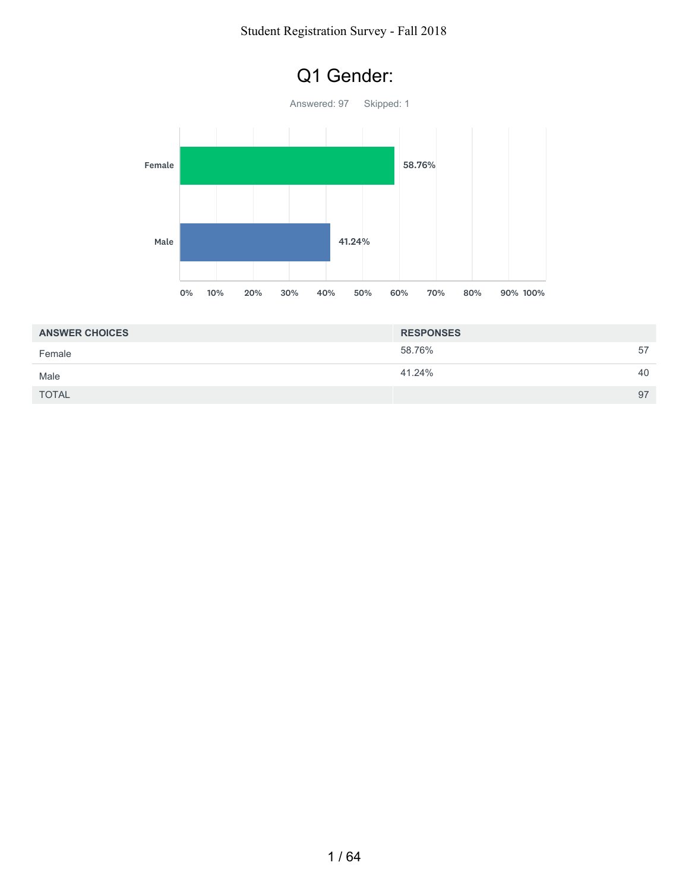# Q1 Gender:

Answered: 97 Skipped: 1

| ANSWER CHOICES | RESPONSES | |
|---|---|---|
| Female | 58.76% | 57 |
| Male | 41.24% | 40 |
| TOTAL | | 97 |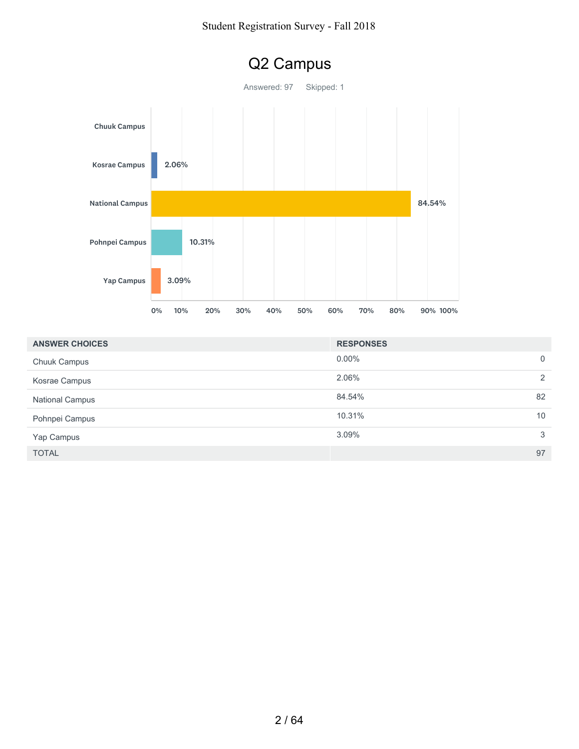## Q2 Campus

Answered: 97 Skipped: 1

| ANSWER CHOICES | RESPONSES | |
|---|---|---|
| Chuuk Campus | 0.00% | 0 |
| Kosrae Campus | 2.06% | 2 |
| National Campus | 84.54% | 82 |
| Pohnpei Campus | 10.31% | 10 |
| Yap Campus | 3.09% | 3 |
| TOTAL | | 97 |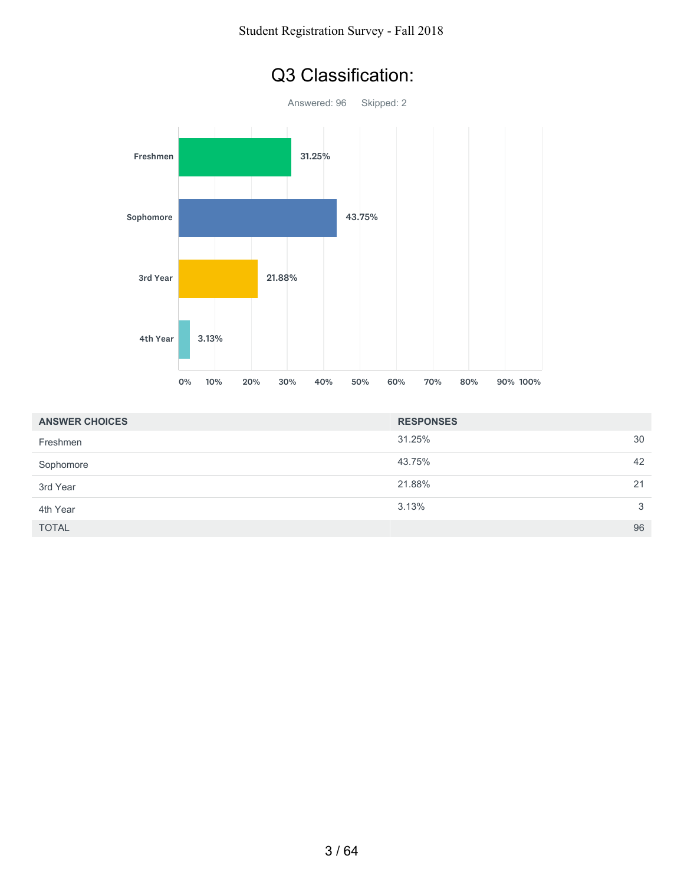# Q3 Classification:

Answered: 96 Skipped: 2

| ANSWER CHOICES | RESPONSES | |
|---|---|---|
| Freshmen | 31.25% | 30 |
| Sophomore | 43.75% | 42 |
| 3rd Year | 21.88% | 21 |
| 4th Year | 3.13% | 3 |
| TOTAL | | 96 |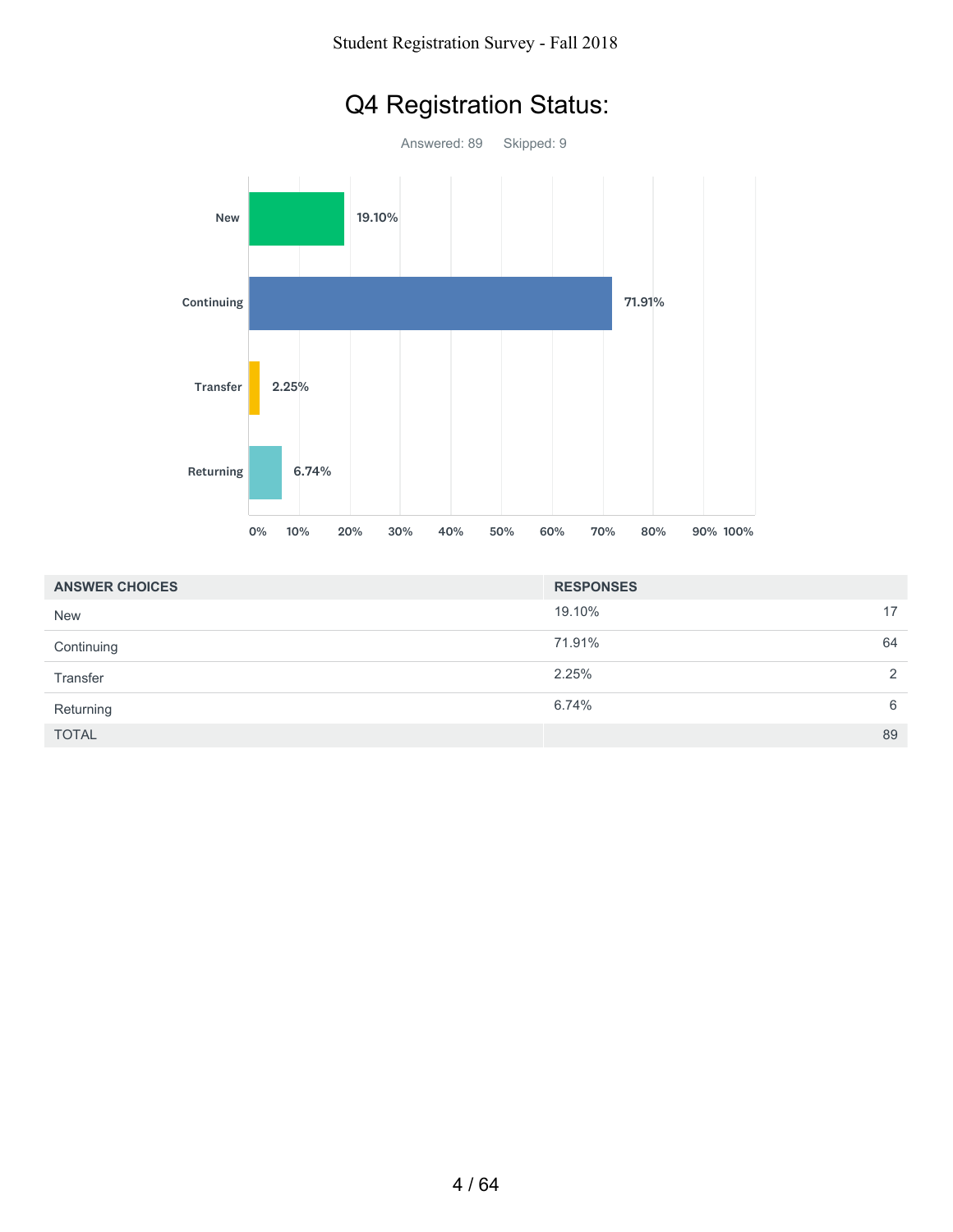## Q4 Registration Status:

Answered: 89 Skipped: 9

| ANSWER CHOICES | RESPONSES | |
|---|---|---|
| New | 19.10% | 17 |
| Continuing | 71.91% | 64 |
| Transfer | 2.25% | 2 |
| Returning | 6.74% | 6 |
| TOTAL | | 89 |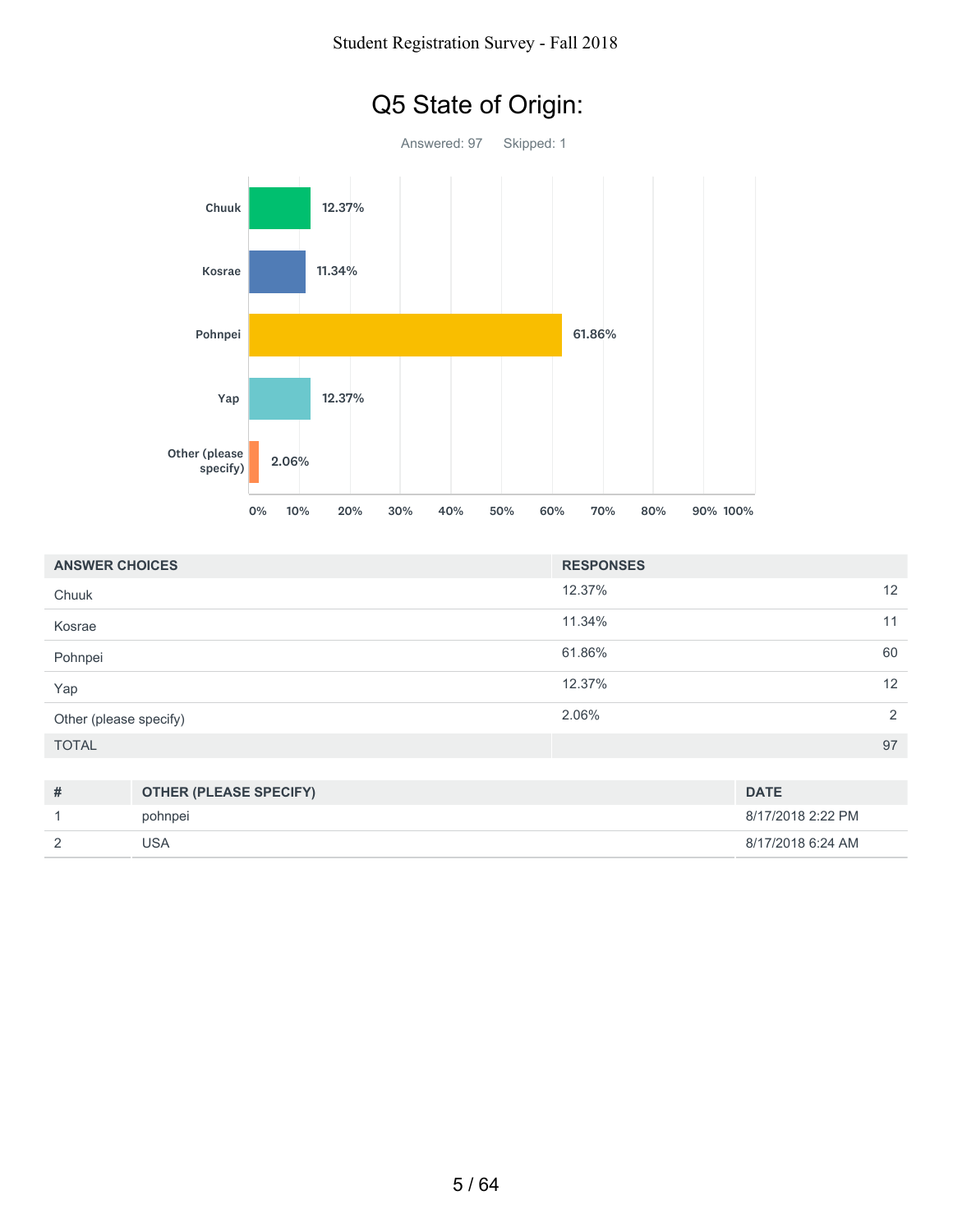# Q5 State of Origin:

Answered: 97 Skipped: 1

| ANSWER CHOICES | RESPONSES | |
|---|---|---|
| Chuuk | 12.37% | 12 |
| Kosrae | 11.34% | 11 |
| Pohnpei | 61.86% | 60 |
| Yap | 12.37% | 12 |
| Other (please specify) | 2.06% | 2 |
| TOTAL | | 97 |

| # | OTHER (PLEASE SPECIFY) | DATE |
|---|---|---|
| 1 | pohnpei | 8/17/2018 2:22 PM |
| 2 | USA | 8/17/2018 6:24 AM |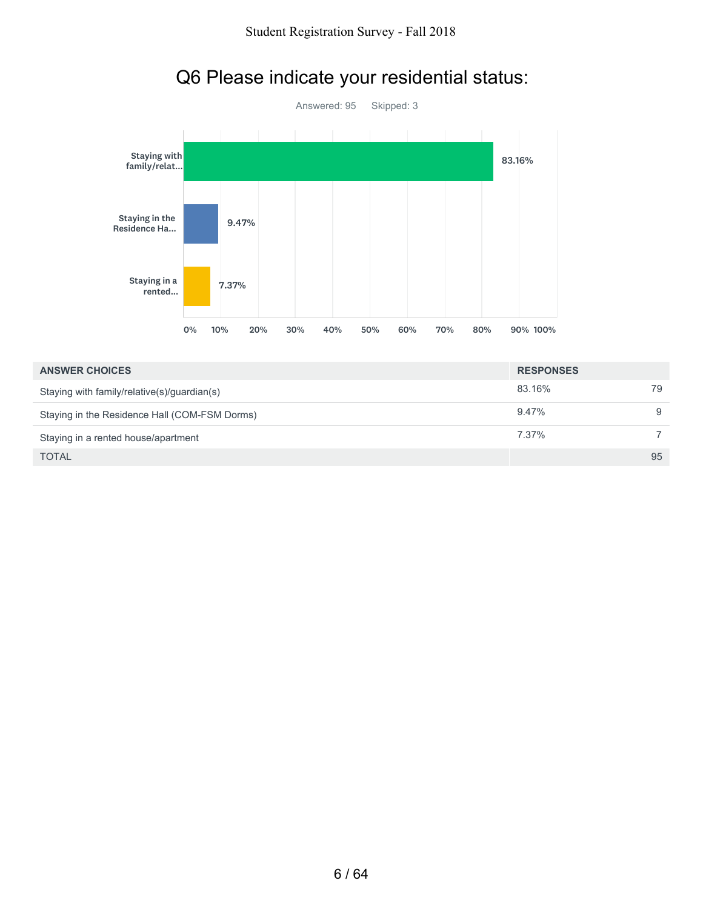# Q6 Please indicate your residential status:

Answered: 95    Skipped: 3

| ANSWER CHOICES | RESPONSES | |
|---|---|---|
| Staying with family/relative(s)/guardian(s) | 83.16% | 79 |
| Staying in the Residence Hall (COM-FSM Dorms) | 9.47% | 9 |
| Staying in a rented house/apartment | 7.37% | 7 |
| TOTAL | | 95 |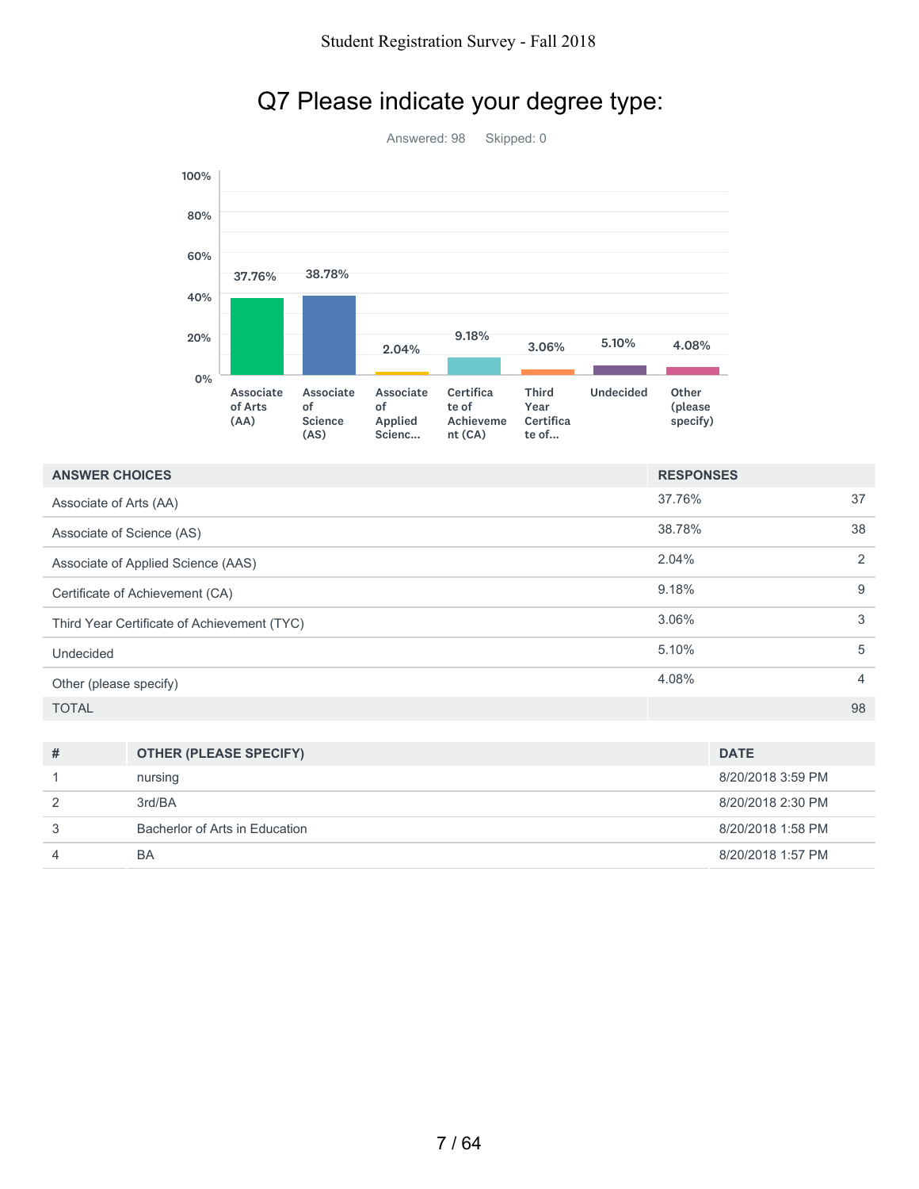# Q7 Please indicate your degree type:

Answered: 98 Skipped: 0

| ANSWER CHOICES | RESPONSES | |
|---|---|---|
| Associate of Arts (AA) | 37.76% | 37 |
| Associate of Science (AS) | 38.78% | 38 |
| Associate of Applied Science (AAS) | 2.04% | 2 |
| Certificate of Achievement (CA) | 9.18% | 9 |
| Third Year Certificate of Achievement (TYC) | 3.06% | 3 |
| Undecided | 5.10% | 5 |
| Other (please specify) | 4.08% | 4 |
| TOTAL | | 98 |

| # | OTHER (PLEASE SPECIFY) | DATE |
|---|---|---|
| 1 | nursing | 8/20/2018 3:59 PM |
| 2 | 3rd/BA | 8/20/2018 2:30 PM |
| 3 | Bacherlor of Arts in Education | 8/20/2018 1:58 PM |
| 4 | BA | 8/20/2018 1:57 PM |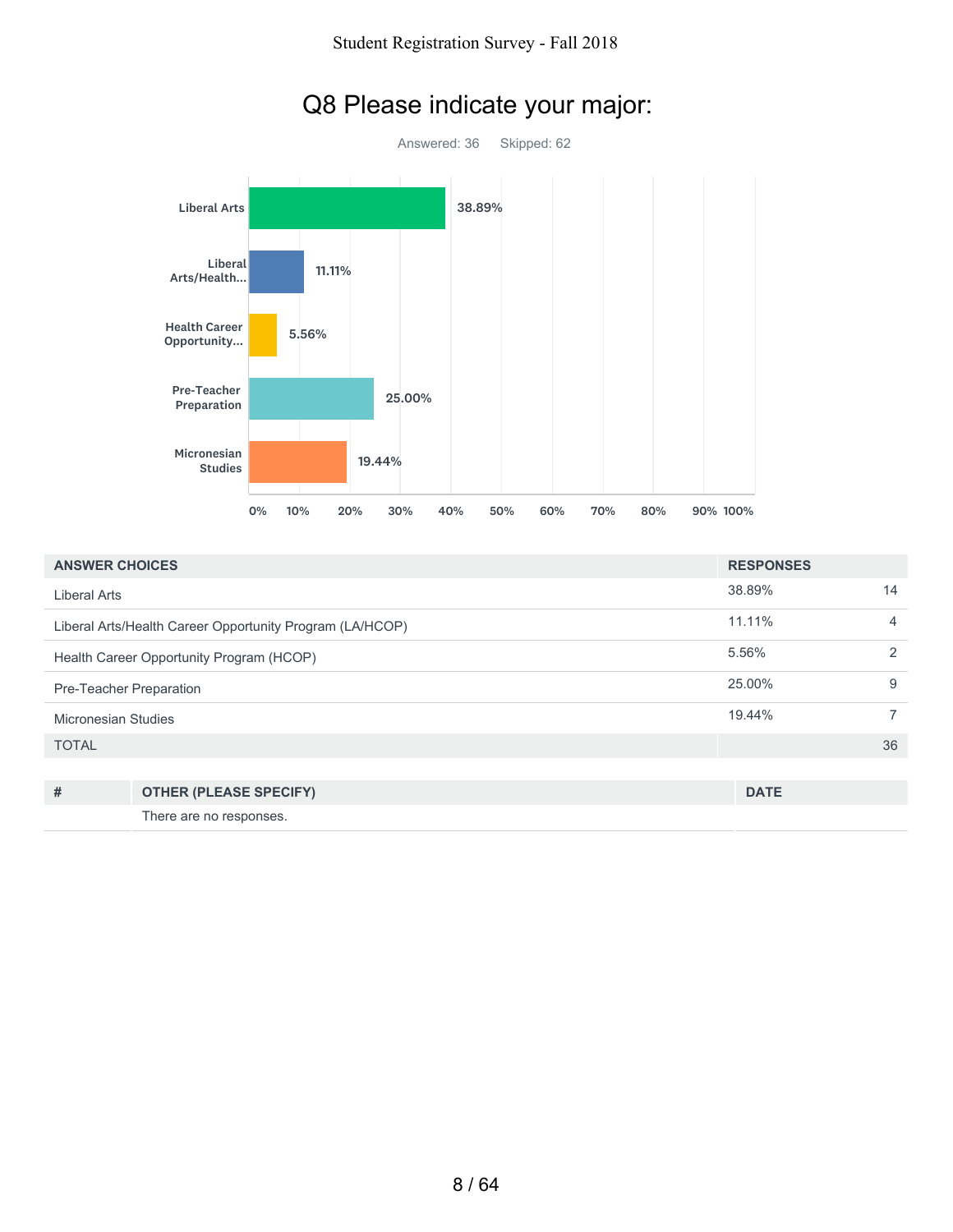# Q8 Please indicate your major:

Answered: 36    Skipped: 62

| ANSWER CHOICES | RESPONSES | |
|---|---|---|
| Liberal Arts | 38.89% | 14 |
| Liberal Arts/Health Career Opportunity Program (LA/HCOP) | 11.11% | 4 |
| Health Career Opportunity Program (HCOP) | 5.56% | 2 |
| Pre-Teacher Preparation | 25.00% | 9 |
| Micronesian Studies | 19.44% | 7 |
| TOTAL | | 36 |

| # | OTHER (PLEASE SPECIFY) | DATE |
|---|---|---|
| | There are no responses. | |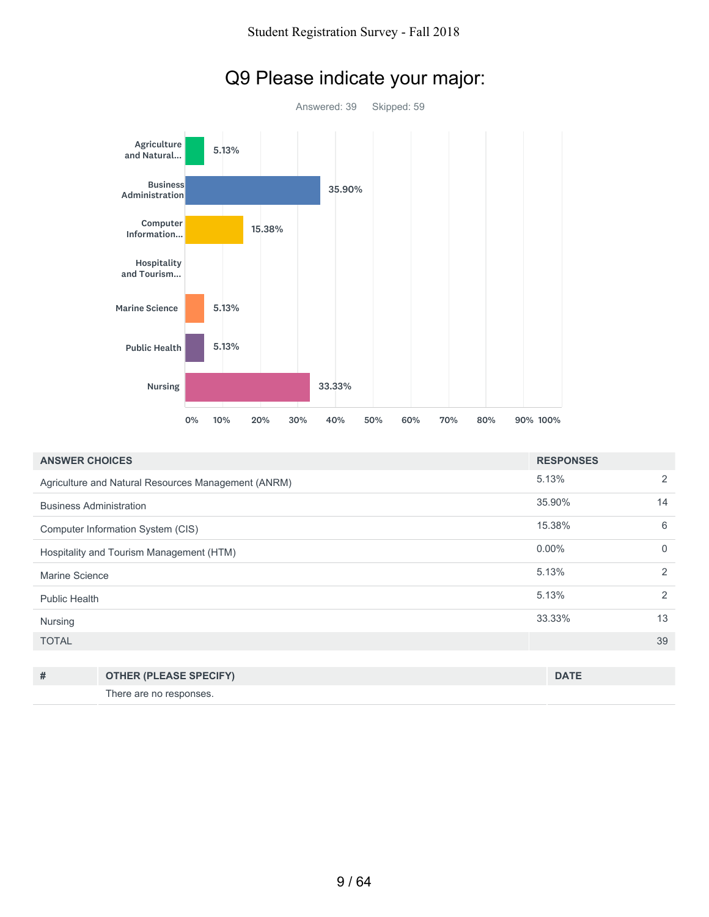# Q9 Please indicate your major:

Answered: 39 Skipped: 59

| ANSWER CHOICES | RESPONSES | |
|---|---|---|
| Agriculture and Natural Resources Management (ANRM) | 5.13% | 2 |
| Business Administration | 35.90% | 14 |
| Computer Information System (CIS) | 15.38% | 6 |
| Hospitality and Tourism Management (HTM) | 0.00% | 0 |
| Marine Science | 5.13% | 2 |
| Public Health | 5.13% | 2 |
| Nursing | 33.33% | 13 |
| TOTAL | | 39 |

| # | OTHER (PLEASE SPECIFY) | DATE |
|---|---|---|
| | There are no responses. | |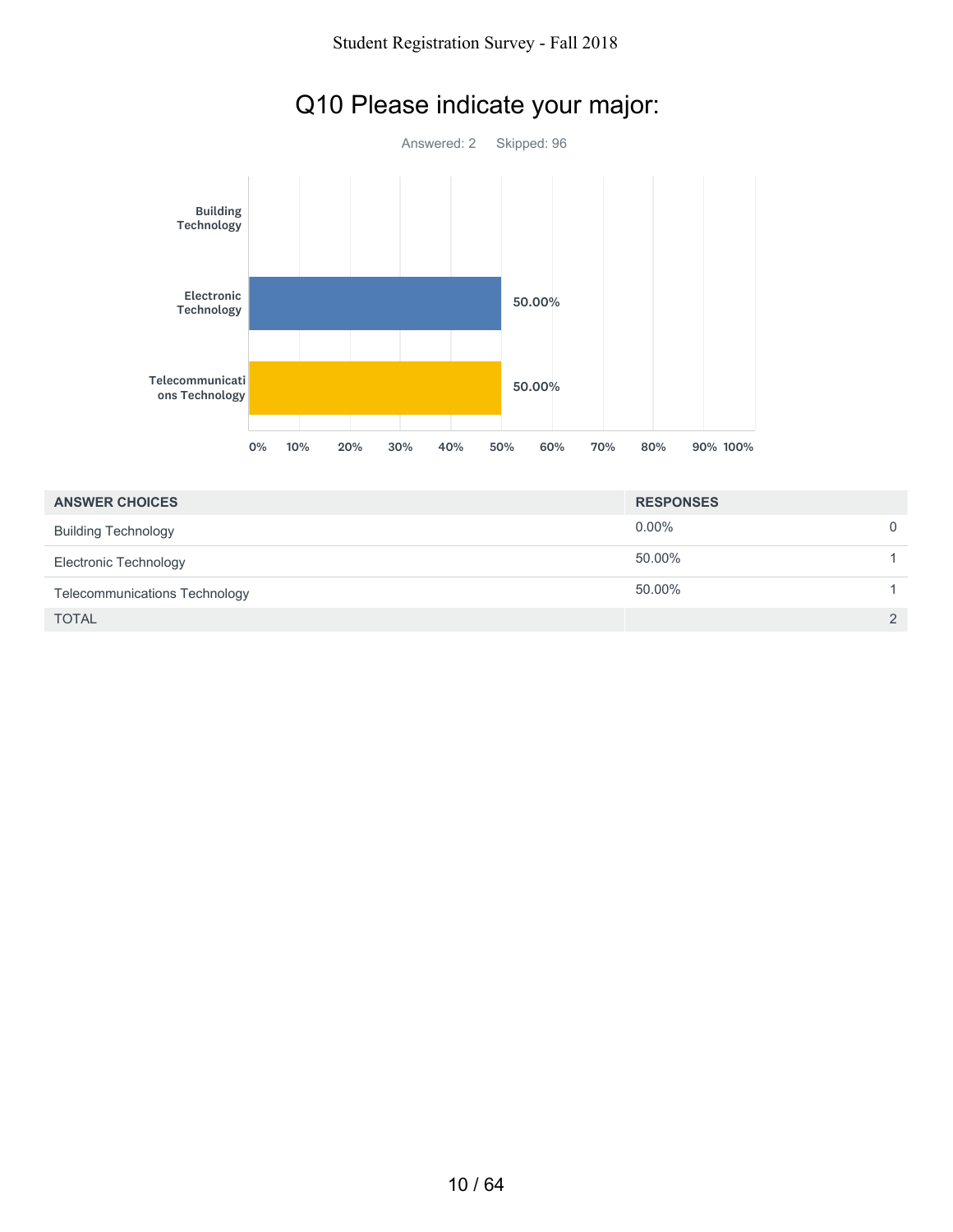# Q10 Please indicate your major:

Answered: 2 Skipped: 96

| ANSWER CHOICES | RESPONSES | |
|---|---|---|
| Building Technology | 0.00% | 0 |
| Electronic Technology | 50.00% | 1 |
| Telecommunications Technology | 50.00% | 1 |
| TOTAL | | 2 |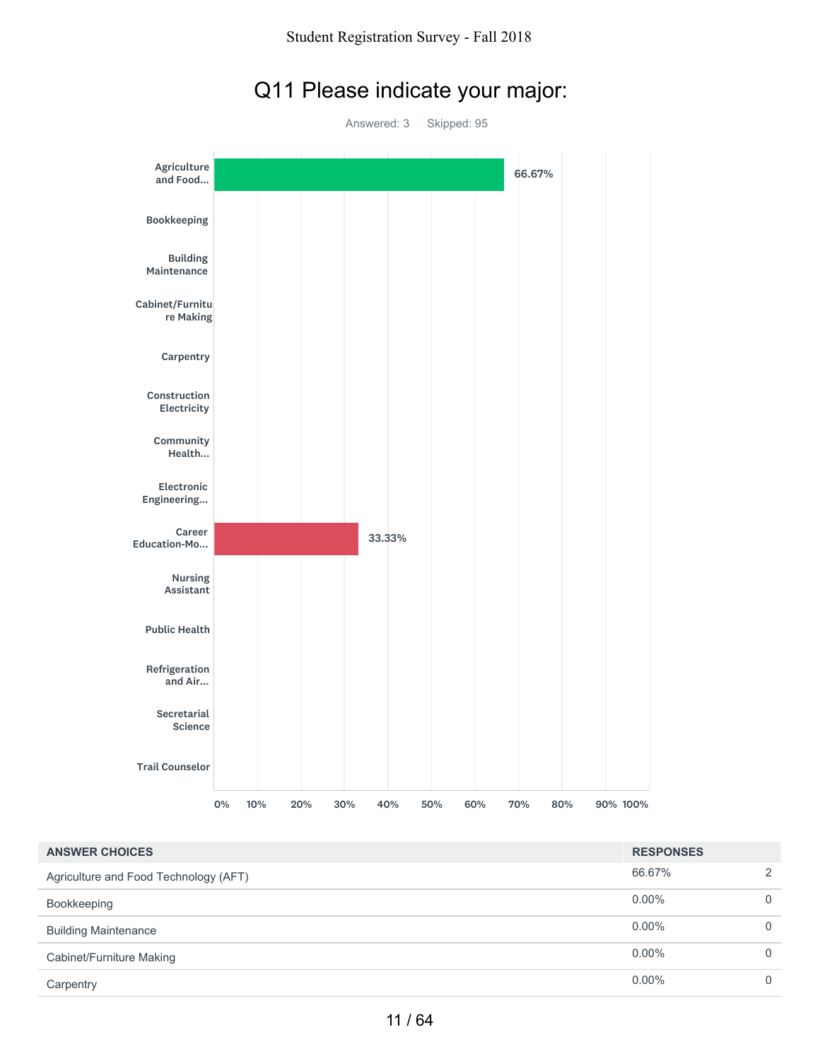# Q11 Please indicate your major:

Answered: 3    Skipped: 95

| Major | Percentage |
| --- | --- |
| Agriculture and Food... | 66.67% |
| Bookkeeping | |
| Building Maintenance | |
| Cabinet/Furniture Making | |
| Carpentry | |
| Construction Electricity | |
| Community Health... | |
| Electronic Engineering... | |
| Career Education-Mo... | 33.33% |
| Nursing Assistant | |
| Public Health | |
| Refrigeration and Air... | |
| Secretarial Science | |
| Trail Counselor | |

| ANSWER CHOICES | RESPONSES | |
| --- | --- | --- |
| Agriculture and Food Technology (AFT) | 66.67% | 2 |
| Bookkeeping | 0.00% | 0 |
| Building Maintenance | 0.00% | 0 |
| Cabinet/Furniture Making | 0.00% | 0 |
| Carpentry | 0.00% | 0 |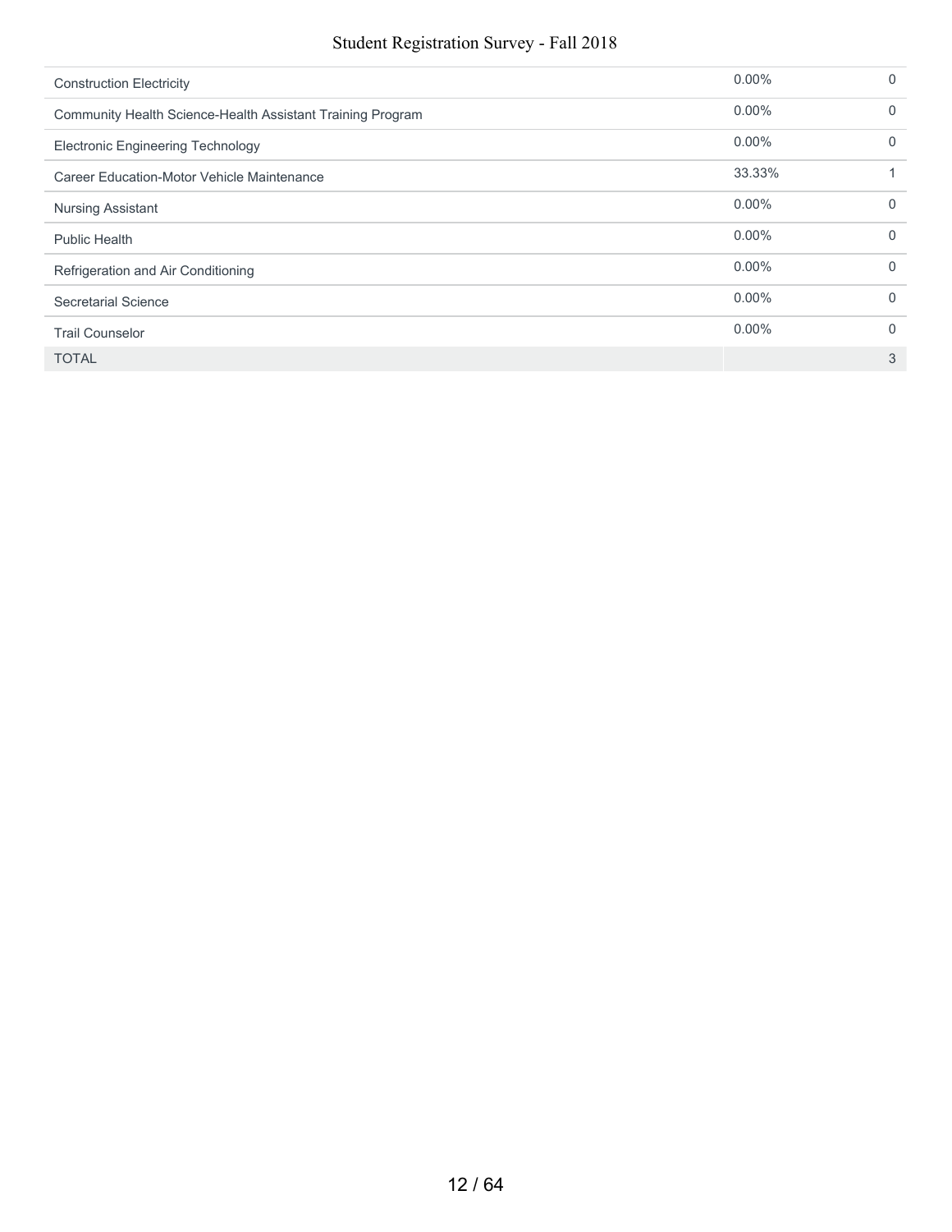| | | |
|---|---|---|
| Construction Electricity | 0.00% | 0 |
| Community Health Science-Health Assistant Training Program | 0.00% | 0 |
| Electronic Engineering Technology | 0.00% | 0 |
| Career Education-Motor Vehicle Maintenance | 33.33% | 1 |
| Nursing Assistant | 0.00% | 0 |
| Public Health | 0.00% | 0 |
| Refrigeration and Air Conditioning | 0.00% | 0 |
| Secretarial Science | 0.00% | 0 |
| Trail Counselor | 0.00% | 0 |
| TOTAL | | 3 |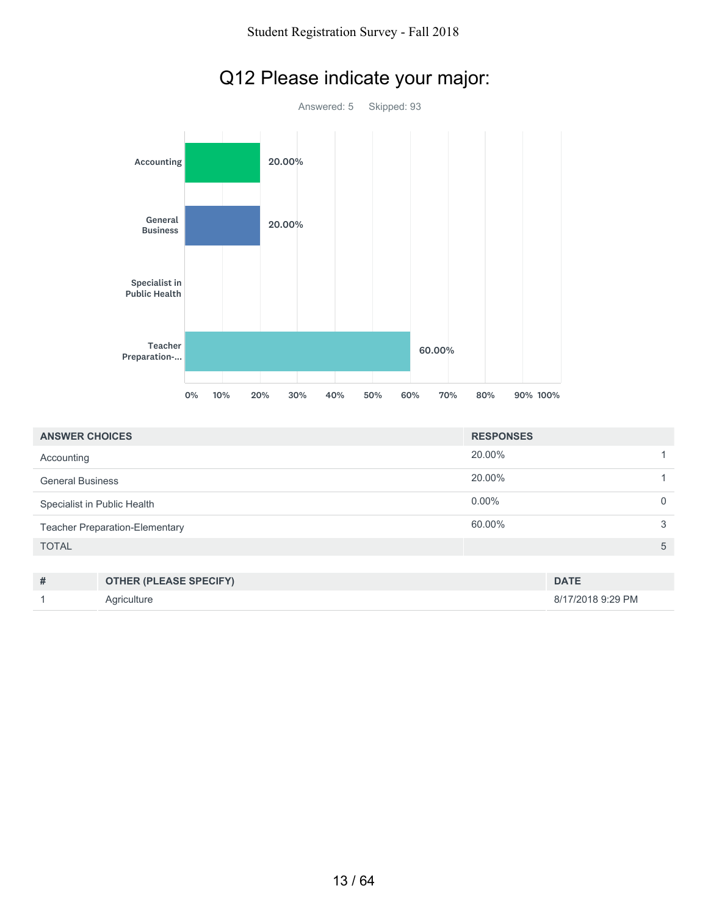# Q12 Please indicate your major:

Answered: 5 Skipped: 93

| ANSWER CHOICES | RESPONSES | |
|---|---|---|
| Accounting | 20.00% | 1 |
| General Business | 20.00% | 1 |
| Specialist in Public Health | 0.00% | 0 |
| Teacher Preparation-Elementary | 60.00% | 3 |
| TOTAL | | 5 |

| # | OTHER (PLEASE SPECIFY) | DATE |
|---|---|---|
| 1 | Agriculture | 8/17/2018 9:29 PM |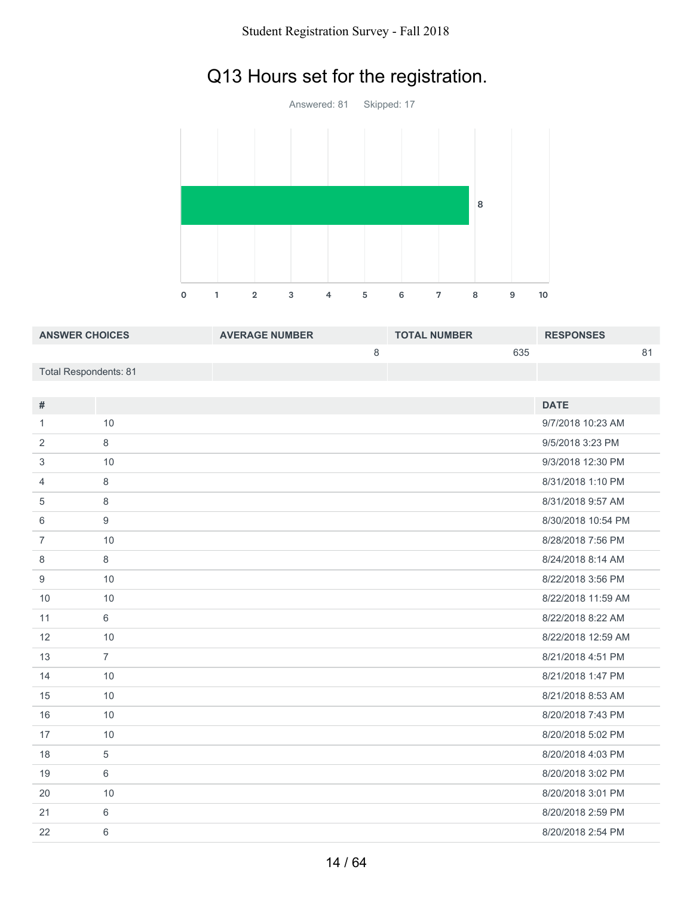# Q13 Hours set for the registration.

Answered: 81    Skipped: 17

| ANSWER CHOICES | AVERAGE NUMBER | TOTAL NUMBER | RESPONSES |
|---|---|---|---|
| | 8 | 635 | 81 |
| Total Respondents: 81 | | | |

| # | | DATE |
|---|---|---|
| 1 | 10 | 9/7/2018 10:23 AM |
| 2 | 8 | 9/5/2018 3:23 PM |
| 3 | 10 | 9/3/2018 12:30 PM |
| 4 | 8 | 8/31/2018 1:10 PM |
| 5 | 8 | 8/31/2018 9:57 AM |
| 6 | 9 | 8/30/2018 10:54 PM |
| 7 | 10 | 8/28/2018 7:56 PM |
| 8 | 8 | 8/24/2018 8:14 AM |
| 9 | 10 | 8/22/2018 3:56 PM |
| 10 | 10 | 8/22/2018 11:59 AM |
| 11 | 6 | 8/22/2018 8:22 AM |
| 12 | 10 | 8/22/2018 12:59 AM |
| 13 | 7 | 8/21/2018 4:51 PM |
| 14 | 10 | 8/21/2018 1:47 PM |
| 15 | 10 | 8/21/2018 8:53 AM |
| 16 | 10 | 8/20/2018 7:43 PM |
| 17 | 10 | 8/20/2018 5:02 PM |
| 18 | 5 | 8/20/2018 4:03 PM |
| 19 | 6 | 8/20/2018 3:02 PM |
| 20 | 10 | 8/20/2018 3:01 PM |
| 21 | 6 | 8/20/2018 2:59 PM |
| 22 | 6 | 8/20/2018 2:54 PM |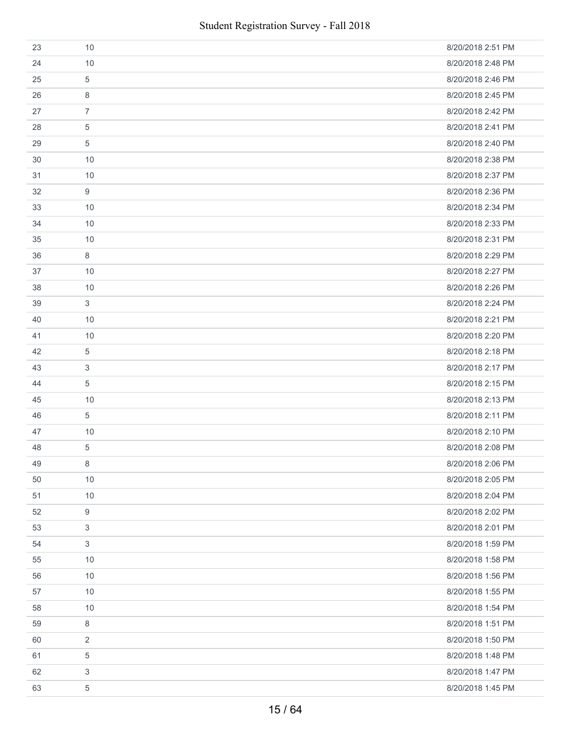| | | |
|---|---|---|
| 23 | 10 | 8/20/2018 2:51 PM |
| 24 | 10 | 8/20/2018 2:48 PM |
| 25 | 5 | 8/20/2018 2:46 PM |
| 26 | 8 | 8/20/2018 2:45 PM |
| 27 | 7 | 8/20/2018 2:42 PM |
| 28 | 5 | 8/20/2018 2:41 PM |
| 29 | 5 | 8/20/2018 2:40 PM |
| 30 | 10 | 8/20/2018 2:38 PM |
| 31 | 10 | 8/20/2018 2:37 PM |
| 32 | 9 | 8/20/2018 2:36 PM |
| 33 | 10 | 8/20/2018 2:34 PM |
| 34 | 10 | 8/20/2018 2:33 PM |
| 35 | 10 | 8/20/2018 2:31 PM |
| 36 | 8 | 8/20/2018 2:29 PM |
| 37 | 10 | 8/20/2018 2:27 PM |
| 38 | 10 | 8/20/2018 2:26 PM |
| 39 | 3 | 8/20/2018 2:24 PM |
| 40 | 10 | 8/20/2018 2:21 PM |
| 41 | 10 | 8/20/2018 2:20 PM |
| 42 | 5 | 8/20/2018 2:18 PM |
| 43 | 3 | 8/20/2018 2:17 PM |
| 44 | 5 | 8/20/2018 2:15 PM |
| 45 | 10 | 8/20/2018 2:13 PM |
| 46 | 5 | 8/20/2018 2:11 PM |
| 47 | 10 | 8/20/2018 2:10 PM |
| 48 | 5 | 8/20/2018 2:08 PM |
| 49 | 8 | 8/20/2018 2:06 PM |
| 50 | 10 | 8/20/2018 2:05 PM |
| 51 | 10 | 8/20/2018 2:04 PM |
| 52 | 9 | 8/20/2018 2:02 PM |
| 53 | 3 | 8/20/2018 2:01 PM |
| 54 | 3 | 8/20/2018 1:59 PM |
| 55 | 10 | 8/20/2018 1:58 PM |
| 56 | 10 | 8/20/2018 1:56 PM |
| 57 | 10 | 8/20/2018 1:55 PM |
| 58 | 10 | 8/20/2018 1:54 PM |
| 59 | 8 | 8/20/2018 1:51 PM |
| 60 | 2 | 8/20/2018 1:50 PM |
| 61 | 5 | 8/20/2018 1:48 PM |
| 62 | 3 | 8/20/2018 1:47 PM |
| 63 | 5 | 8/20/2018 1:45 PM |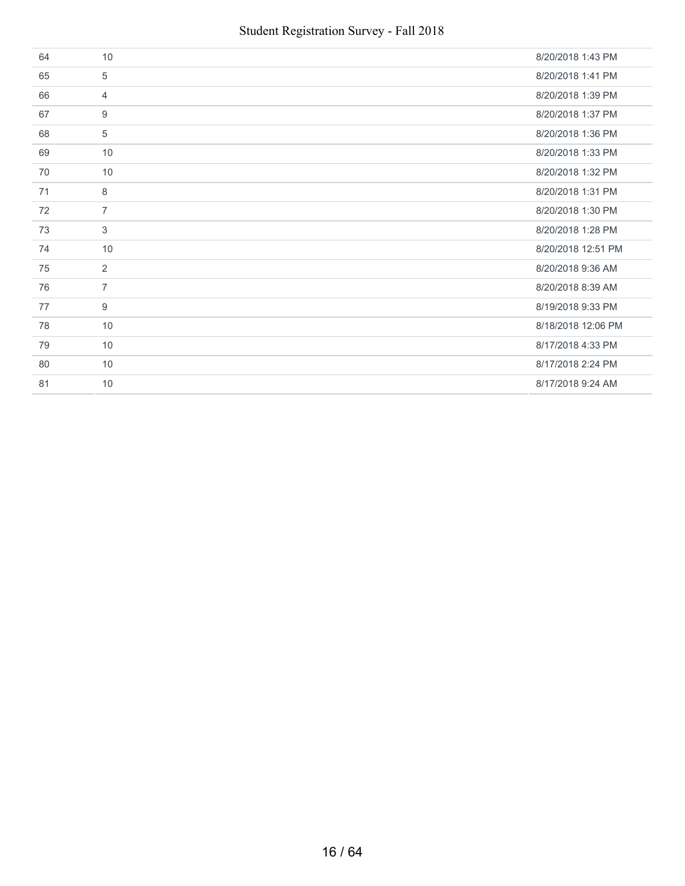| | | |
|---|---|---|
| 64 | 10 | 8/20/2018 1:43 PM |
| 65 | 5 | 8/20/2018 1:41 PM |
| 66 | 4 | 8/20/2018 1:39 PM |
| 67 | 9 | 8/20/2018 1:37 PM |
| 68 | 5 | 8/20/2018 1:36 PM |
| 69 | 10 | 8/20/2018 1:33 PM |
| 70 | 10 | 8/20/2018 1:32 PM |
| 71 | 8 | 8/20/2018 1:31 PM |
| 72 | 7 | 8/20/2018 1:30 PM |
| 73 | 3 | 8/20/2018 1:28 PM |
| 74 | 10 | 8/20/2018 12:51 PM |
| 75 | 2 | 8/20/2018 9:36 AM |
| 76 | 7 | 8/20/2018 8:39 AM |
| 77 | 9 | 8/19/2018 9:33 PM |
| 78 | 10 | 8/18/2018 12:06 PM |
| 79 | 10 | 8/17/2018 4:33 PM |
| 80 | 10 | 8/17/2018 2:24 PM |
| 81 | 10 | 8/17/2018 9:24 AM |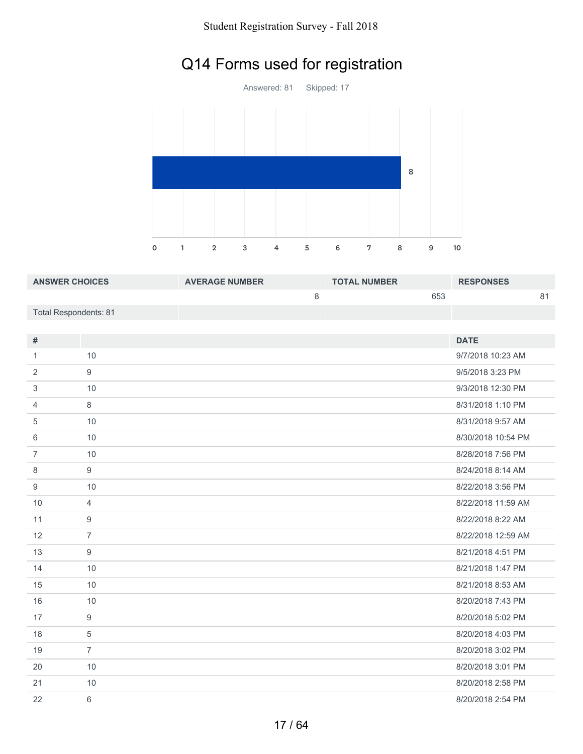# Q14 Forms used for registration

Answered: 81    Skipped: 17

| ANSWER CHOICES | AVERAGE NUMBER | TOTAL NUMBER | RESPONSES |
|---|---|---|---|
| | 8 | 653 | 81 |
| Total Respondents: 81 | | | |

| # | | DATE |
|---|---|---|
| 1 | 10 | 9/7/2018 10:23 AM |
| 2 | 9 | 9/5/2018 3:23 PM |
| 3 | 10 | 9/3/2018 12:30 PM |
| 4 | 8 | 8/31/2018 1:10 PM |
| 5 | 10 | 8/31/2018 9:57 AM |
| 6 | 10 | 8/30/2018 10:54 PM |
| 7 | 10 | 8/28/2018 7:56 PM |
| 8 | 9 | 8/24/2018 8:14 AM |
| 9 | 10 | 8/22/2018 3:56 PM |
| 10 | 4 | 8/22/2018 11:59 AM |
| 11 | 9 | 8/22/2018 8:22 AM |
| 12 | 7 | 8/22/2018 12:59 AM |
| 13 | 9 | 8/21/2018 4:51 PM |
| 14 | 10 | 8/21/2018 1:47 PM |
| 15 | 10 | 8/21/2018 8:53 AM |
| 16 | 10 | 8/20/2018 7:43 PM |
| 17 | 9 | 8/20/2018 5:02 PM |
| 18 | 5 | 8/20/2018 4:03 PM |
| 19 | 7 | 8/20/2018 3:02 PM |
| 20 | 10 | 8/20/2018 3:01 PM |
| 21 | 10 | 8/20/2018 2:58 PM |
| 22 | 6 | 8/20/2018 2:54 PM |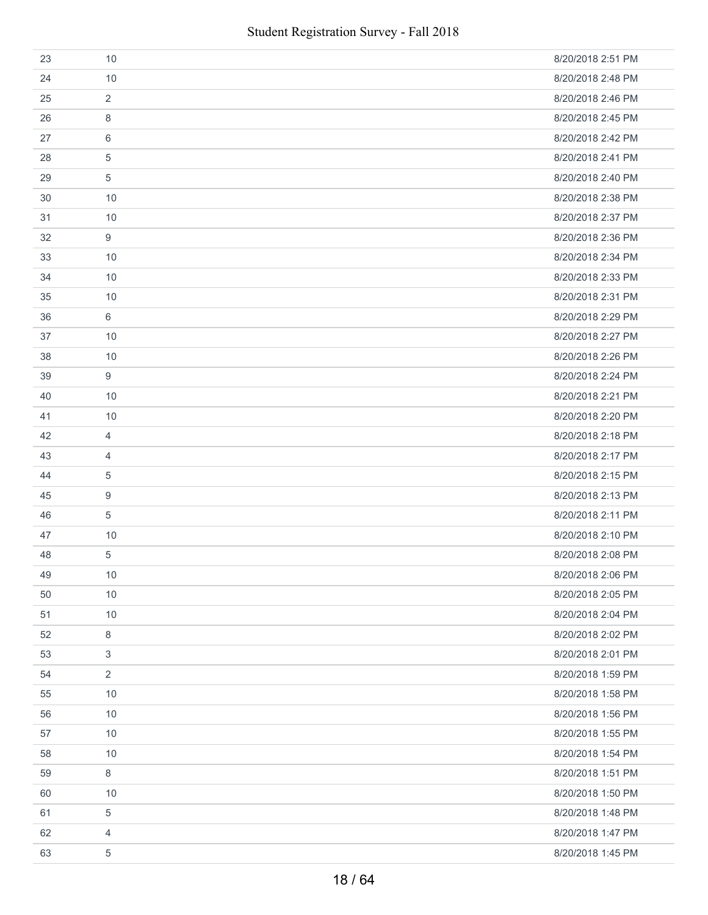| | | |
|---|---|---|
| 23 | 10 | 8/20/2018 2:51 PM |
| 24 | 10 | 8/20/2018 2:48 PM |
| 25 | 2 | 8/20/2018 2:46 PM |
| 26 | 8 | 8/20/2018 2:45 PM |
| 27 | 6 | 8/20/2018 2:42 PM |
| 28 | 5 | 8/20/2018 2:41 PM |
| 29 | 5 | 8/20/2018 2:40 PM |
| 30 | 10 | 8/20/2018 2:38 PM |
| 31 | 10 | 8/20/2018 2:37 PM |
| 32 | 9 | 8/20/2018 2:36 PM |
| 33 | 10 | 8/20/2018 2:34 PM |
| 34 | 10 | 8/20/2018 2:33 PM |
| 35 | 10 | 8/20/2018 2:31 PM |
| 36 | 6 | 8/20/2018 2:29 PM |
| 37 | 10 | 8/20/2018 2:27 PM |
| 38 | 10 | 8/20/2018 2:26 PM |
| 39 | 9 | 8/20/2018 2:24 PM |
| 40 | 10 | 8/20/2018 2:21 PM |
| 41 | 10 | 8/20/2018 2:20 PM |
| 42 | 4 | 8/20/2018 2:18 PM |
| 43 | 4 | 8/20/2018 2:17 PM |
| 44 | 5 | 8/20/2018 2:15 PM |
| 45 | 9 | 8/20/2018 2:13 PM |
| 46 | 5 | 8/20/2018 2:11 PM |
| 47 | 10 | 8/20/2018 2:10 PM |
| 48 | 5 | 8/20/2018 2:08 PM |
| 49 | 10 | 8/20/2018 2:06 PM |
| 50 | 10 | 8/20/2018 2:05 PM |
| 51 | 10 | 8/20/2018 2:04 PM |
| 52 | 8 | 8/20/2018 2:02 PM |
| 53 | 3 | 8/20/2018 2:01 PM |
| 54 | 2 | 8/20/2018 1:59 PM |
| 55 | 10 | 8/20/2018 1:58 PM |
| 56 | 10 | 8/20/2018 1:56 PM |
| 57 | 10 | 8/20/2018 1:55 PM |
| 58 | 10 | 8/20/2018 1:54 PM |
| 59 | 8 | 8/20/2018 1:51 PM |
| 60 | 10 | 8/20/2018 1:50 PM |
| 61 | 5 | 8/20/2018 1:48 PM |
| 62 | 4 | 8/20/2018 1:47 PM |
| 63 | 5 | 8/20/2018 1:45 PM |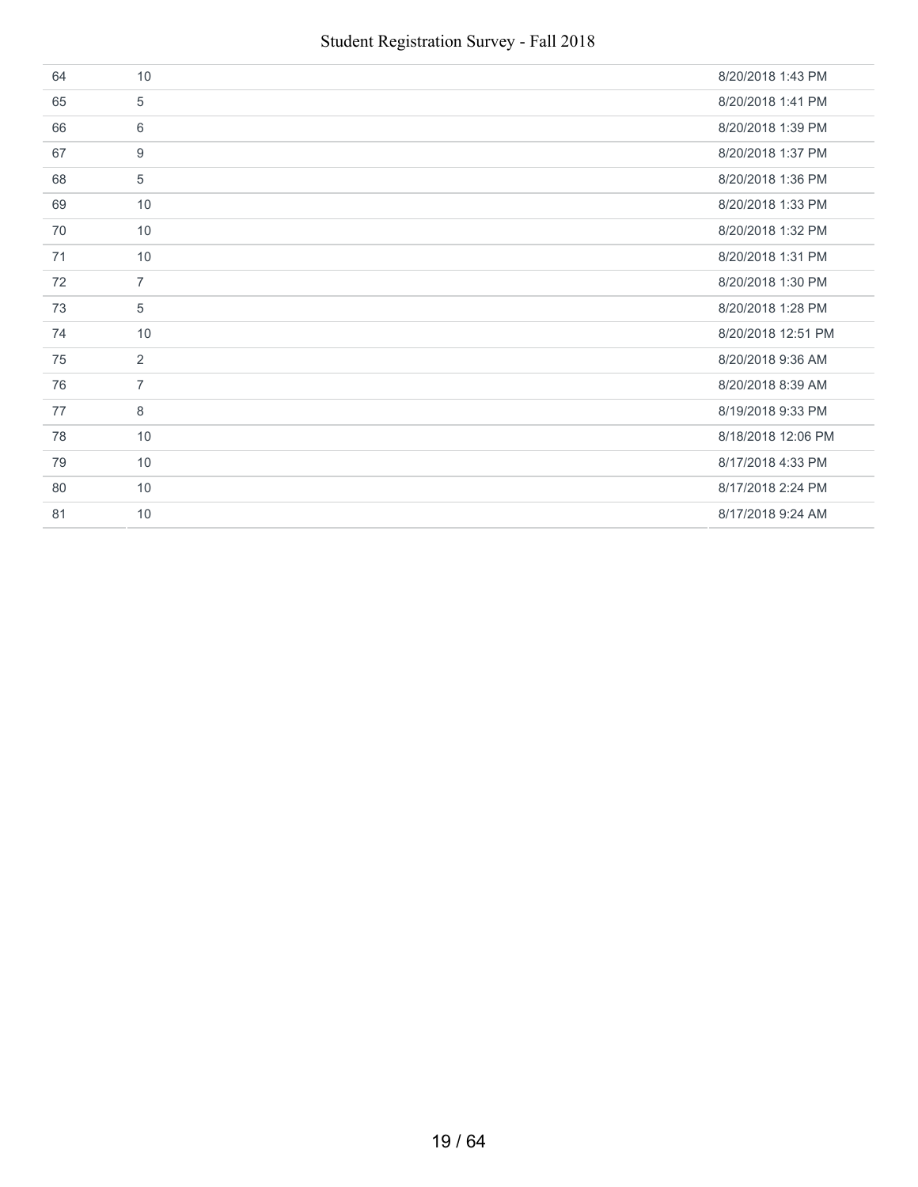| | | |
|---|---|---|
| 64 | 10 | 8/20/2018 1:43 PM |
| 65 | 5 | 8/20/2018 1:41 PM |
| 66 | 6 | 8/20/2018 1:39 PM |
| 67 | 9 | 8/20/2018 1:37 PM |
| 68 | 5 | 8/20/2018 1:36 PM |
| 69 | 10 | 8/20/2018 1:33 PM |
| 70 | 10 | 8/20/2018 1:32 PM |
| 71 | 10 | 8/20/2018 1:31 PM |
| 72 | 7 | 8/20/2018 1:30 PM |
| 73 | 5 | 8/20/2018 1:28 PM |
| 74 | 10 | 8/20/2018 12:51 PM |
| 75 | 2 | 8/20/2018 9:36 AM |
| 76 | 7 | 8/20/2018 8:39 AM |
| 77 | 8 | 8/19/2018 9:33 PM |
| 78 | 10 | 8/18/2018 12:06 PM |
| 79 | 10 | 8/17/2018 4:33 PM |
| 80 | 10 | 8/17/2018 2:24 PM |
| 81 | 10 | 8/17/2018 9:24 AM |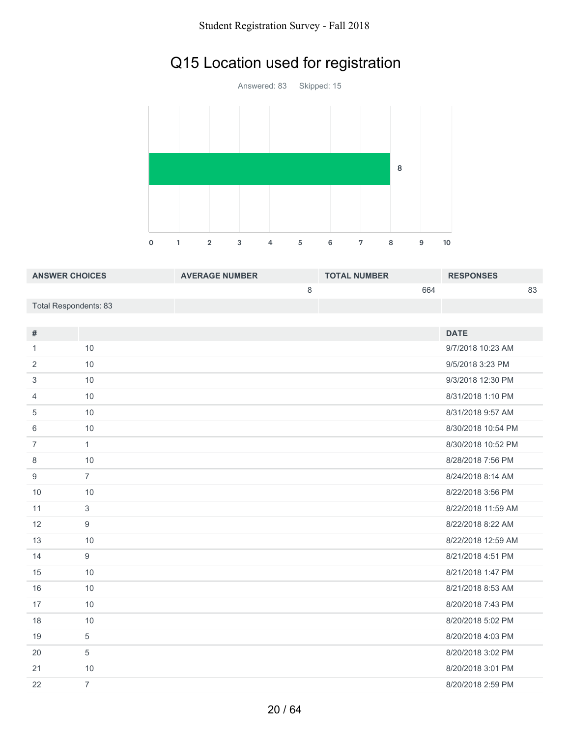# Q15 Location used for registration

Answered: 83 Skipped: 15

| ANSWER CHOICES | AVERAGE NUMBER | TOTAL NUMBER | RESPONSES |
|---|---|---|---|
| | 8 | 664 | 83 |
| Total Respondents: 83 | | | |

| # | | DATE |
|---|---|---|
| 1 | 10 | 9/7/2018 10:23 AM |
| 2 | 10 | 9/5/2018 3:23 PM |
| 3 | 10 | 9/3/2018 12:30 PM |
| 4 | 10 | 8/31/2018 1:10 PM |
| 5 | 10 | 8/31/2018 9:57 AM |
| 6 | 10 | 8/30/2018 10:54 PM |
| 7 | 1 | 8/30/2018 10:52 PM |
| 8 | 10 | 8/28/2018 7:56 PM |
| 9 | 7 | 8/24/2018 8:14 AM |
| 10 | 10 | 8/22/2018 3:56 PM |
| 11 | 3 | 8/22/2018 11:59 AM |
| 12 | 9 | 8/22/2018 8:22 AM |
| 13 | 10 | 8/22/2018 12:59 AM |
| 14 | 9 | 8/21/2018 4:51 PM |
| 15 | 10 | 8/21/2018 1:47 PM |
| 16 | 10 | 8/21/2018 8:53 AM |
| 17 | 10 | 8/20/2018 7:43 PM |
| 18 | 10 | 8/20/2018 5:02 PM |
| 19 | 5 | 8/20/2018 4:03 PM |
| 20 | 5 | 8/20/2018 3:02 PM |
| 21 | 10 | 8/20/2018 3:01 PM |
| 22 | 7 | 8/20/2018 2:59 PM |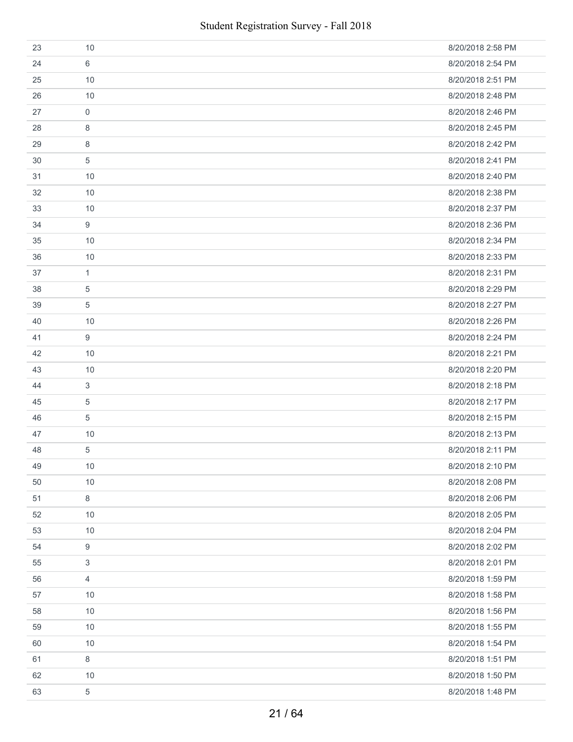| | | |
|---|---|---|
| 23 | 10 | 8/20/2018 2:58 PM |
| 24 | 6 | 8/20/2018 2:54 PM |
| 25 | 10 | 8/20/2018 2:51 PM |
| 26 | 10 | 8/20/2018 2:48 PM |
| 27 | 0 | 8/20/2018 2:46 PM |
| 28 | 8 | 8/20/2018 2:45 PM |
| 29 | 8 | 8/20/2018 2:42 PM |
| 30 | 5 | 8/20/2018 2:41 PM |
| 31 | 10 | 8/20/2018 2:40 PM |
| 32 | 10 | 8/20/2018 2:38 PM |
| 33 | 10 | 8/20/2018 2:37 PM |
| 34 | 9 | 8/20/2018 2:36 PM |
| 35 | 10 | 8/20/2018 2:34 PM |
| 36 | 10 | 8/20/2018 2:33 PM |
| 37 | 1 | 8/20/2018 2:31 PM |
| 38 | 5 | 8/20/2018 2:29 PM |
| 39 | 5 | 8/20/2018 2:27 PM |
| 40 | 10 | 8/20/2018 2:26 PM |
| 41 | 9 | 8/20/2018 2:24 PM |
| 42 | 10 | 8/20/2018 2:21 PM |
| 43 | 10 | 8/20/2018 2:20 PM |
| 44 | 3 | 8/20/2018 2:18 PM |
| 45 | 5 | 8/20/2018 2:17 PM |
| 46 | 5 | 8/20/2018 2:15 PM |
| 47 | 10 | 8/20/2018 2:13 PM |
| 48 | 5 | 8/20/2018 2:11 PM |
| 49 | 10 | 8/20/2018 2:10 PM |
| 50 | 10 | 8/20/2018 2:08 PM |
| 51 | 8 | 8/20/2018 2:06 PM |
| 52 | 10 | 8/20/2018 2:05 PM |
| 53 | 10 | 8/20/2018 2:04 PM |
| 54 | 9 | 8/20/2018 2:02 PM |
| 55 | 3 | 8/20/2018 2:01 PM |
| 56 | 4 | 8/20/2018 1:59 PM |
| 57 | 10 | 8/20/2018 1:58 PM |
| 58 | 10 | 8/20/2018 1:56 PM |
| 59 | 10 | 8/20/2018 1:55 PM |
| 60 | 10 | 8/20/2018 1:54 PM |
| 61 | 8 | 8/20/2018 1:51 PM |
| 62 | 10 | 8/20/2018 1:50 PM |
| 63 | 5 | 8/20/2018 1:48 PM |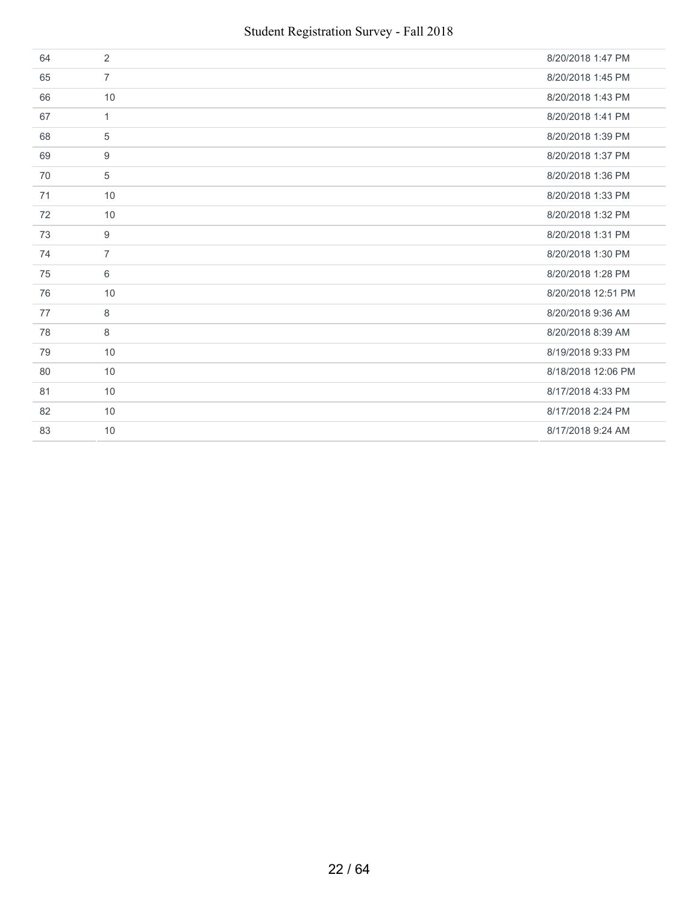| | | |
|---|---|---|
| 64 | 2 | 8/20/2018 1:47 PM |
| 65 | 7 | 8/20/2018 1:45 PM |
| 66 | 10 | 8/20/2018 1:43 PM |
| 67 | 1 | 8/20/2018 1:41 PM |
| 68 | 5 | 8/20/2018 1:39 PM |
| 69 | 9 | 8/20/2018 1:37 PM |
| 70 | 5 | 8/20/2018 1:36 PM |
| 71 | 10 | 8/20/2018 1:33 PM |
| 72 | 10 | 8/20/2018 1:32 PM |
| 73 | 9 | 8/20/2018 1:31 PM |
| 74 | 7 | 8/20/2018 1:30 PM |
| 75 | 6 | 8/20/2018 1:28 PM |
| 76 | 10 | 8/20/2018 12:51 PM |
| 77 | 8 | 8/20/2018 9:36 AM |
| 78 | 8 | 8/20/2018 8:39 AM |
| 79 | 10 | 8/19/2018 9:33 PM |
| 80 | 10 | 8/18/2018 12:06 PM |
| 81 | 10 | 8/17/2018 4:33 PM |
| 82 | 10 | 8/17/2018 2:24 PM |
| 83 | 10 | 8/17/2018 9:24 AM |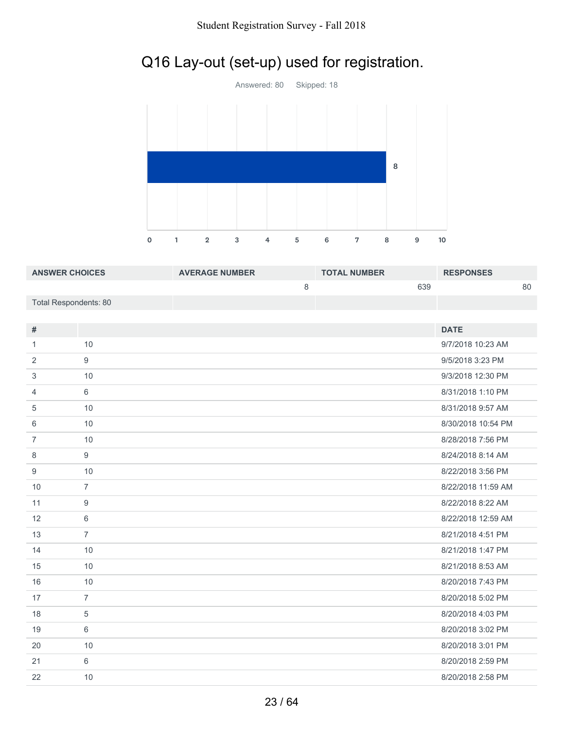# Q16 Lay-out (set-up) used for registration.

Answered: 80 Skipped: 18

| ANSWER CHOICES | AVERAGE NUMBER | TOTAL NUMBER | RESPONSES |
|---|---|---|---|
| | 8 | 639 | 80 |
| Total Respondents: 80 | | | |

| # | | DATE |
|---|---|---|
| 1 | 10 | 9/7/2018 10:23 AM |
| 2 | 9 | 9/5/2018 3:23 PM |
| 3 | 10 | 9/3/2018 12:30 PM |
| 4 | 6 | 8/31/2018 1:10 PM |
| 5 | 10 | 8/31/2018 9:57 AM |
| 6 | 10 | 8/30/2018 10:54 PM |
| 7 | 10 | 8/28/2018 7:56 PM |
| 8 | 9 | 8/24/2018 8:14 AM |
| 9 | 10 | 8/22/2018 3:56 PM |
| 10 | 7 | 8/22/2018 11:59 AM |
| 11 | 9 | 8/22/2018 8:22 AM |
| 12 | 6 | 8/22/2018 12:59 AM |
| 13 | 7 | 8/21/2018 4:51 PM |
| 14 | 10 | 8/21/2018 1:47 PM |
| 15 | 10 | 8/21/2018 8:53 AM |
| 16 | 10 | 8/20/2018 7:43 PM |
| 17 | 7 | 8/20/2018 5:02 PM |
| 18 | 5 | 8/20/2018 4:03 PM |
| 19 | 6 | 8/20/2018 3:02 PM |
| 20 | 10 | 8/20/2018 3:01 PM |
| 21 | 6 | 8/20/2018 2:59 PM |
| 22 | 10 | 8/20/2018 2:58 PM |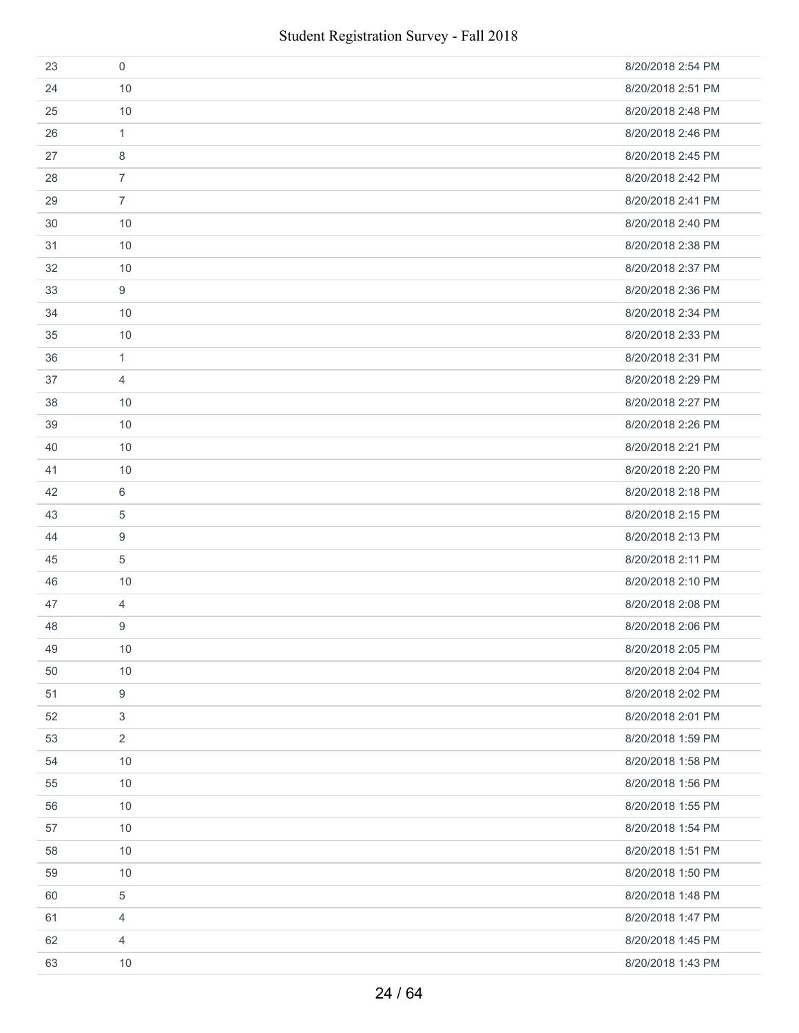| | | |
|---|---|---|
| 23 | 0 | 8/20/2018 2:54 PM |
| 24 | 10 | 8/20/2018 2:51 PM |
| 25 | 10 | 8/20/2018 2:48 PM |
| 26 | 1 | 8/20/2018 2:46 PM |
| 27 | 8 | 8/20/2018 2:45 PM |
| 28 | 7 | 8/20/2018 2:42 PM |
| 29 | 7 | 8/20/2018 2:41 PM |
| 30 | 10 | 8/20/2018 2:40 PM |
| 31 | 10 | 8/20/2018 2:38 PM |
| 32 | 10 | 8/20/2018 2:37 PM |
| 33 | 9 | 8/20/2018 2:36 PM |
| 34 | 10 | 8/20/2018 2:34 PM |
| 35 | 10 | 8/20/2018 2:33 PM |
| 36 | 1 | 8/20/2018 2:31 PM |
| 37 | 4 | 8/20/2018 2:29 PM |
| 38 | 10 | 8/20/2018 2:27 PM |
| 39 | 10 | 8/20/2018 2:26 PM |
| 40 | 10 | 8/20/2018 2:21 PM |
| 41 | 10 | 8/20/2018 2:20 PM |
| 42 | 6 | 8/20/2018 2:18 PM |
| 43 | 5 | 8/20/2018 2:15 PM |
| 44 | 9 | 8/20/2018 2:13 PM |
| 45 | 5 | 8/20/2018 2:11 PM |
| 46 | 10 | 8/20/2018 2:10 PM |
| 47 | 4 | 8/20/2018 2:08 PM |
| 48 | 9 | 8/20/2018 2:06 PM |
| 49 | 10 | 8/20/2018 2:05 PM |
| 50 | 10 | 8/20/2018 2:04 PM |
| 51 | 9 | 8/20/2018 2:02 PM |
| 52 | 3 | 8/20/2018 2:01 PM |
| 53 | 2 | 8/20/2018 1:59 PM |
| 54 | 10 | 8/20/2018 1:58 PM |
| 55 | 10 | 8/20/2018 1:56 PM |
| 56 | 10 | 8/20/2018 1:55 PM |
| 57 | 10 | 8/20/2018 1:54 PM |
| 58 | 10 | 8/20/2018 1:51 PM |
| 59 | 10 | 8/20/2018 1:50 PM |
| 60 | 5 | 8/20/2018 1:48 PM |
| 61 | 4 | 8/20/2018 1:47 PM |
| 62 | 4 | 8/20/2018 1:45 PM |
| 63 | 10 | 8/20/2018 1:43 PM |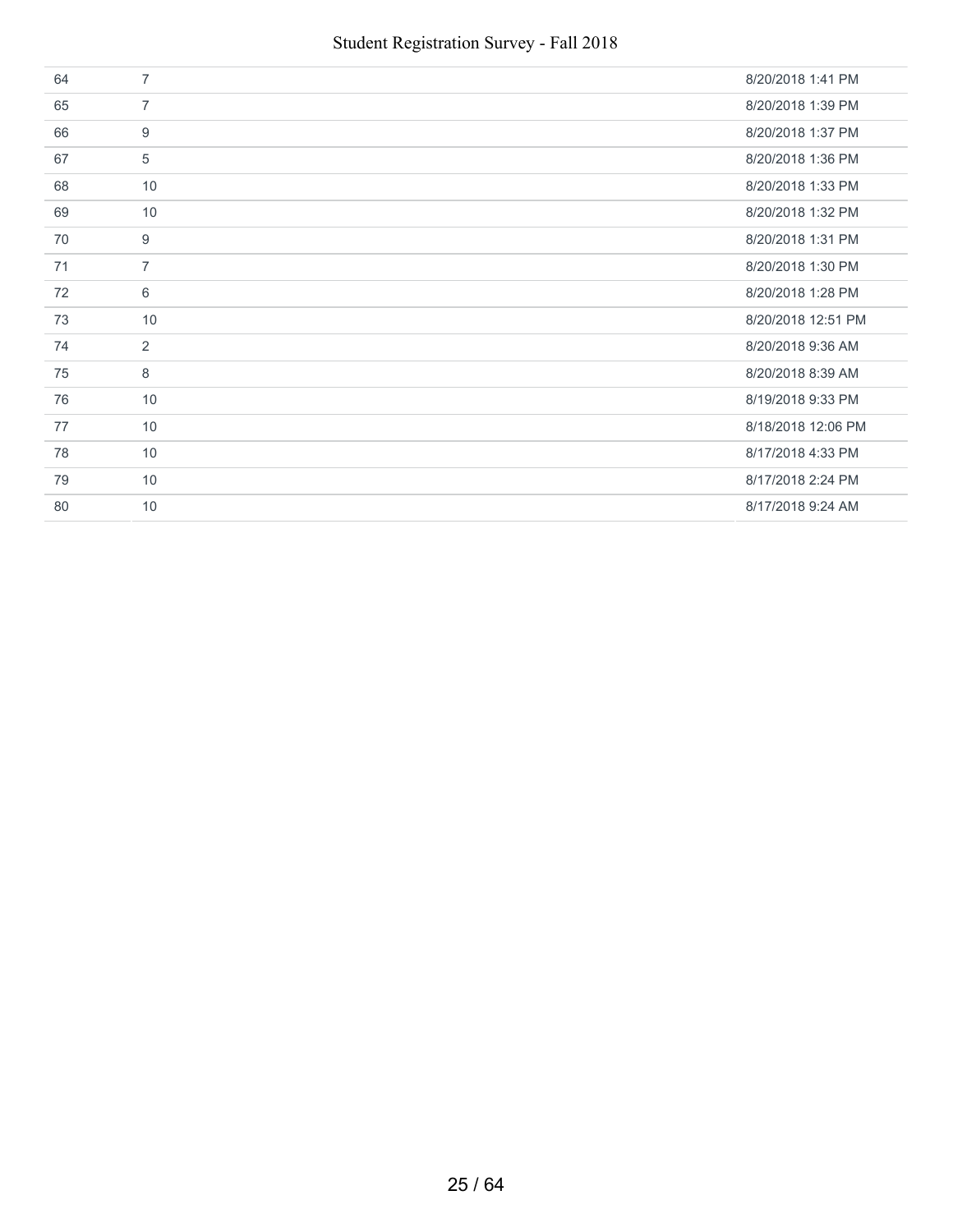| | | |
|---|---|---|
| 64 | 7 | 8/20/2018 1:41 PM |
| 65 | 7 | 8/20/2018 1:39 PM |
| 66 | 9 | 8/20/2018 1:37 PM |
| 67 | 5 | 8/20/2018 1:36 PM |
| 68 | 10 | 8/20/2018 1:33 PM |
| 69 | 10 | 8/20/2018 1:32 PM |
| 70 | 9 | 8/20/2018 1:31 PM |
| 71 | 7 | 8/20/2018 1:30 PM |
| 72 | 6 | 8/20/2018 1:28 PM |
| 73 | 10 | 8/20/2018 12:51 PM |
| 74 | 2 | 8/20/2018 9:36 AM |
| 75 | 8 | 8/20/2018 8:39 AM |
| 76 | 10 | 8/19/2018 9:33 PM |
| 77 | 10 | 8/18/2018 12:06 PM |
| 78 | 10 | 8/17/2018 4:33 PM |
| 79 | 10 | 8/17/2018 2:24 PM |
| 80 | 10 | 8/17/2018 9:24 AM |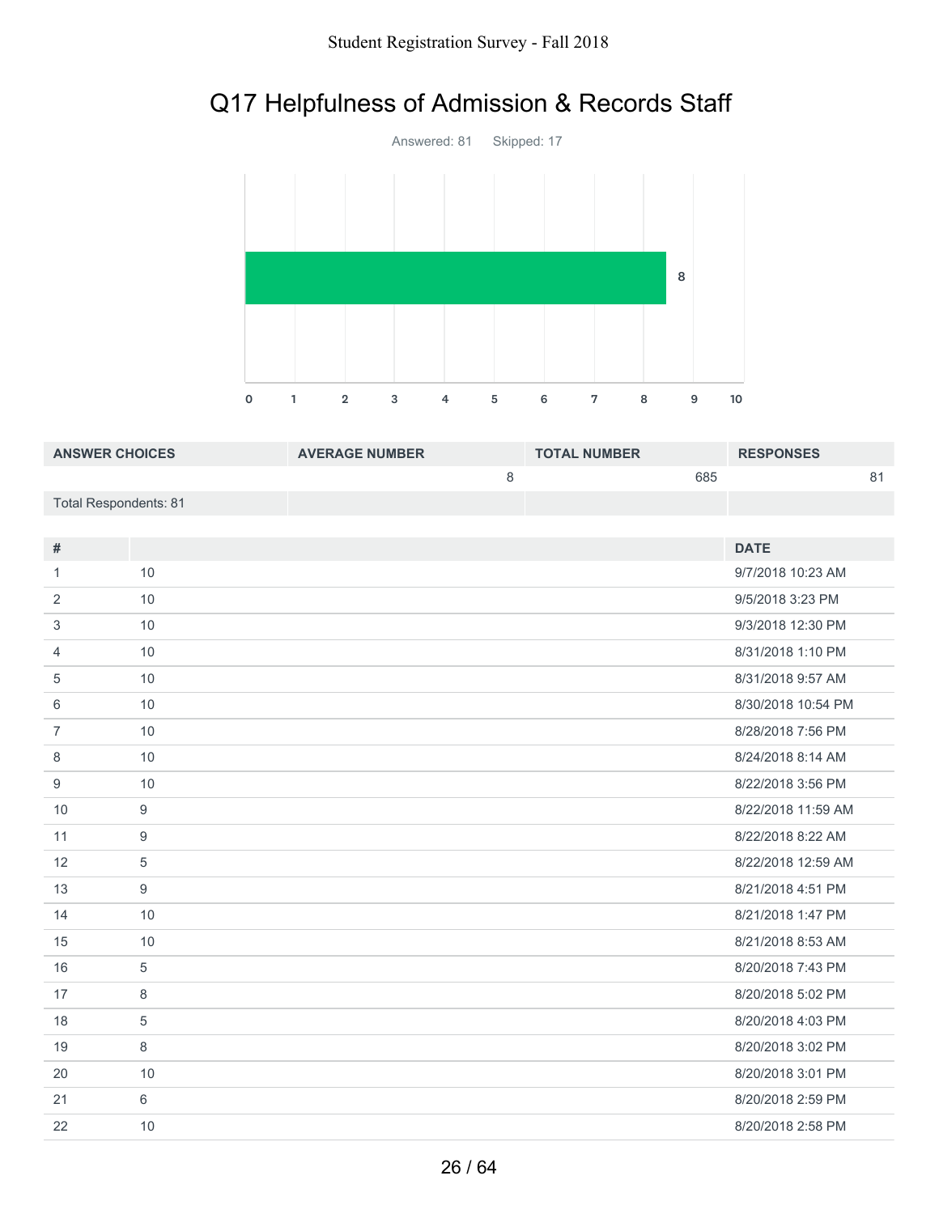# Q17 Helpfulness of Admission & Records Staff

Answered: 81 Skipped: 17

| ANSWER CHOICES | AVERAGE NUMBER | TOTAL NUMBER | RESPONSES |
|---|---|---|---|
| | 8 | 685 | 81 |
| Total Respondents: 81 | | | |

| # | | DATE |
|---|---|---|
| 1 | 10 | 9/7/2018 10:23 AM |
| 2 | 10 | 9/5/2018 3:23 PM |
| 3 | 10 | 9/3/2018 12:30 PM |
| 4 | 10 | 8/31/2018 1:10 PM |
| 5 | 10 | 8/31/2018 9:57 AM |
| 6 | 10 | 8/30/2018 10:54 PM |
| 7 | 10 | 8/28/2018 7:56 PM |
| 8 | 10 | 8/24/2018 8:14 AM |
| 9 | 10 | 8/22/2018 3:56 PM |
| 10 | 9 | 8/22/2018 11:59 AM |
| 11 | 9 | 8/22/2018 8:22 AM |
| 12 | 5 | 8/22/2018 12:59 AM |
| 13 | 9 | 8/21/2018 4:51 PM |
| 14 | 10 | 8/21/2018 1:47 PM |
| 15 | 10 | 8/21/2018 8:53 AM |
| 16 | 5 | 8/20/2018 7:43 PM |
| 17 | 8 | 8/20/2018 5:02 PM |
| 18 | 5 | 8/20/2018 4:03 PM |
| 19 | 8 | 8/20/2018 3:02 PM |
| 20 | 10 | 8/20/2018 3:01 PM |
| 21 | 6 | 8/20/2018 2:59 PM |
| 22 | 10 | 8/20/2018 2:58 PM |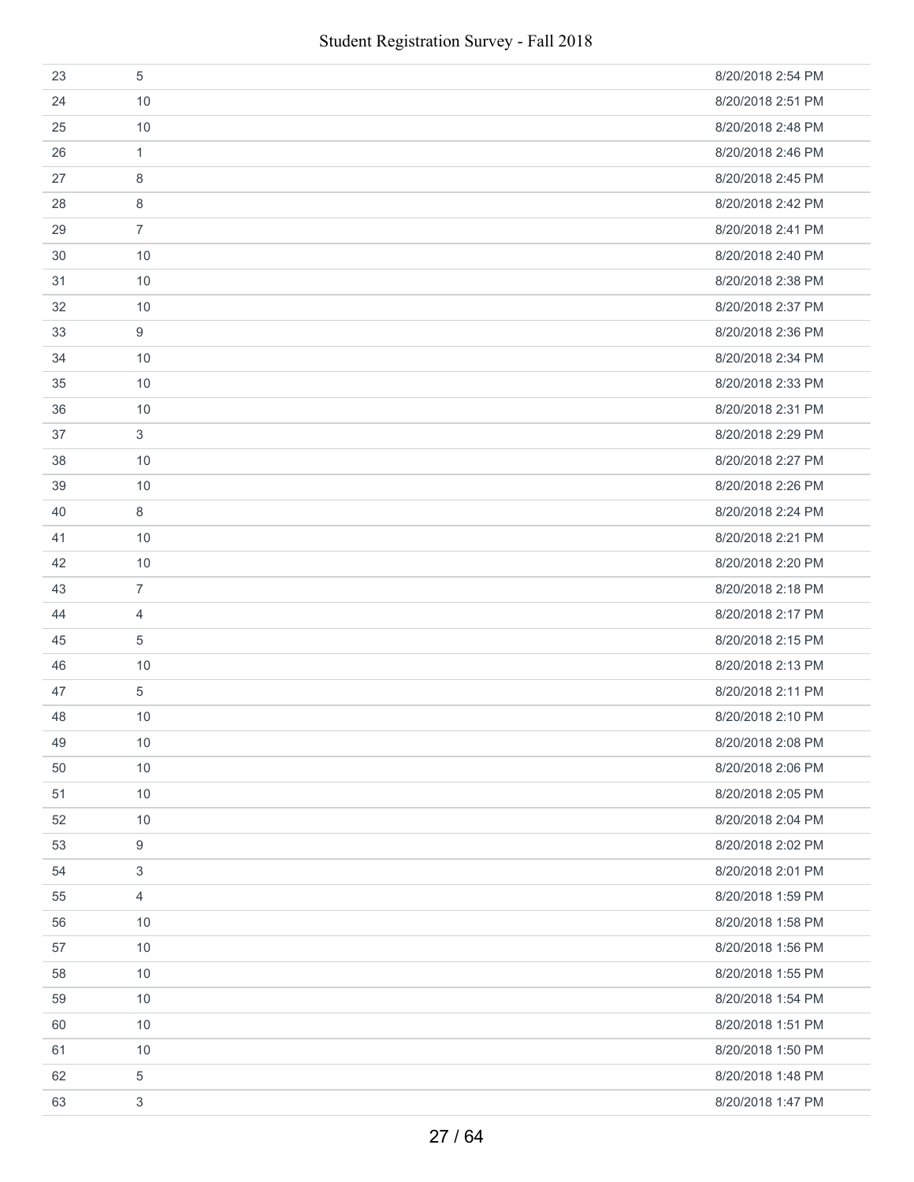| | | |
|---|---|---|
| 23 | 5 | 8/20/2018 2:54 PM |
| 24 | 10 | 8/20/2018 2:51 PM |
| 25 | 10 | 8/20/2018 2:48 PM |
| 26 | 1 | 8/20/2018 2:46 PM |
| 27 | 8 | 8/20/2018 2:45 PM |
| 28 | 8 | 8/20/2018 2:42 PM |
| 29 | 7 | 8/20/2018 2:41 PM |
| 30 | 10 | 8/20/2018 2:40 PM |
| 31 | 10 | 8/20/2018 2:38 PM |
| 32 | 10 | 8/20/2018 2:37 PM |
| 33 | 9 | 8/20/2018 2:36 PM |
| 34 | 10 | 8/20/2018 2:34 PM |
| 35 | 10 | 8/20/2018 2:33 PM |
| 36 | 10 | 8/20/2018 2:31 PM |
| 37 | 3 | 8/20/2018 2:29 PM |
| 38 | 10 | 8/20/2018 2:27 PM |
| 39 | 10 | 8/20/2018 2:26 PM |
| 40 | 8 | 8/20/2018 2:24 PM |
| 41 | 10 | 8/20/2018 2:21 PM |
| 42 | 10 | 8/20/2018 2:20 PM |
| 43 | 7 | 8/20/2018 2:18 PM |
| 44 | 4 | 8/20/2018 2:17 PM |
| 45 | 5 | 8/20/2018 2:15 PM |
| 46 | 10 | 8/20/2018 2:13 PM |
| 47 | 5 | 8/20/2018 2:11 PM |
| 48 | 10 | 8/20/2018 2:10 PM |
| 49 | 10 | 8/20/2018 2:08 PM |
| 50 | 10 | 8/20/2018 2:06 PM |
| 51 | 10 | 8/20/2018 2:05 PM |
| 52 | 10 | 8/20/2018 2:04 PM |
| 53 | 9 | 8/20/2018 2:02 PM |
| 54 | 3 | 8/20/2018 2:01 PM |
| 55 | 4 | 8/20/2018 1:59 PM |
| 56 | 10 | 8/20/2018 1:58 PM |
| 57 | 10 | 8/20/2018 1:56 PM |
| 58 | 10 | 8/20/2018 1:55 PM |
| 59 | 10 | 8/20/2018 1:54 PM |
| 60 | 10 | 8/20/2018 1:51 PM |
| 61 | 10 | 8/20/2018 1:50 PM |
| 62 | 5 | 8/20/2018 1:48 PM |
| 63 | 3 | 8/20/2018 1:47 PM |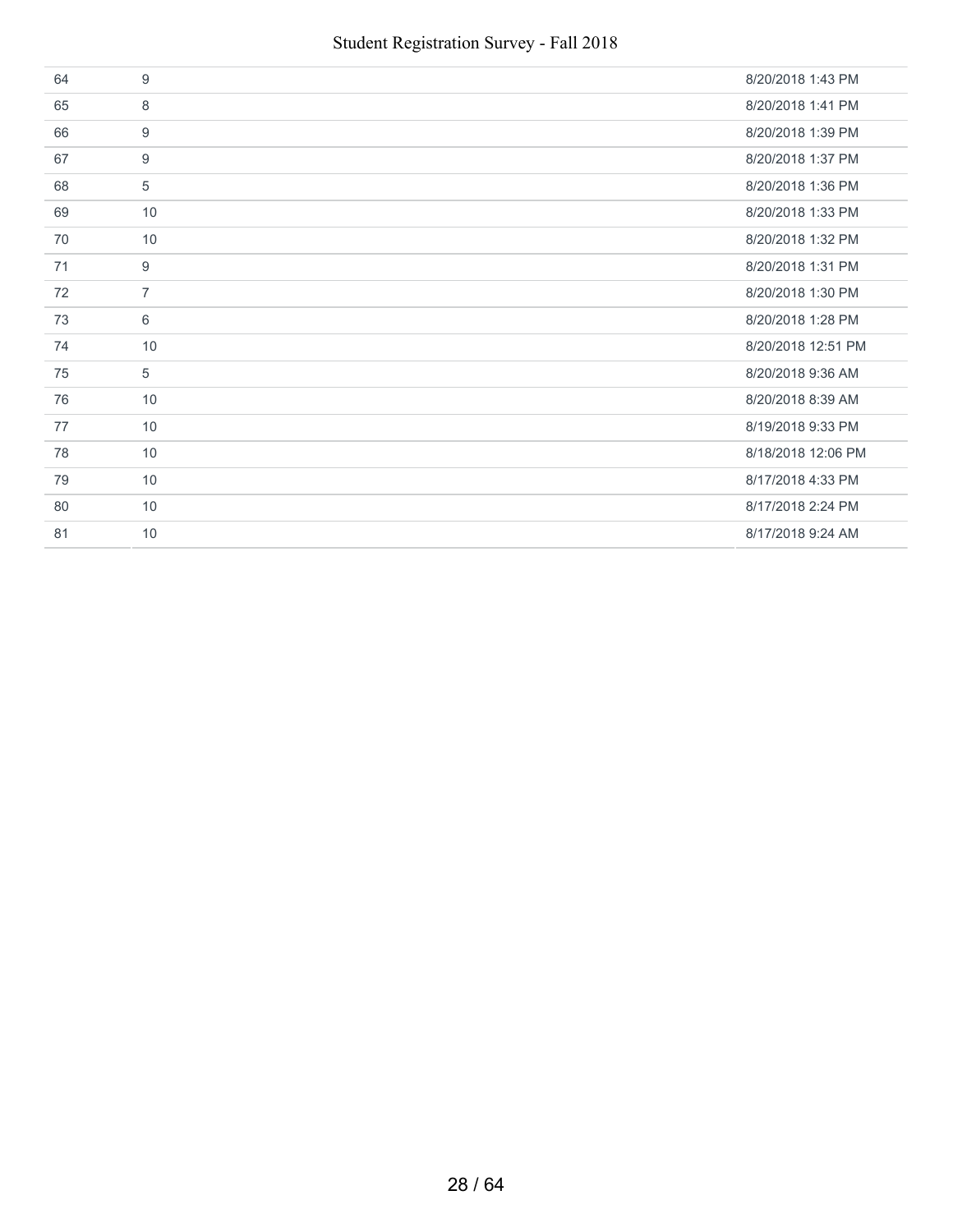| | | |
|---|---|---|
| 64 | 9 | 8/20/2018 1:43 PM |
| 65 | 8 | 8/20/2018 1:41 PM |
| 66 | 9 | 8/20/2018 1:39 PM |
| 67 | 9 | 8/20/2018 1:37 PM |
| 68 | 5 | 8/20/2018 1:36 PM |
| 69 | 10 | 8/20/2018 1:33 PM |
| 70 | 10 | 8/20/2018 1:32 PM |
| 71 | 9 | 8/20/2018 1:31 PM |
| 72 | 7 | 8/20/2018 1:30 PM |
| 73 | 6 | 8/20/2018 1:28 PM |
| 74 | 10 | 8/20/2018 12:51 PM |
| 75 | 5 | 8/20/2018 9:36 AM |
| 76 | 10 | 8/20/2018 8:39 AM |
| 77 | 10 | 8/19/2018 9:33 PM |
| 78 | 10 | 8/18/2018 12:06 PM |
| 79 | 10 | 8/17/2018 4:33 PM |
| 80 | 10 | 8/17/2018 2:24 PM |
| 81 | 10 | 8/17/2018 9:24 AM |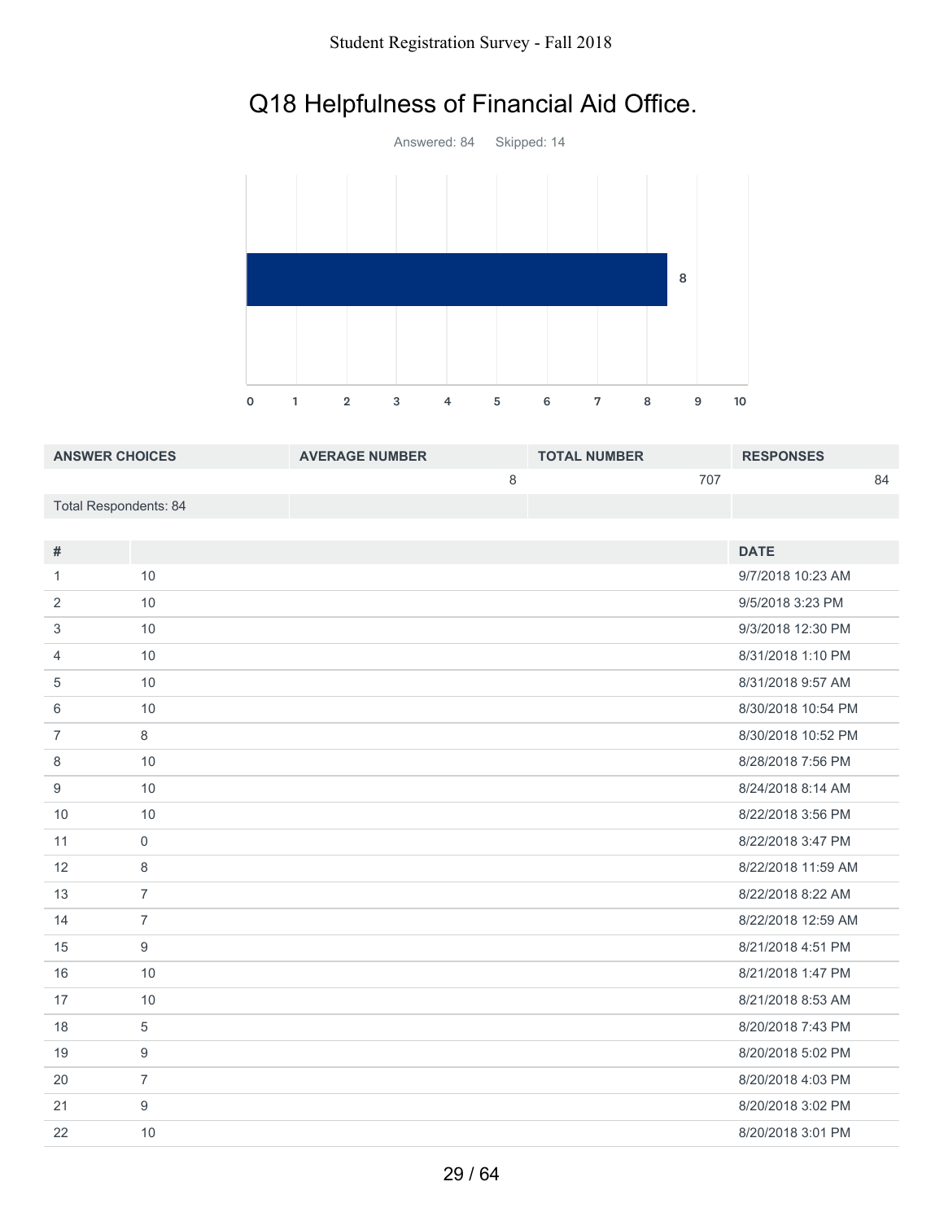## Q18 Helpfulness of Financial Aid Office.

Answered: 84 Skipped: 14

| ANSWER CHOICES | AVERAGE NUMBER | TOTAL NUMBER | RESPONSES |
|---|---|---|---|
| | 8 | 707 | 84 |
| Total Respondents: 84 | | | |

| # | | DATE |
|---|---|---|
| 1 | 10 | 9/7/2018 10:23 AM |
| 2 | 10 | 9/5/2018 3:23 PM |
| 3 | 10 | 9/3/2018 12:30 PM |
| 4 | 10 | 8/31/2018 1:10 PM |
| 5 | 10 | 8/31/2018 9:57 AM |
| 6 | 10 | 8/30/2018 10:54 PM |
| 7 | 8 | 8/30/2018 10:52 PM |
| 8 | 10 | 8/28/2018 7:56 PM |
| 9 | 10 | 8/24/2018 8:14 AM |
| 10 | 10 | 8/22/2018 3:56 PM |
| 11 | 0 | 8/22/2018 3:47 PM |
| 12 | 8 | 8/22/2018 11:59 AM |
| 13 | 7 | 8/22/2018 8:22 AM |
| 14 | 7 | 8/22/2018 12:59 AM |
| 15 | 9 | 8/21/2018 4:51 PM |
| 16 | 10 | 8/21/2018 1:47 PM |
| 17 | 10 | 8/21/2018 8:53 AM |
| 18 | 5 | 8/20/2018 7:43 PM |
| 19 | 9 | 8/20/2018 5:02 PM |
| 20 | 7 | 8/20/2018 4:03 PM |
| 21 | 9 | 8/20/2018 3:02 PM |
| 22 | 10 | 8/20/2018 3:01 PM |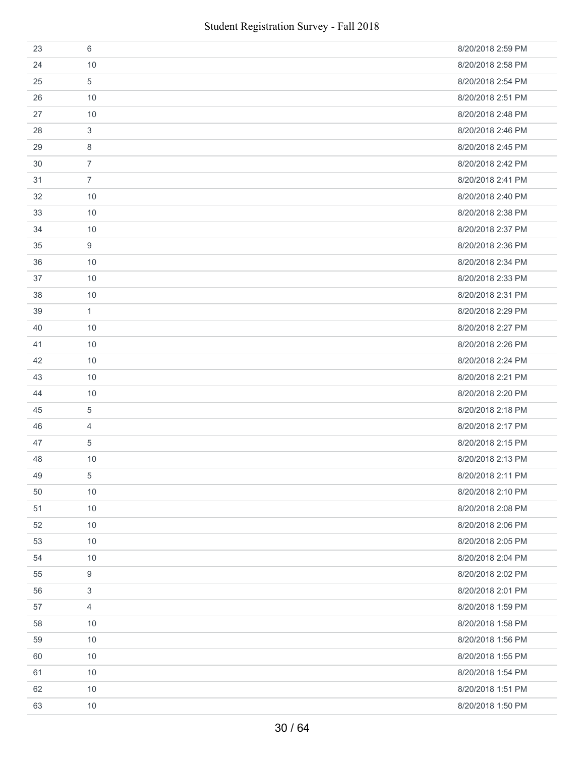| | | |
|---|---|---|
| 23 | 6 | 8/20/2018 2:59 PM |
| 24 | 10 | 8/20/2018 2:58 PM |
| 25 | 5 | 8/20/2018 2:54 PM |
| 26 | 10 | 8/20/2018 2:51 PM |
| 27 | 10 | 8/20/2018 2:48 PM |
| 28 | 3 | 8/20/2018 2:46 PM |
| 29 | 8 | 8/20/2018 2:45 PM |
| 30 | 7 | 8/20/2018 2:42 PM |
| 31 | 7 | 8/20/2018 2:41 PM |
| 32 | 10 | 8/20/2018 2:40 PM |
| 33 | 10 | 8/20/2018 2:38 PM |
| 34 | 10 | 8/20/2018 2:37 PM |
| 35 | 9 | 8/20/2018 2:36 PM |
| 36 | 10 | 8/20/2018 2:34 PM |
| 37 | 10 | 8/20/2018 2:33 PM |
| 38 | 10 | 8/20/2018 2:31 PM |
| 39 | 1 | 8/20/2018 2:29 PM |
| 40 | 10 | 8/20/2018 2:27 PM |
| 41 | 10 | 8/20/2018 2:26 PM |
| 42 | 10 | 8/20/2018 2:24 PM |
| 43 | 10 | 8/20/2018 2:21 PM |
| 44 | 10 | 8/20/2018 2:20 PM |
| 45 | 5 | 8/20/2018 2:18 PM |
| 46 | 4 | 8/20/2018 2:17 PM |
| 47 | 5 | 8/20/2018 2:15 PM |
| 48 | 10 | 8/20/2018 2:13 PM |
| 49 | 5 | 8/20/2018 2:11 PM |
| 50 | 10 | 8/20/2018 2:10 PM |
| 51 | 10 | 8/20/2018 2:08 PM |
| 52 | 10 | 8/20/2018 2:06 PM |
| 53 | 10 | 8/20/2018 2:05 PM |
| 54 | 10 | 8/20/2018 2:04 PM |
| 55 | 9 | 8/20/2018 2:02 PM |
| 56 | 3 | 8/20/2018 2:01 PM |
| 57 | 4 | 8/20/2018 1:59 PM |
| 58 | 10 | 8/20/2018 1:58 PM |
| 59 | 10 | 8/20/2018 1:56 PM |
| 60 | 10 | 8/20/2018 1:55 PM |
| 61 | 10 | 8/20/2018 1:54 PM |
| 62 | 10 | 8/20/2018 1:51 PM |
| 63 | 10 | 8/20/2018 1:50 PM |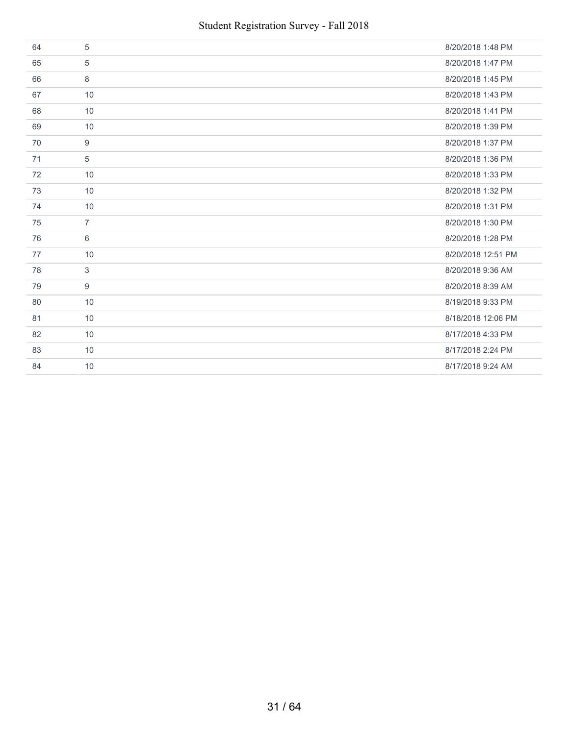| | | |
|---|---|---|
| 64 | 5 | 8/20/2018 1:48 PM |
| 65 | 5 | 8/20/2018 1:47 PM |
| 66 | 8 | 8/20/2018 1:45 PM |
| 67 | 10 | 8/20/2018 1:43 PM |
| 68 | 10 | 8/20/2018 1:41 PM |
| 69 | 10 | 8/20/2018 1:39 PM |
| 70 | 9 | 8/20/2018 1:37 PM |
| 71 | 5 | 8/20/2018 1:36 PM |
| 72 | 10 | 8/20/2018 1:33 PM |
| 73 | 10 | 8/20/2018 1:32 PM |
| 74 | 10 | 8/20/2018 1:31 PM |
| 75 | 7 | 8/20/2018 1:30 PM |
| 76 | 6 | 8/20/2018 1:28 PM |
| 77 | 10 | 8/20/2018 12:51 PM |
| 78 | 3 | 8/20/2018 9:36 AM |
| 79 | 9 | 8/20/2018 8:39 AM |
| 80 | 10 | 8/19/2018 9:33 PM |
| 81 | 10 | 8/18/2018 12:06 PM |
| 82 | 10 | 8/17/2018 4:33 PM |
| 83 | 10 | 8/17/2018 2:24 PM |
| 84 | 10 | 8/17/2018 9:24 AM |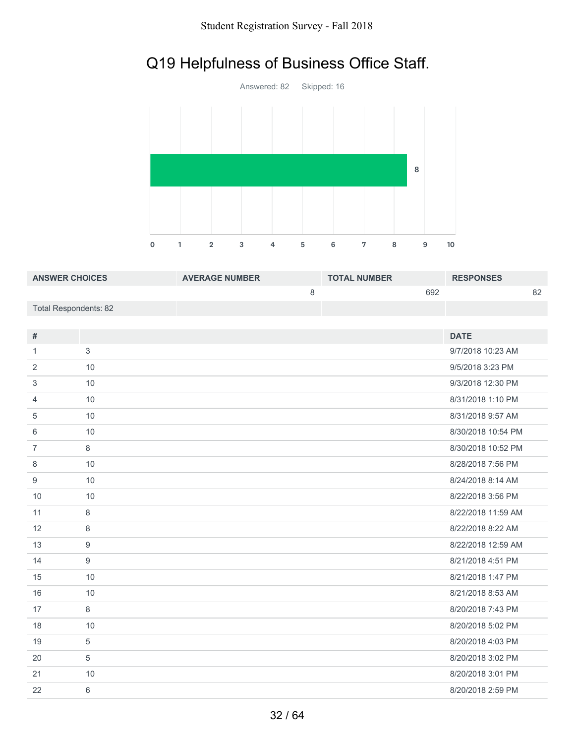# Q19 Helpfulness of Business Office Staff.

Answered: 82 Skipped: 16

| ANSWER CHOICES | AVERAGE NUMBER | TOTAL NUMBER | RESPONSES |
|---|---|---|---|
| | 8 | 692 | 82 |
| Total Respondents: 82 | | | |

| # | | DATE |
|---|---|---|
| 1 | 3 | 9/7/2018 10:23 AM |
| 2 | 10 | 9/5/2018 3:23 PM |
| 3 | 10 | 9/3/2018 12:30 PM |
| 4 | 10 | 8/31/2018 1:10 PM |
| 5 | 10 | 8/31/2018 9:57 AM |
| 6 | 10 | 8/30/2018 10:54 PM |
| 7 | 8 | 8/30/2018 10:52 PM |
| 8 | 10 | 8/28/2018 7:56 PM |
| 9 | 10 | 8/24/2018 8:14 AM |
| 10 | 10 | 8/22/2018 3:56 PM |
| 11 | 8 | 8/22/2018 11:59 AM |
| 12 | 8 | 8/22/2018 8:22 AM |
| 13 | 9 | 8/22/2018 12:59 AM |
| 14 | 9 | 8/21/2018 4:51 PM |
| 15 | 10 | 8/21/2018 1:47 PM |
| 16 | 10 | 8/21/2018 8:53 AM |
| 17 | 8 | 8/20/2018 7:43 PM |
| 18 | 10 | 8/20/2018 5:02 PM |
| 19 | 5 | 8/20/2018 4:03 PM |
| 20 | 5 | 8/20/2018 3:02 PM |
| 21 | 10 | 8/20/2018 3:01 PM |
| 22 | 6 | 8/20/2018 2:59 PM |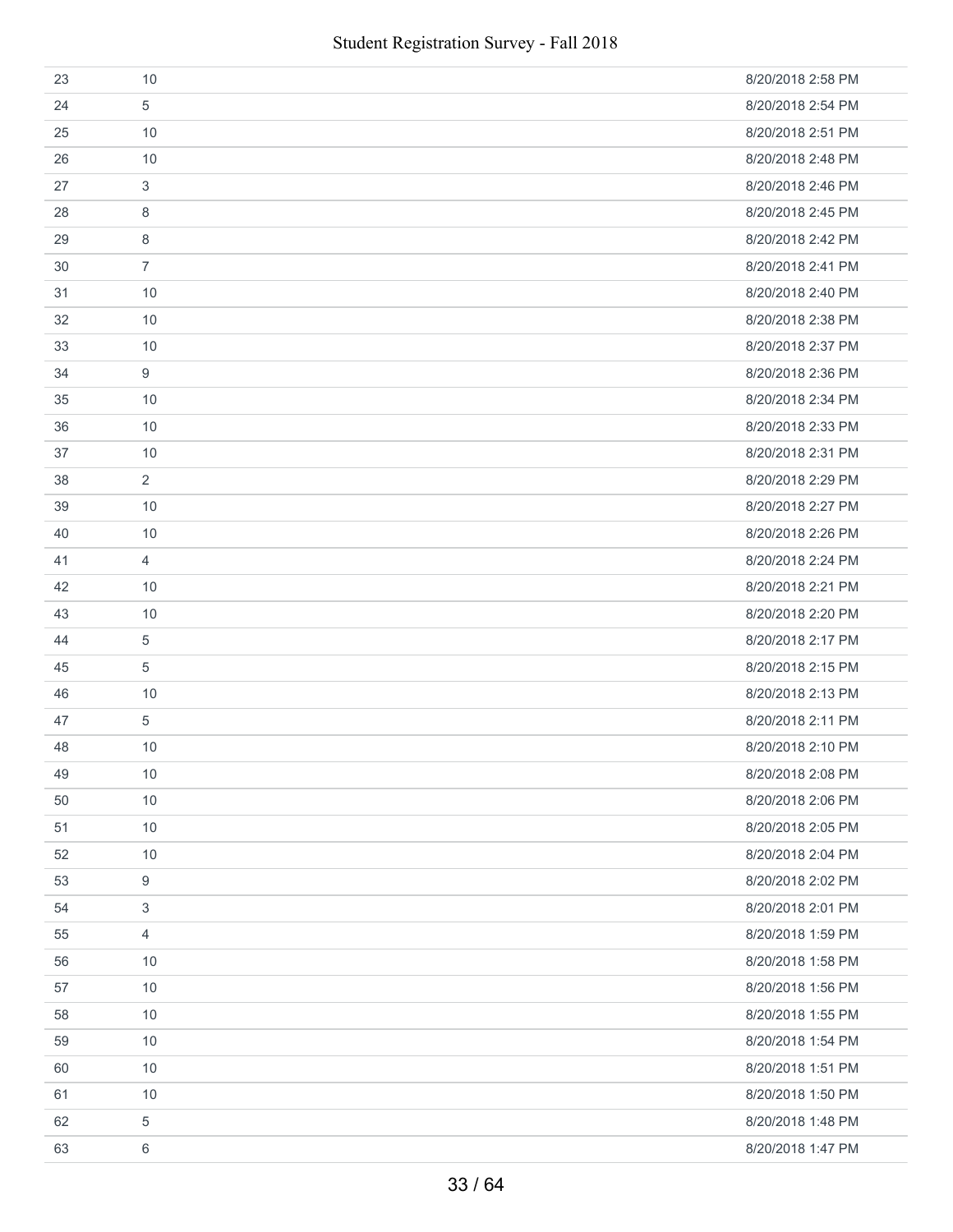| | | |
|---|---|---|
| 23 | 10 | 8/20/2018 2:58 PM |
| 24 | 5 | 8/20/2018 2:54 PM |
| 25 | 10 | 8/20/2018 2:51 PM |
| 26 | 10 | 8/20/2018 2:48 PM |
| 27 | 3 | 8/20/2018 2:46 PM |
| 28 | 8 | 8/20/2018 2:45 PM |
| 29 | 8 | 8/20/2018 2:42 PM |
| 30 | 7 | 8/20/2018 2:41 PM |
| 31 | 10 | 8/20/2018 2:40 PM |
| 32 | 10 | 8/20/2018 2:38 PM |
| 33 | 10 | 8/20/2018 2:37 PM |
| 34 | 9 | 8/20/2018 2:36 PM |
| 35 | 10 | 8/20/2018 2:34 PM |
| 36 | 10 | 8/20/2018 2:33 PM |
| 37 | 10 | 8/20/2018 2:31 PM |
| 38 | 2 | 8/20/2018 2:29 PM |
| 39 | 10 | 8/20/2018 2:27 PM |
| 40 | 10 | 8/20/2018 2:26 PM |
| 41 | 4 | 8/20/2018 2:24 PM |
| 42 | 10 | 8/20/2018 2:21 PM |
| 43 | 10 | 8/20/2018 2:20 PM |
| 44 | 5 | 8/20/2018 2:17 PM |
| 45 | 5 | 8/20/2018 2:15 PM |
| 46 | 10 | 8/20/2018 2:13 PM |
| 47 | 5 | 8/20/2018 2:11 PM |
| 48 | 10 | 8/20/2018 2:10 PM |
| 49 | 10 | 8/20/2018 2:08 PM |
| 50 | 10 | 8/20/2018 2:06 PM |
| 51 | 10 | 8/20/2018 2:05 PM |
| 52 | 10 | 8/20/2018 2:04 PM |
| 53 | 9 | 8/20/2018 2:02 PM |
| 54 | 3 | 8/20/2018 2:01 PM |
| 55 | 4 | 8/20/2018 1:59 PM |
| 56 | 10 | 8/20/2018 1:58 PM |
| 57 | 10 | 8/20/2018 1:56 PM |
| 58 | 10 | 8/20/2018 1:55 PM |
| 59 | 10 | 8/20/2018 1:54 PM |
| 60 | 10 | 8/20/2018 1:51 PM |
| 61 | 10 | 8/20/2018 1:50 PM |
| 62 | 5 | 8/20/2018 1:48 PM |
| 63 | 6 | 8/20/2018 1:47 PM |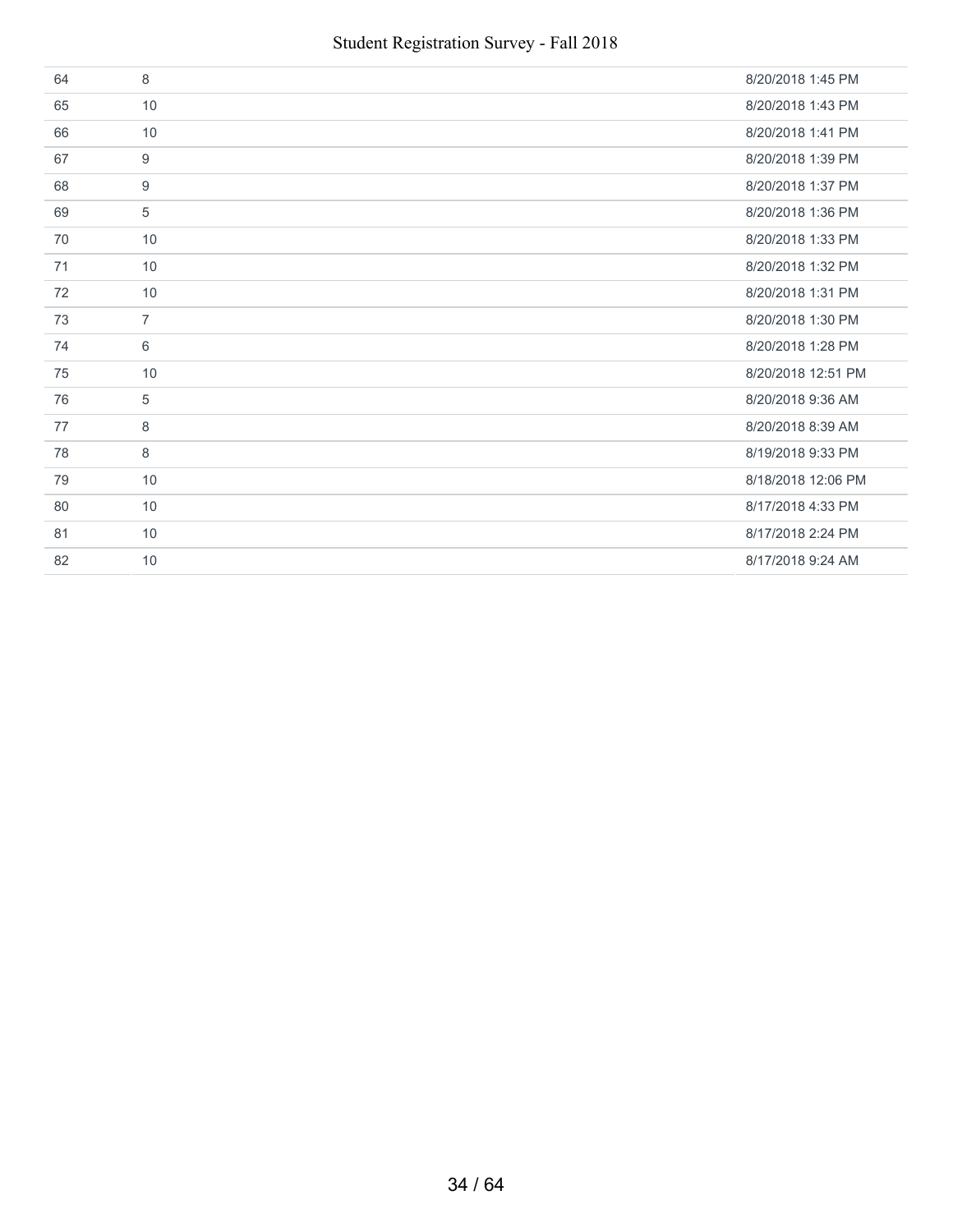| | | |
|---|---|---|
| 64 | 8 | 8/20/2018 1:45 PM |
| 65 | 10 | 8/20/2018 1:43 PM |
| 66 | 10 | 8/20/2018 1:41 PM |
| 67 | 9 | 8/20/2018 1:39 PM |
| 68 | 9 | 8/20/2018 1:37 PM |
| 69 | 5 | 8/20/2018 1:36 PM |
| 70 | 10 | 8/20/2018 1:33 PM |
| 71 | 10 | 8/20/2018 1:32 PM |
| 72 | 10 | 8/20/2018 1:31 PM |
| 73 | 7 | 8/20/2018 1:30 PM |
| 74 | 6 | 8/20/2018 1:28 PM |
| 75 | 10 | 8/20/2018 12:51 PM |
| 76 | 5 | 8/20/2018 9:36 AM |
| 77 | 8 | 8/20/2018 8:39 AM |
| 78 | 8 | 8/19/2018 9:33 PM |
| 79 | 10 | 8/18/2018 12:06 PM |
| 80 | 10 | 8/17/2018 4:33 PM |
| 81 | 10 | 8/17/2018 2:24 PM |
| 82 | 10 | 8/17/2018 9:24 AM |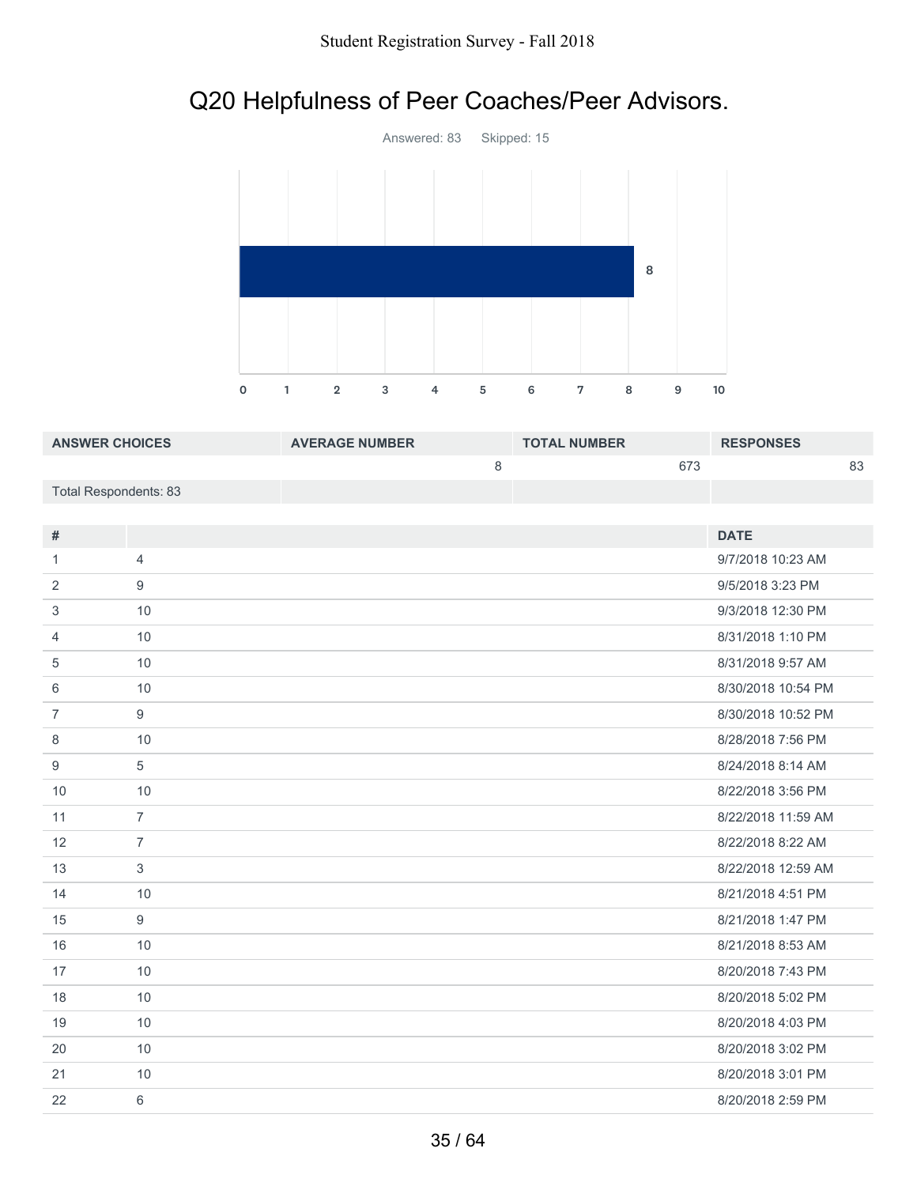## Q20 Helpfulness of Peer Coaches/Peer Advisors.

Answered: 83 Skipped: 15

| ANSWER CHOICES | AVERAGE NUMBER | TOTAL NUMBER | RESPONSES |
|---|---|---|---|
| | 8 | 673 | 83 |
| Total Respondents: 83 | | | |

| # | | DATE |
|---|---|---|
| 1 | 4 | 9/7/2018 10:23 AM |
| 2 | 9 | 9/5/2018 3:23 PM |
| 3 | 10 | 9/3/2018 12:30 PM |
| 4 | 10 | 8/31/2018 1:10 PM |
| 5 | 10 | 8/31/2018 9:57 AM |
| 6 | 10 | 8/30/2018 10:54 PM |
| 7 | 9 | 8/30/2018 10:52 PM |
| 8 | 10 | 8/28/2018 7:56 PM |
| 9 | 5 | 8/24/2018 8:14 AM |
| 10 | 10 | 8/22/2018 3:56 PM |
| 11 | 7 | 8/22/2018 11:59 AM |
| 12 | 7 | 8/22/2018 8:22 AM |
| 13 | 3 | 8/22/2018 12:59 AM |
| 14 | 10 | 8/21/2018 4:51 PM |
| 15 | 9 | 8/21/2018 1:47 PM |
| 16 | 10 | 8/21/2018 8:53 AM |
| 17 | 10 | 8/20/2018 7:43 PM |
| 18 | 10 | 8/20/2018 5:02 PM |
| 19 | 10 | 8/20/2018 4:03 PM |
| 20 | 10 | 8/20/2018 3:02 PM |
| 21 | 10 | 8/20/2018 3:01 PM |
| 22 | 6 | 8/20/2018 2:59 PM |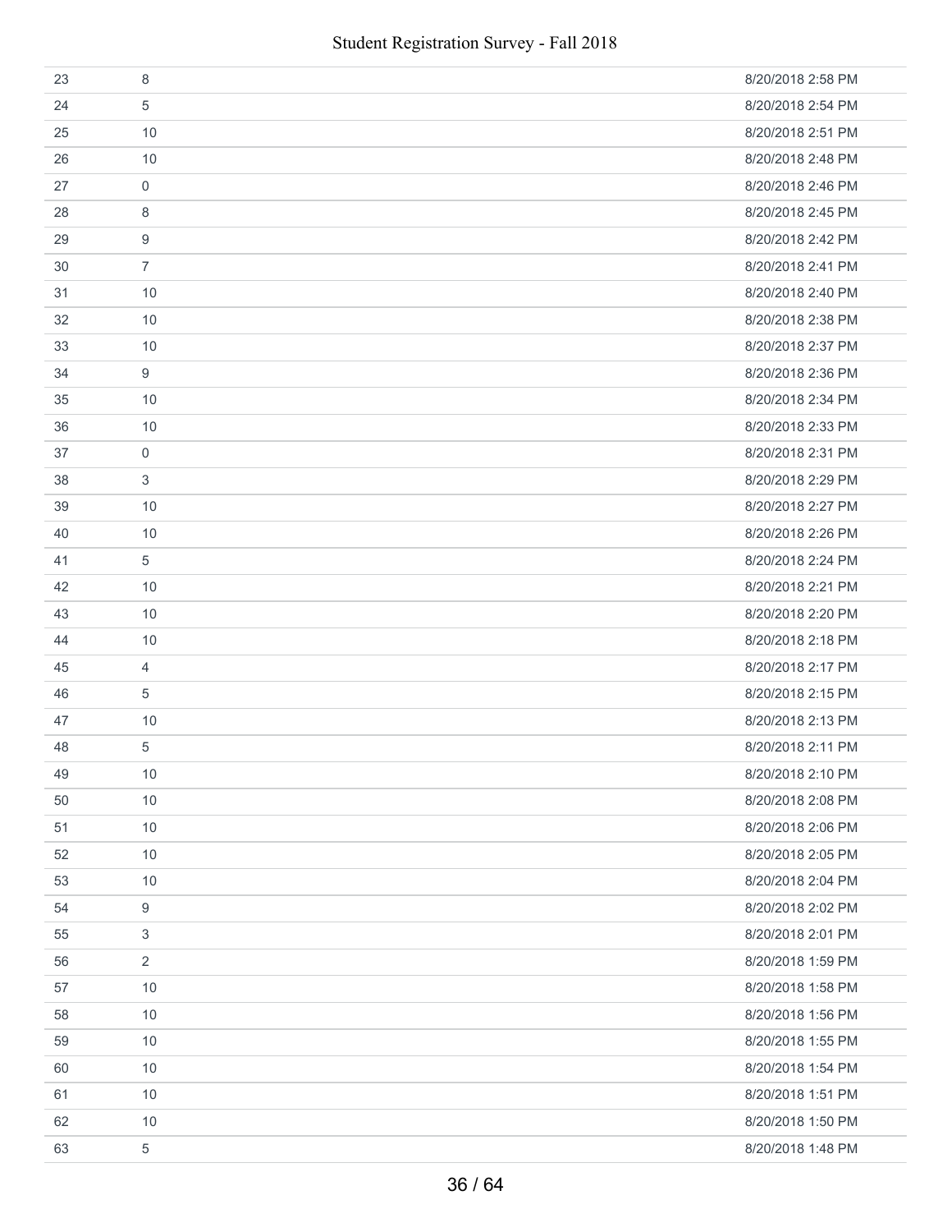| | | |
|---|---|---|
| 23 | 8 | 8/20/2018 2:58 PM |
| 24 | 5 | 8/20/2018 2:54 PM |
| 25 | 10 | 8/20/2018 2:51 PM |
| 26 | 10 | 8/20/2018 2:48 PM |
| 27 | 0 | 8/20/2018 2:46 PM |
| 28 | 8 | 8/20/2018 2:45 PM |
| 29 | 9 | 8/20/2018 2:42 PM |
| 30 | 7 | 8/20/2018 2:41 PM |
| 31 | 10 | 8/20/2018 2:40 PM |
| 32 | 10 | 8/20/2018 2:38 PM |
| 33 | 10 | 8/20/2018 2:37 PM |
| 34 | 9 | 8/20/2018 2:36 PM |
| 35 | 10 | 8/20/2018 2:34 PM |
| 36 | 10 | 8/20/2018 2:33 PM |
| 37 | 0 | 8/20/2018 2:31 PM |
| 38 | 3 | 8/20/2018 2:29 PM |
| 39 | 10 | 8/20/2018 2:27 PM |
| 40 | 10 | 8/20/2018 2:26 PM |
| 41 | 5 | 8/20/2018 2:24 PM |
| 42 | 10 | 8/20/2018 2:21 PM |
| 43 | 10 | 8/20/2018 2:20 PM |
| 44 | 10 | 8/20/2018 2:18 PM |
| 45 | 4 | 8/20/2018 2:17 PM |
| 46 | 5 | 8/20/2018 2:15 PM |
| 47 | 10 | 8/20/2018 2:13 PM |
| 48 | 5 | 8/20/2018 2:11 PM |
| 49 | 10 | 8/20/2018 2:10 PM |
| 50 | 10 | 8/20/2018 2:08 PM |
| 51 | 10 | 8/20/2018 2:06 PM |
| 52 | 10 | 8/20/2018 2:05 PM |
| 53 | 10 | 8/20/2018 2:04 PM |
| 54 | 9 | 8/20/2018 2:02 PM |
| 55 | 3 | 8/20/2018 2:01 PM |
| 56 | 2 | 8/20/2018 1:59 PM |
| 57 | 10 | 8/20/2018 1:58 PM |
| 58 | 10 | 8/20/2018 1:56 PM |
| 59 | 10 | 8/20/2018 1:55 PM |
| 60 | 10 | 8/20/2018 1:54 PM |
| 61 | 10 | 8/20/2018 1:51 PM |
| 62 | 10 | 8/20/2018 1:50 PM |
| 63 | 5 | 8/20/2018 1:48 PM |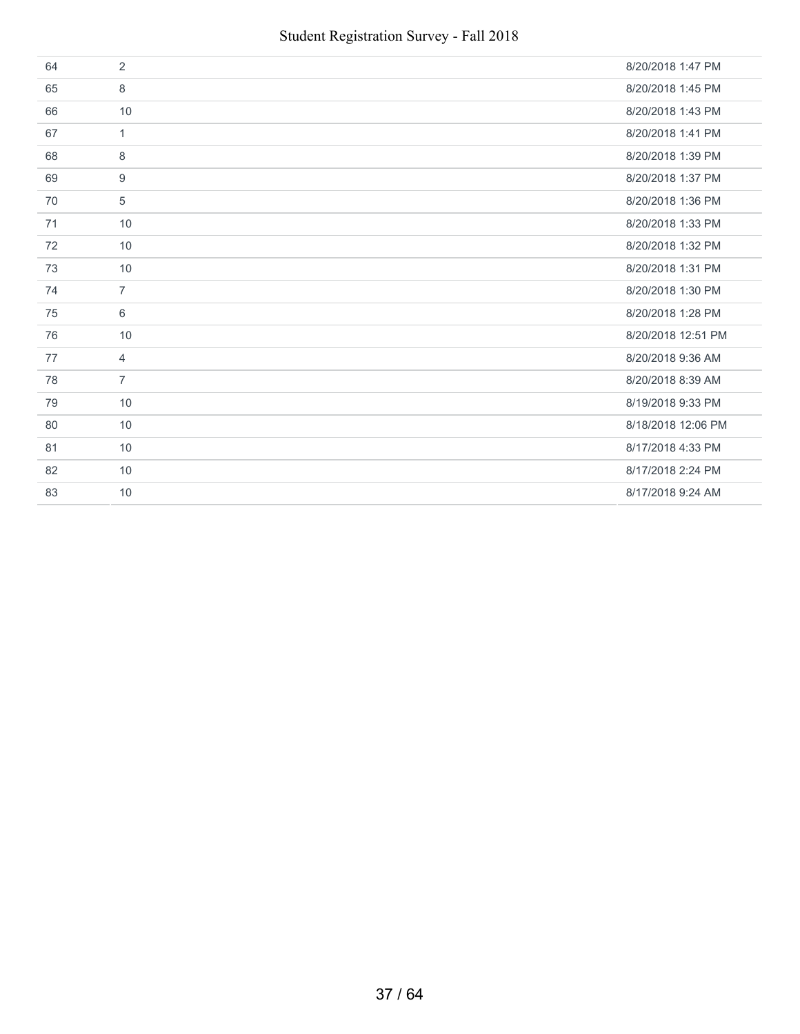| | | |
|---|---|---|
| 64 | 2 | 8/20/2018 1:47 PM |
| 65 | 8 | 8/20/2018 1:45 PM |
| 66 | 10 | 8/20/2018 1:43 PM |
| 67 | 1 | 8/20/2018 1:41 PM |
| 68 | 8 | 8/20/2018 1:39 PM |
| 69 | 9 | 8/20/2018 1:37 PM |
| 70 | 5 | 8/20/2018 1:36 PM |
| 71 | 10 | 8/20/2018 1:33 PM |
| 72 | 10 | 8/20/2018 1:32 PM |
| 73 | 10 | 8/20/2018 1:31 PM |
| 74 | 7 | 8/20/2018 1:30 PM |
| 75 | 6 | 8/20/2018 1:28 PM |
| 76 | 10 | 8/20/2018 12:51 PM |
| 77 | 4 | 8/20/2018 9:36 AM |
| 78 | 7 | 8/20/2018 8:39 AM |
| 79 | 10 | 8/19/2018 9:33 PM |
| 80 | 10 | 8/18/2018 12:06 PM |
| 81 | 10 | 8/17/2018 4:33 PM |
| 82 | 10 | 8/17/2018 2:24 PM |
| 83 | 10 | 8/17/2018 9:24 AM |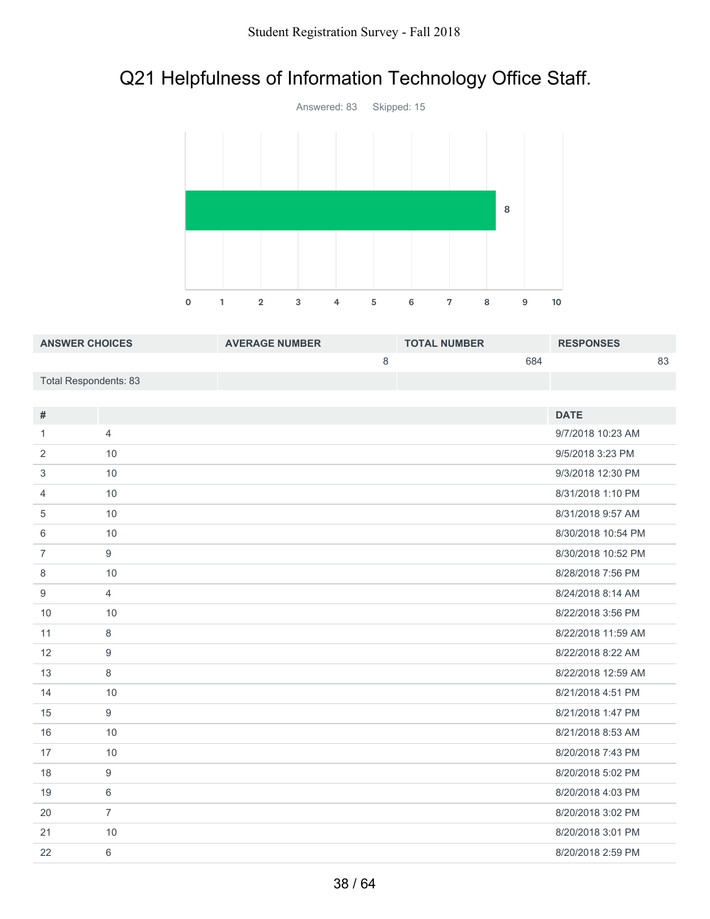# Q21 Helpfulness of Information Technology Office Staff.

Answered: 83 Skipped: 15

| ANSWER CHOICES | AVERAGE NUMBER | TOTAL NUMBER | RESPONSES |
|---|---|---|---|
| | 8 | 684 | 83 |
| Total Respondents: 83 | | | |

| # | | DATE |
|---|---|---|
| 1 | 4 | 9/7/2018 10:23 AM |
| 2 | 10 | 9/5/2018 3:23 PM |
| 3 | 10 | 9/3/2018 12:30 PM |
| 4 | 10 | 8/31/2018 1:10 PM |
| 5 | 10 | 8/31/2018 9:57 AM |
| 6 | 10 | 8/30/2018 10:54 PM |
| 7 | 9 | 8/30/2018 10:52 PM |
| 8 | 10 | 8/28/2018 7:56 PM |
| 9 | 4 | 8/24/2018 8:14 AM |
| 10 | 10 | 8/22/2018 3:56 PM |
| 11 | 8 | 8/22/2018 11:59 AM |
| 12 | 9 | 8/22/2018 8:22 AM |
| 13 | 8 | 8/22/2018 12:59 AM |
| 14 | 10 | 8/21/2018 4:51 PM |
| 15 | 9 | 8/21/2018 1:47 PM |
| 16 | 10 | 8/21/2018 8:53 AM |
| 17 | 10 | 8/20/2018 7:43 PM |
| 18 | 9 | 8/20/2018 5:02 PM |
| 19 | 6 | 8/20/2018 4:03 PM |
| 20 | 7 | 8/20/2018 3:02 PM |
| 21 | 10 | 8/20/2018 3:01 PM |
| 22 | 6 | 8/20/2018 2:59 PM |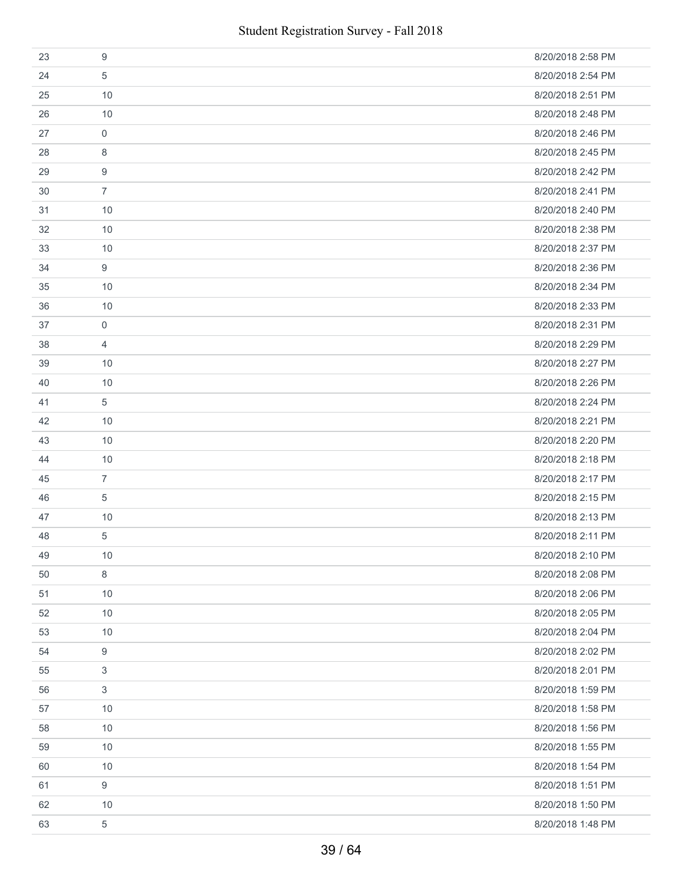| | | |
|---|---|---|
| 23 | 9 | 8/20/2018 2:58 PM |
| 24 | 5 | 8/20/2018 2:54 PM |
| 25 | 10 | 8/20/2018 2:51 PM |
| 26 | 10 | 8/20/2018 2:48 PM |
| 27 | 0 | 8/20/2018 2:46 PM |
| 28 | 8 | 8/20/2018 2:45 PM |
| 29 | 9 | 8/20/2018 2:42 PM |
| 30 | 7 | 8/20/2018 2:41 PM |
| 31 | 10 | 8/20/2018 2:40 PM |
| 32 | 10 | 8/20/2018 2:38 PM |
| 33 | 10 | 8/20/2018 2:37 PM |
| 34 | 9 | 8/20/2018 2:36 PM |
| 35 | 10 | 8/20/2018 2:34 PM |
| 36 | 10 | 8/20/2018 2:33 PM |
| 37 | 0 | 8/20/2018 2:31 PM |
| 38 | 4 | 8/20/2018 2:29 PM |
| 39 | 10 | 8/20/2018 2:27 PM |
| 40 | 10 | 8/20/2018 2:26 PM |
| 41 | 5 | 8/20/2018 2:24 PM |
| 42 | 10 | 8/20/2018 2:21 PM |
| 43 | 10 | 8/20/2018 2:20 PM |
| 44 | 10 | 8/20/2018 2:18 PM |
| 45 | 7 | 8/20/2018 2:17 PM |
| 46 | 5 | 8/20/2018 2:15 PM |
| 47 | 10 | 8/20/2018 2:13 PM |
| 48 | 5 | 8/20/2018 2:11 PM |
| 49 | 10 | 8/20/2018 2:10 PM |
| 50 | 8 | 8/20/2018 2:08 PM |
| 51 | 10 | 8/20/2018 2:06 PM |
| 52 | 10 | 8/20/2018 2:05 PM |
| 53 | 10 | 8/20/2018 2:04 PM |
| 54 | 9 | 8/20/2018 2:02 PM |
| 55 | 3 | 8/20/2018 2:01 PM |
| 56 | 3 | 8/20/2018 1:59 PM |
| 57 | 10 | 8/20/2018 1:58 PM |
| 58 | 10 | 8/20/2018 1:56 PM |
| 59 | 10 | 8/20/2018 1:55 PM |
| 60 | 10 | 8/20/2018 1:54 PM |
| 61 | 9 | 8/20/2018 1:51 PM |
| 62 | 10 | 8/20/2018 1:50 PM |
| 63 | 5 | 8/20/2018 1:48 PM |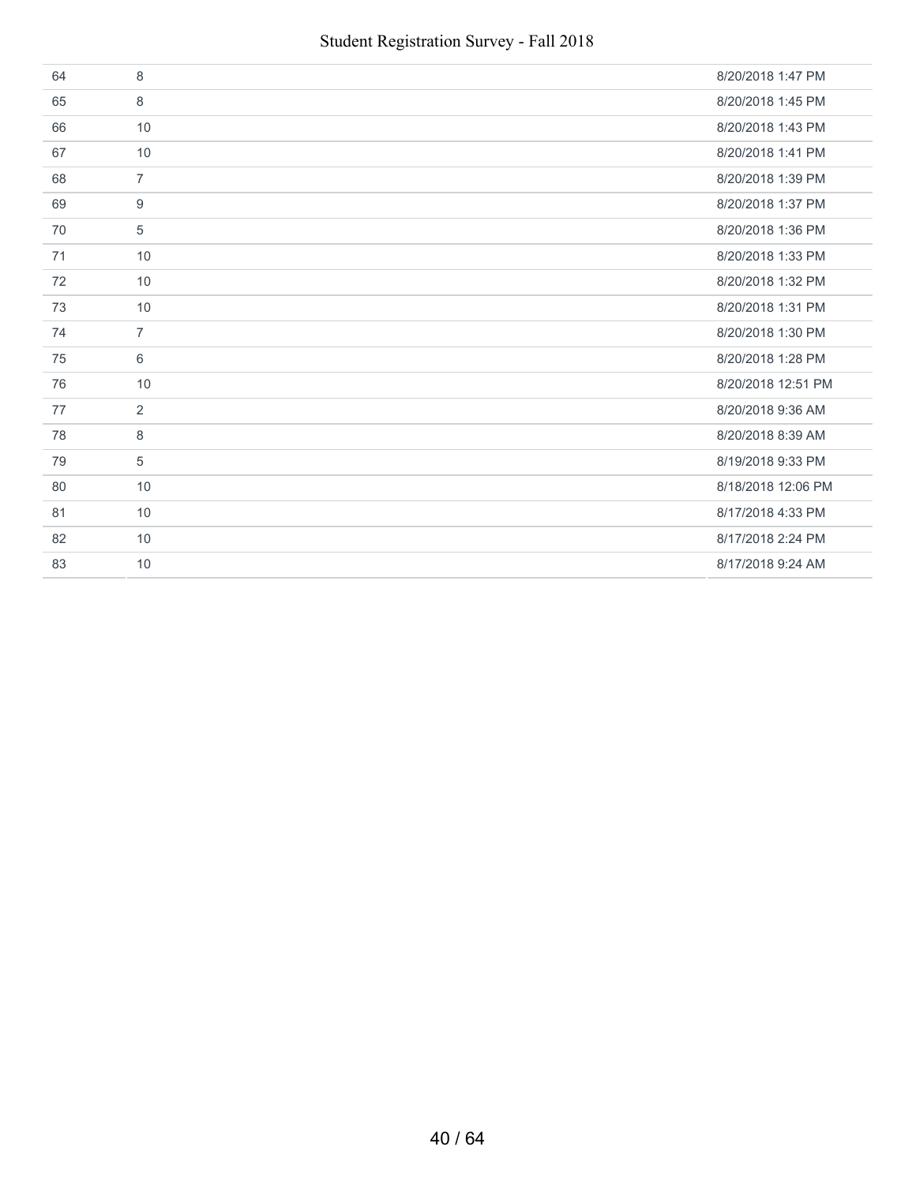| | | |
|---|---|---|
| 64 | 8 | 8/20/2018 1:47 PM |
| 65 | 8 | 8/20/2018 1:45 PM |
| 66 | 10 | 8/20/2018 1:43 PM |
| 67 | 10 | 8/20/2018 1:41 PM |
| 68 | 7 | 8/20/2018 1:39 PM |
| 69 | 9 | 8/20/2018 1:37 PM |
| 70 | 5 | 8/20/2018 1:36 PM |
| 71 | 10 | 8/20/2018 1:33 PM |
| 72 | 10 | 8/20/2018 1:32 PM |
| 73 | 10 | 8/20/2018 1:31 PM |
| 74 | 7 | 8/20/2018 1:30 PM |
| 75 | 6 | 8/20/2018 1:28 PM |
| 76 | 10 | 8/20/2018 12:51 PM |
| 77 | 2 | 8/20/2018 9:36 AM |
| 78 | 8 | 8/20/2018 8:39 AM |
| 79 | 5 | 8/19/2018 9:33 PM |
| 80 | 10 | 8/18/2018 12:06 PM |
| 81 | 10 | 8/17/2018 4:33 PM |
| 82 | 10 | 8/17/2018 2:24 PM |
| 83 | 10 | 8/17/2018 9:24 AM |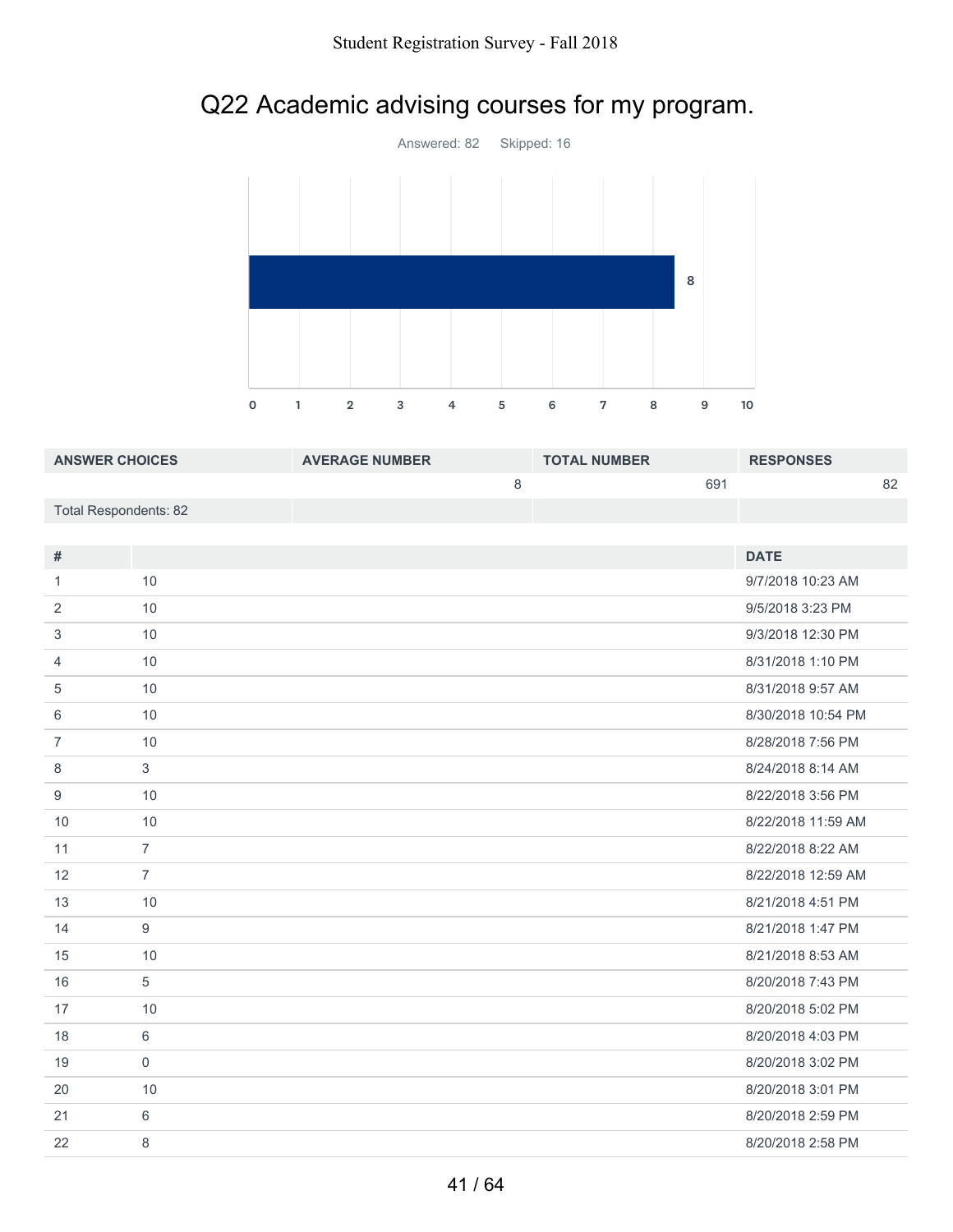# Q22 Academic advising courses for my program.

Answered: 82 Skipped: 16

| ANSWER CHOICES | AVERAGE NUMBER | TOTAL NUMBER | RESPONSES |
|---|---|---|---|
| | 8 | 691 | 82 |
| Total Respondents: 82 | | | |

| # | | DATE |
|---|---|---|
| 1 | 10 | 9/7/2018 10:23 AM |
| 2 | 10 | 9/5/2018 3:23 PM |
| 3 | 10 | 9/3/2018 12:30 PM |
| 4 | 10 | 8/31/2018 1:10 PM |
| 5 | 10 | 8/31/2018 9:57 AM |
| 6 | 10 | 8/30/2018 10:54 PM |
| 7 | 10 | 8/28/2018 7:56 PM |
| 8 | 3 | 8/24/2018 8:14 AM |
| 9 | 10 | 8/22/2018 3:56 PM |
| 10 | 10 | 8/22/2018 11:59 AM |
| 11 | 7 | 8/22/2018 8:22 AM |
| 12 | 7 | 8/22/2018 12:59 AM |
| 13 | 10 | 8/21/2018 4:51 PM |
| 14 | 9 | 8/21/2018 1:47 PM |
| 15 | 10 | 8/21/2018 8:53 AM |
| 16 | 5 | 8/20/2018 7:43 PM |
| 17 | 10 | 8/20/2018 5:02 PM |
| 18 | 6 | 8/20/2018 4:03 PM |
| 19 | 0 | 8/20/2018 3:02 PM |
| 20 | 10 | 8/20/2018 3:01 PM |
| 21 | 6 | 8/20/2018 2:59 PM |
| 22 | 8 | 8/20/2018 2:58 PM |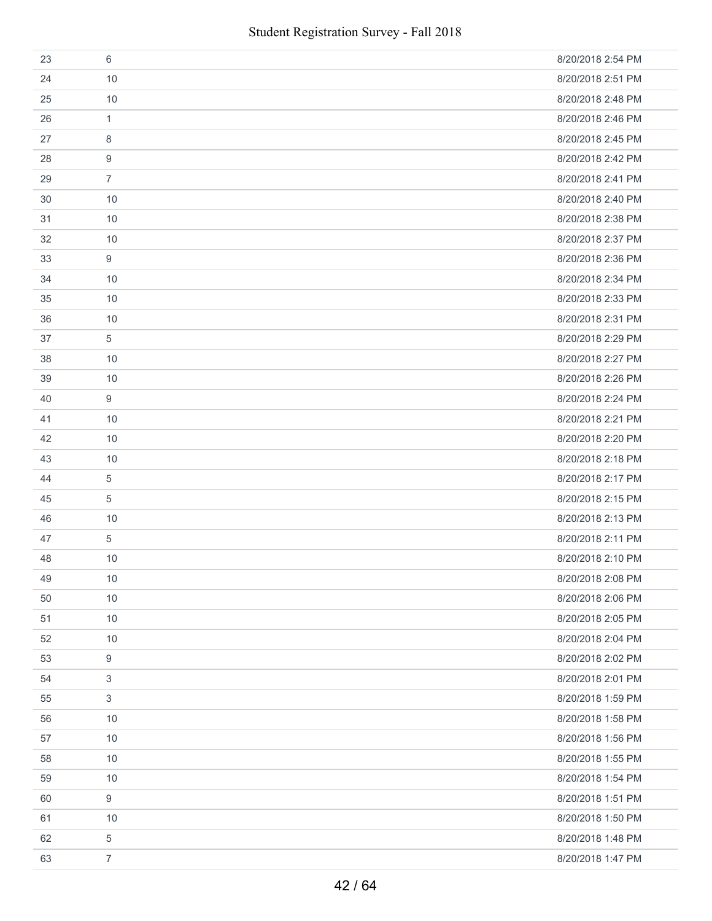| | | |
|---|---|---|
| 23 | 6 | 8/20/2018 2:54 PM |
| 24 | 10 | 8/20/2018 2:51 PM |
| 25 | 10 | 8/20/2018 2:48 PM |
| 26 | 1 | 8/20/2018 2:46 PM |
| 27 | 8 | 8/20/2018 2:45 PM |
| 28 | 9 | 8/20/2018 2:42 PM |
| 29 | 7 | 8/20/2018 2:41 PM |
| 30 | 10 | 8/20/2018 2:40 PM |
| 31 | 10 | 8/20/2018 2:38 PM |
| 32 | 10 | 8/20/2018 2:37 PM |
| 33 | 9 | 8/20/2018 2:36 PM |
| 34 | 10 | 8/20/2018 2:34 PM |
| 35 | 10 | 8/20/2018 2:33 PM |
| 36 | 10 | 8/20/2018 2:31 PM |
| 37 | 5 | 8/20/2018 2:29 PM |
| 38 | 10 | 8/20/2018 2:27 PM |
| 39 | 10 | 8/20/2018 2:26 PM |
| 40 | 9 | 8/20/2018 2:24 PM |
| 41 | 10 | 8/20/2018 2:21 PM |
| 42 | 10 | 8/20/2018 2:20 PM |
| 43 | 10 | 8/20/2018 2:18 PM |
| 44 | 5 | 8/20/2018 2:17 PM |
| 45 | 5 | 8/20/2018 2:15 PM |
| 46 | 10 | 8/20/2018 2:13 PM |
| 47 | 5 | 8/20/2018 2:11 PM |
| 48 | 10 | 8/20/2018 2:10 PM |
| 49 | 10 | 8/20/2018 2:08 PM |
| 50 | 10 | 8/20/2018 2:06 PM |
| 51 | 10 | 8/20/2018 2:05 PM |
| 52 | 10 | 8/20/2018 2:04 PM |
| 53 | 9 | 8/20/2018 2:02 PM |
| 54 | 3 | 8/20/2018 2:01 PM |
| 55 | 3 | 8/20/2018 1:59 PM |
| 56 | 10 | 8/20/2018 1:58 PM |
| 57 | 10 | 8/20/2018 1:56 PM |
| 58 | 10 | 8/20/2018 1:55 PM |
| 59 | 10 | 8/20/2018 1:54 PM |
| 60 | 9 | 8/20/2018 1:51 PM |
| 61 | 10 | 8/20/2018 1:50 PM |
| 62 | 5 | 8/20/2018 1:48 PM |
| 63 | 7 | 8/20/2018 1:47 PM |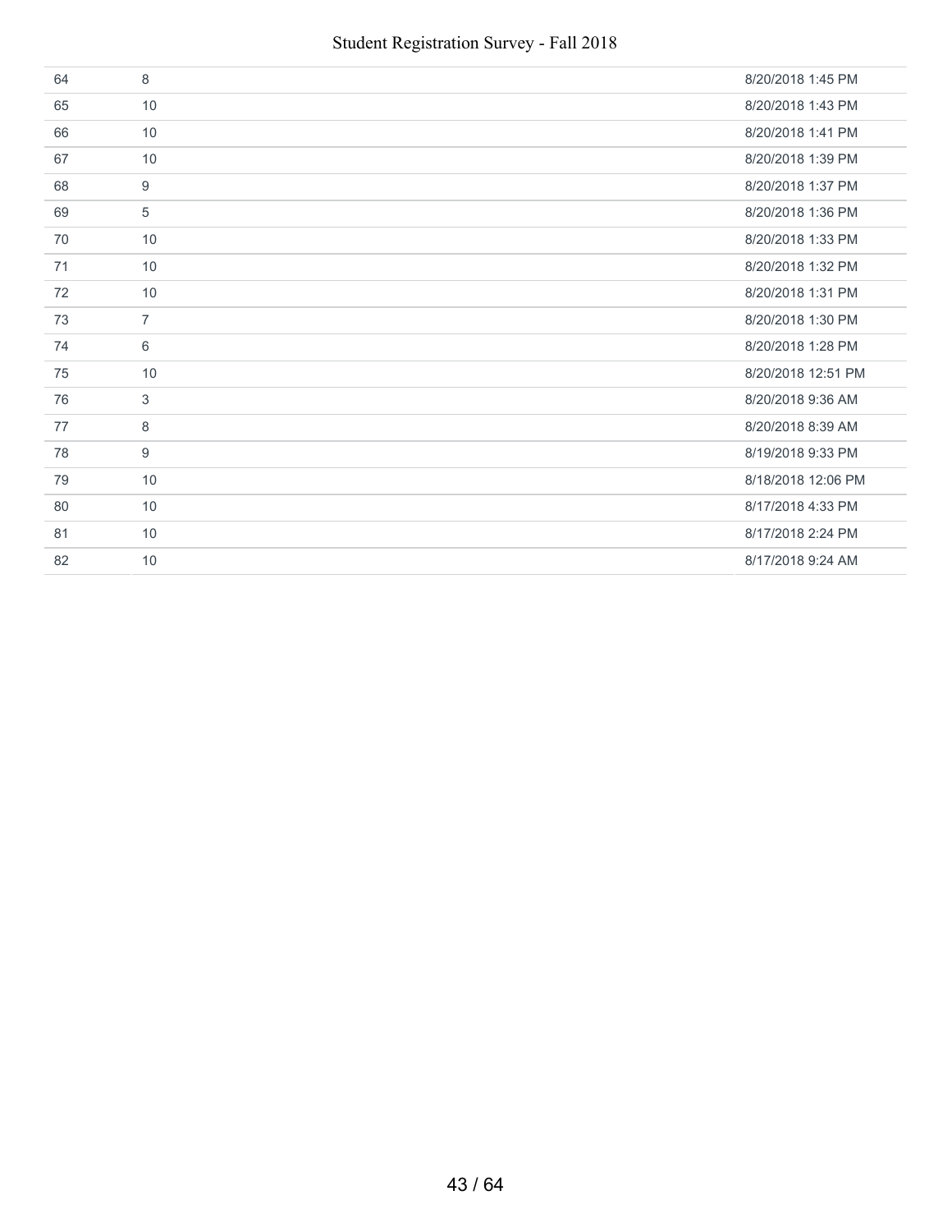| | | |
|---|---|---|
| 64 | 8 | 8/20/2018 1:45 PM |
| 65 | 10 | 8/20/2018 1:43 PM |
| 66 | 10 | 8/20/2018 1:41 PM |
| 67 | 10 | 8/20/2018 1:39 PM |
| 68 | 9 | 8/20/2018 1:37 PM |
| 69 | 5 | 8/20/2018 1:36 PM |
| 70 | 10 | 8/20/2018 1:33 PM |
| 71 | 10 | 8/20/2018 1:32 PM |
| 72 | 10 | 8/20/2018 1:31 PM |
| 73 | 7 | 8/20/2018 1:30 PM |
| 74 | 6 | 8/20/2018 1:28 PM |
| 75 | 10 | 8/20/2018 12:51 PM |
| 76 | 3 | 8/20/2018 9:36 AM |
| 77 | 8 | 8/20/2018 8:39 AM |
| 78 | 9 | 8/19/2018 9:33 PM |
| 79 | 10 | 8/18/2018 12:06 PM |
| 80 | 10 | 8/17/2018 4:33 PM |
| 81 | 10 | 8/17/2018 2:24 PM |
| 82 | 10 | 8/17/2018 9:24 AM |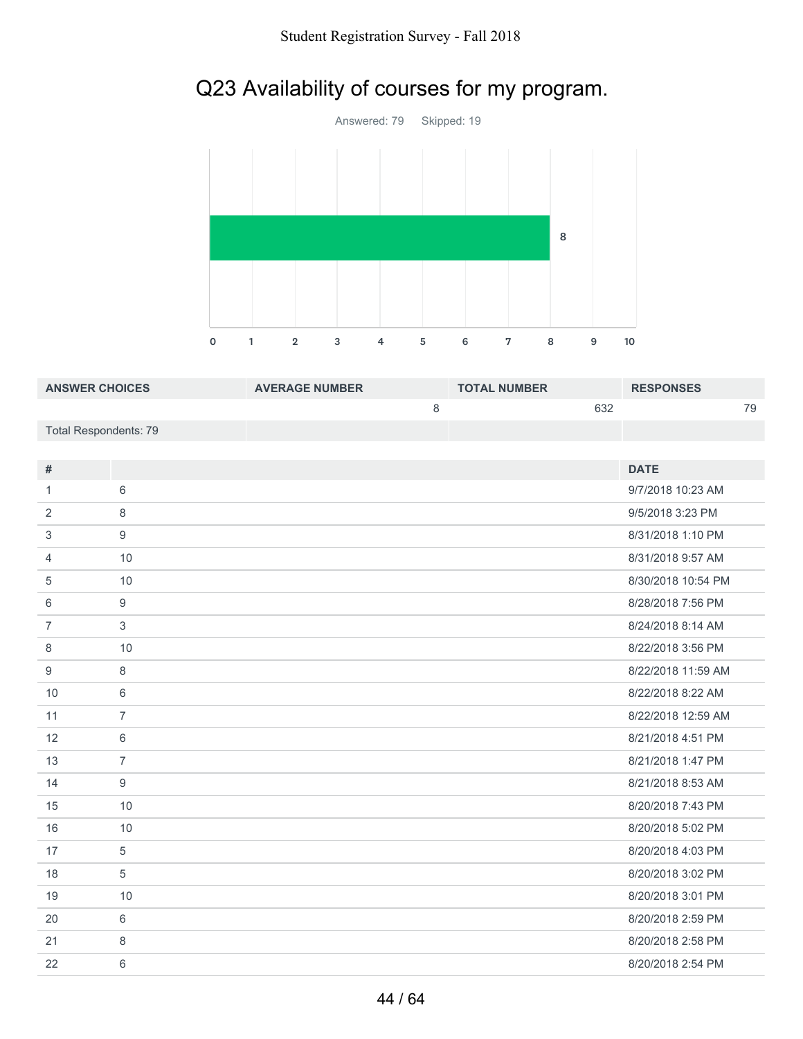# Q23 Availability of courses for my program.

Answered: 79 Skipped: 19

| ANSWER CHOICES | AVERAGE NUMBER | TOTAL NUMBER | RESPONSES |
|---|---|---|---|
| | 8 | 632 | 79 |
| Total Respondents: 79 | | | |

| # | | DATE |
|---|---|---|
| 1 | 6 | 9/7/2018 10:23 AM |
| 2 | 8 | 9/5/2018 3:23 PM |
| 3 | 9 | 8/31/2018 1:10 PM |
| 4 | 10 | 8/31/2018 9:57 AM |
| 5 | 10 | 8/30/2018 10:54 PM |
| 6 | 9 | 8/28/2018 7:56 PM |
| 7 | 3 | 8/24/2018 8:14 AM |
| 8 | 10 | 8/22/2018 3:56 PM |
| 9 | 8 | 8/22/2018 11:59 AM |
| 10 | 6 | 8/22/2018 8:22 AM |
| 11 | 7 | 8/22/2018 12:59 AM |
| 12 | 6 | 8/21/2018 4:51 PM |
| 13 | 7 | 8/21/2018 1:47 PM |
| 14 | 9 | 8/21/2018 8:53 AM |
| 15 | 10 | 8/20/2018 7:43 PM |
| 16 | 10 | 8/20/2018 5:02 PM |
| 17 | 5 | 8/20/2018 4:03 PM |
| 18 | 5 | 8/20/2018 3:02 PM |
| 19 | 10 | 8/20/2018 3:01 PM |
| 20 | 6 | 8/20/2018 2:59 PM |
| 21 | 8 | 8/20/2018 2:58 PM |
| 22 | 6 | 8/20/2018 2:54 PM |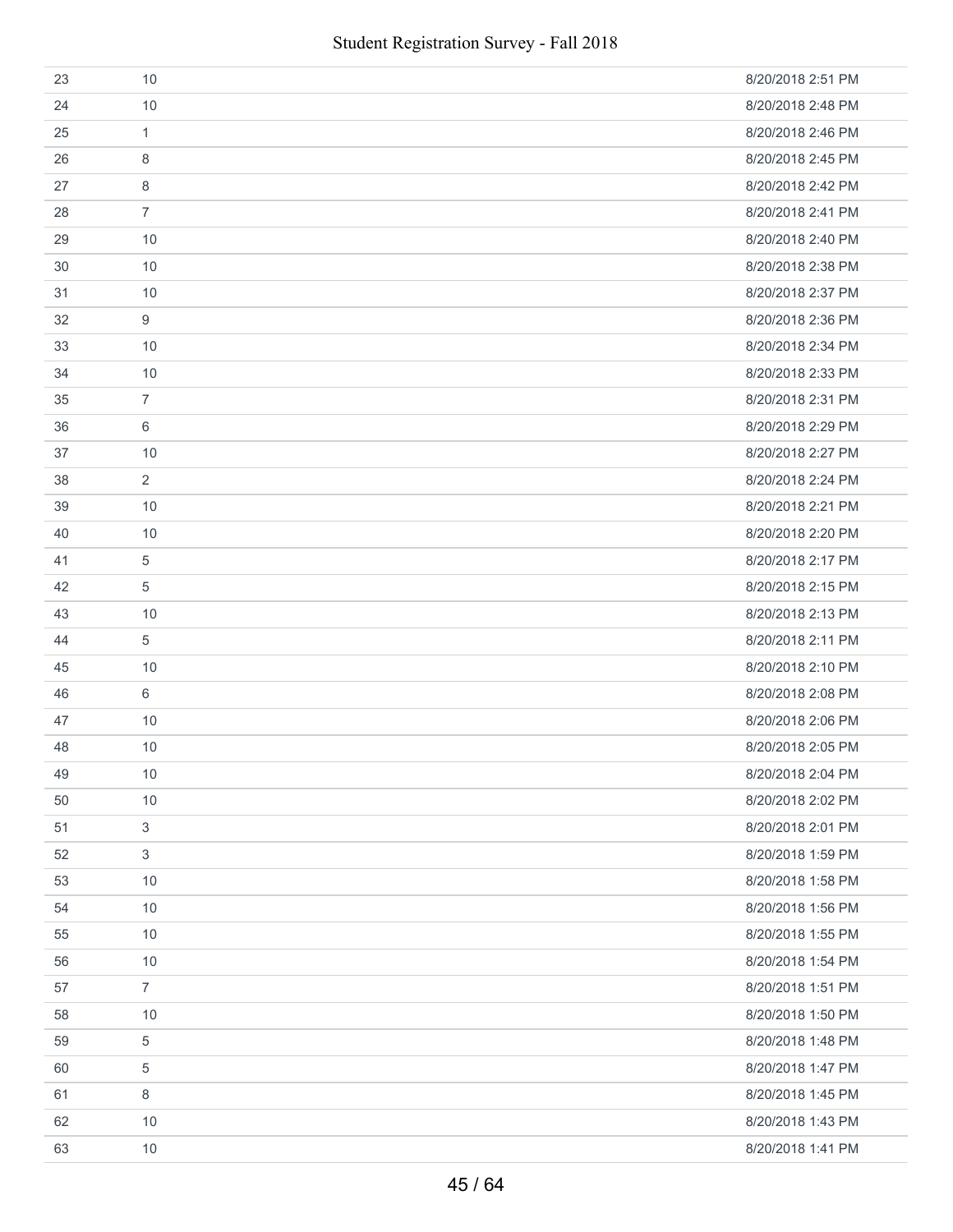| | | |
|---|---|---|
| 23 | 10 | 8/20/2018 2:51 PM |
| 24 | 10 | 8/20/2018 2:48 PM |
| 25 | 1 | 8/20/2018 2:46 PM |
| 26 | 8 | 8/20/2018 2:45 PM |
| 27 | 8 | 8/20/2018 2:42 PM |
| 28 | 7 | 8/20/2018 2:41 PM |
| 29 | 10 | 8/20/2018 2:40 PM |
| 30 | 10 | 8/20/2018 2:38 PM |
| 31 | 10 | 8/20/2018 2:37 PM |
| 32 | 9 | 8/20/2018 2:36 PM |
| 33 | 10 | 8/20/2018 2:34 PM |
| 34 | 10 | 8/20/2018 2:33 PM |
| 35 | 7 | 8/20/2018 2:31 PM |
| 36 | 6 | 8/20/2018 2:29 PM |
| 37 | 10 | 8/20/2018 2:27 PM |
| 38 | 2 | 8/20/2018 2:24 PM |
| 39 | 10 | 8/20/2018 2:21 PM |
| 40 | 10 | 8/20/2018 2:20 PM |
| 41 | 5 | 8/20/2018 2:17 PM |
| 42 | 5 | 8/20/2018 2:15 PM |
| 43 | 10 | 8/20/2018 2:13 PM |
| 44 | 5 | 8/20/2018 2:11 PM |
| 45 | 10 | 8/20/2018 2:10 PM |
| 46 | 6 | 8/20/2018 2:08 PM |
| 47 | 10 | 8/20/2018 2:06 PM |
| 48 | 10 | 8/20/2018 2:05 PM |
| 49 | 10 | 8/20/2018 2:04 PM |
| 50 | 10 | 8/20/2018 2:02 PM |
| 51 | 3 | 8/20/2018 2:01 PM |
| 52 | 3 | 8/20/2018 1:59 PM |
| 53 | 10 | 8/20/2018 1:58 PM |
| 54 | 10 | 8/20/2018 1:56 PM |
| 55 | 10 | 8/20/2018 1:55 PM |
| 56 | 10 | 8/20/2018 1:54 PM |
| 57 | 7 | 8/20/2018 1:51 PM |
| 58 | 10 | 8/20/2018 1:50 PM |
| 59 | 5 | 8/20/2018 1:48 PM |
| 60 | 5 | 8/20/2018 1:47 PM |
| 61 | 8 | 8/20/2018 1:45 PM |
| 62 | 10 | 8/20/2018 1:43 PM |
| 63 | 10 | 8/20/2018 1:41 PM |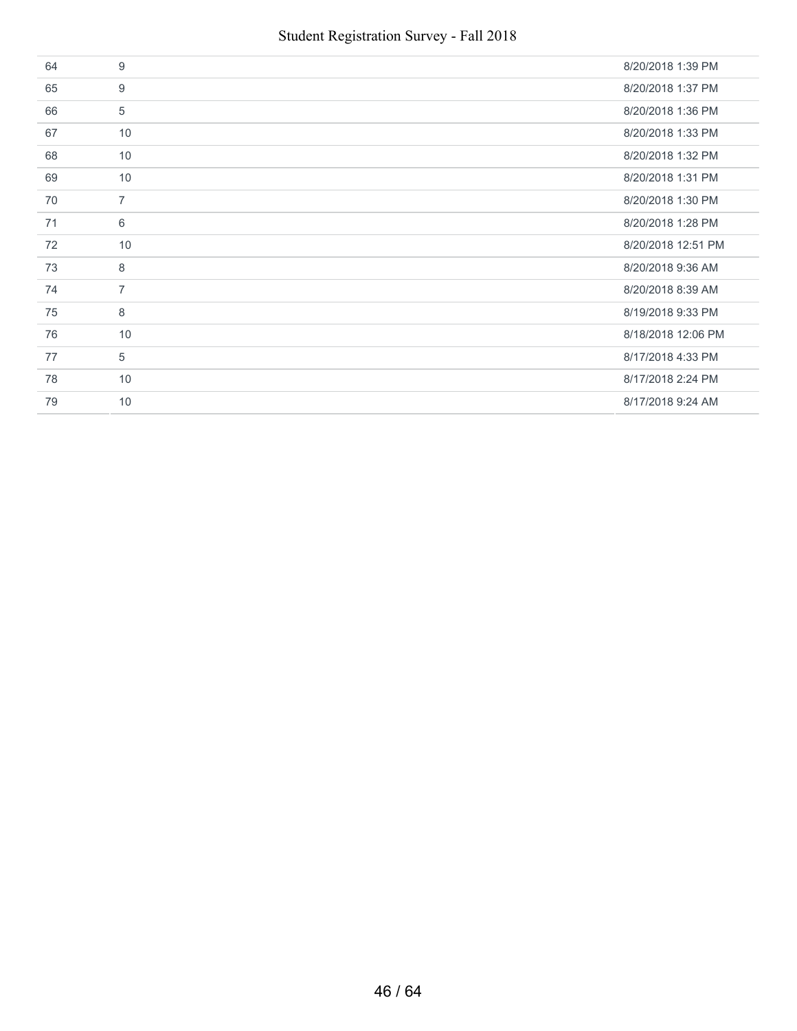| | | |
|---|---|---|
| 64 | 9 | 8/20/2018 1:39 PM |
| 65 | 9 | 8/20/2018 1:37 PM |
| 66 | 5 | 8/20/2018 1:36 PM |
| 67 | 10 | 8/20/2018 1:33 PM |
| 68 | 10 | 8/20/2018 1:32 PM |
| 69 | 10 | 8/20/2018 1:31 PM |
| 70 | 7 | 8/20/2018 1:30 PM |
| 71 | 6 | 8/20/2018 1:28 PM |
| 72 | 10 | 8/20/2018 12:51 PM |
| 73 | 8 | 8/20/2018 9:36 AM |
| 74 | 7 | 8/20/2018 8:39 AM |
| 75 | 8 | 8/19/2018 9:33 PM |
| 76 | 10 | 8/18/2018 12:06 PM |
| 77 | 5 | 8/17/2018 4:33 PM |
| 78 | 10 | 8/17/2018 2:24 PM |
| 79 | 10 | 8/17/2018 9:24 AM |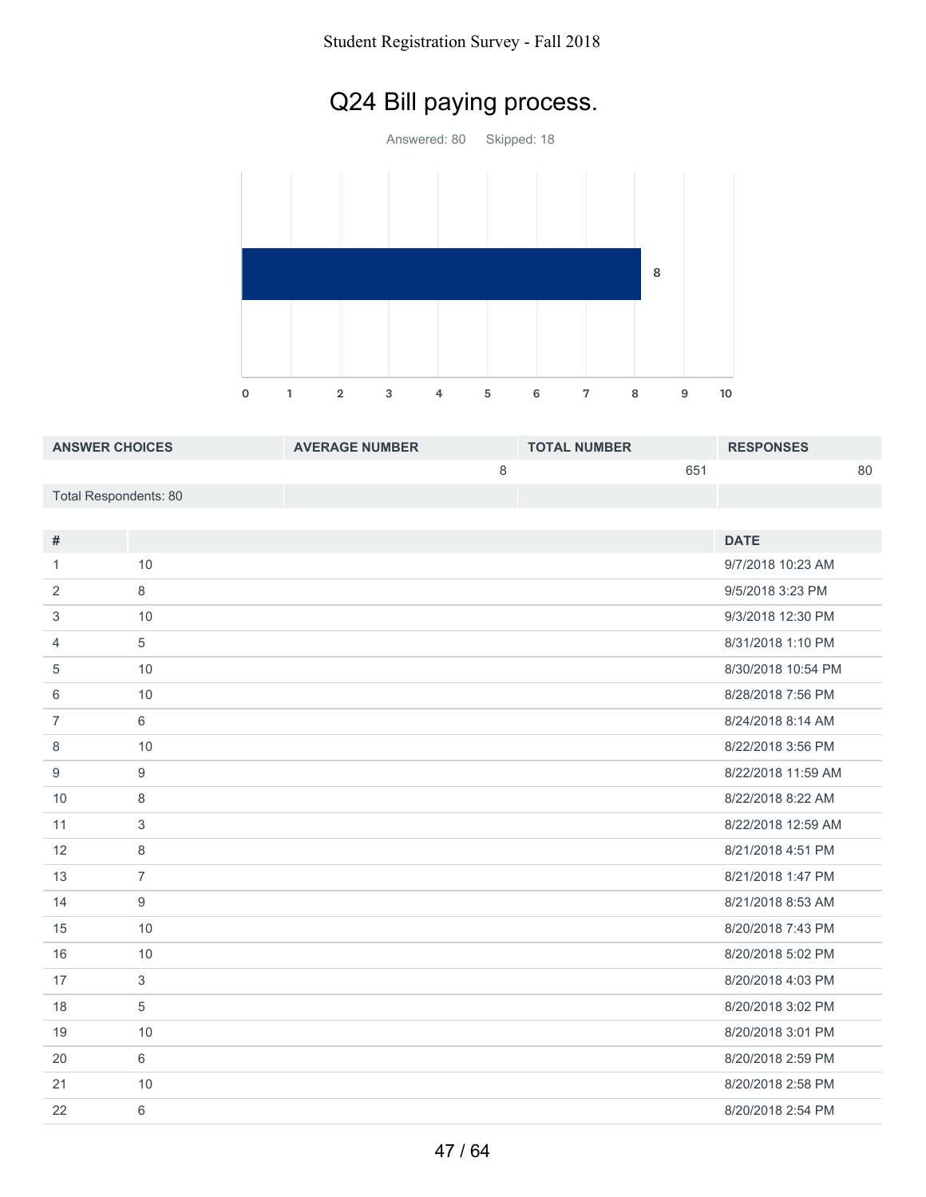Student Registration Survey - Fall 2018

# Q24 Bill paying process.

Answered: 80 Skipped: 18

| ANSWER CHOICES | AVERAGE NUMBER | TOTAL NUMBER | RESPONSES |
|---|---|---|---|
| | 8 | 651 | 80 |
| Total Respondents: 80 | | | |

| # | | DATE |
|---|---|---|
| 1 | 10 | 9/7/2018 10:23 AM |
| 2 | 8 | 9/5/2018 3:23 PM |
| 3 | 10 | 9/3/2018 12:30 PM |
| 4 | 5 | 8/31/2018 1:10 PM |
| 5 | 10 | 8/30/2018 10:54 PM |
| 6 | 10 | 8/28/2018 7:56 PM |
| 7 | 6 | 8/24/2018 8:14 AM |
| 8 | 10 | 8/22/2018 3:56 PM |
| 9 | 9 | 8/22/2018 11:59 AM |
| 10 | 8 | 8/22/2018 8:22 AM |
| 11 | 3 | 8/22/2018 12:59 AM |
| 12 | 8 | 8/21/2018 4:51 PM |
| 13 | 7 | 8/21/2018 1:47 PM |
| 14 | 9 | 8/21/2018 8:53 AM |
| 15 | 10 | 8/20/2018 7:43 PM |
| 16 | 10 | 8/20/2018 5:02 PM |
| 17 | 3 | 8/20/2018 4:03 PM |
| 18 | 5 | 8/20/2018 3:02 PM |
| 19 | 10 | 8/20/2018 3:01 PM |
| 20 | 6 | 8/20/2018 2:59 PM |
| 21 | 10 | 8/20/2018 2:58 PM |
| 22 | 6 | 8/20/2018 2:54 PM |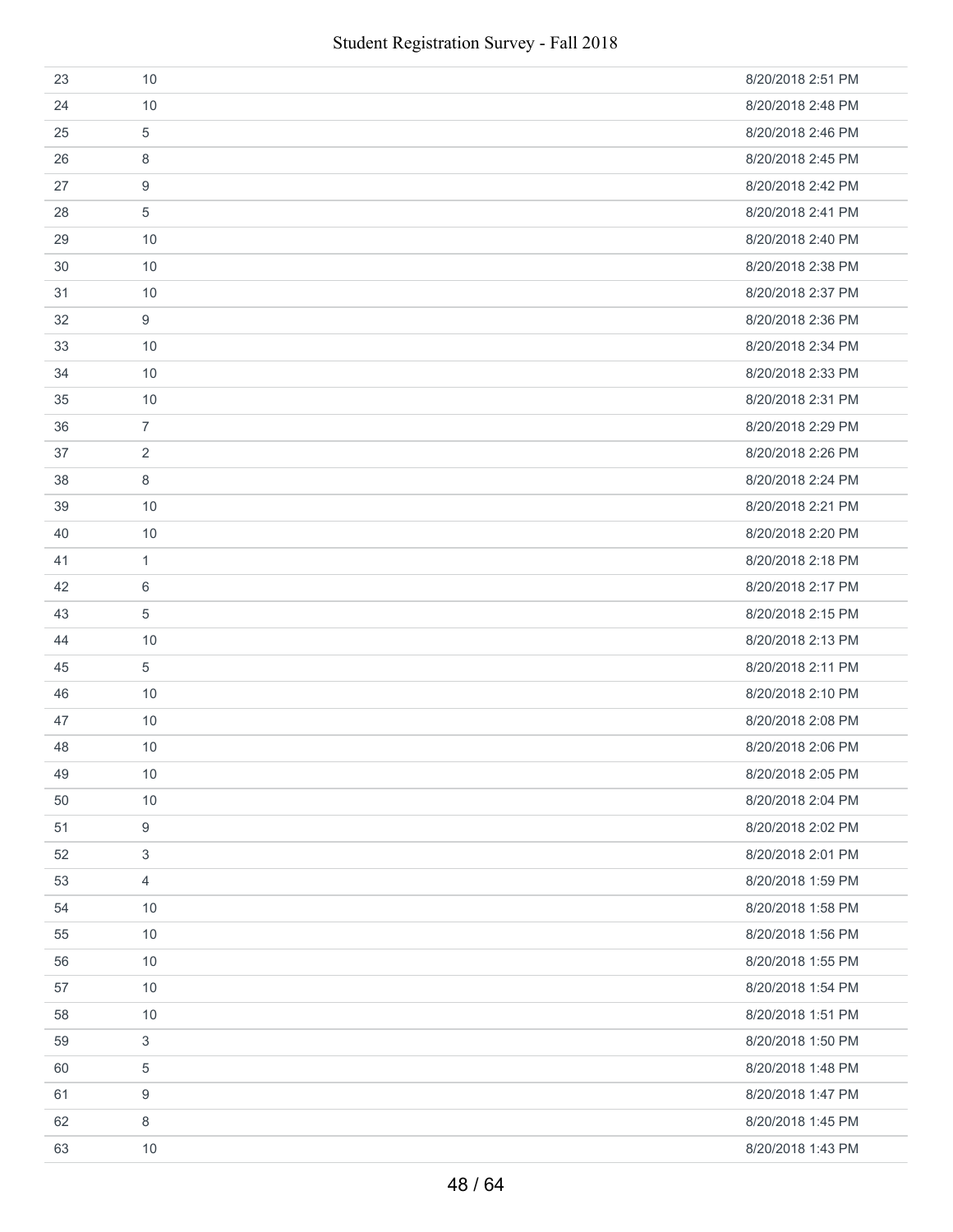| | | |
|---|---|---|
| 23 | 10 | 8/20/2018 2:51 PM |
| 24 | 10 | 8/20/2018 2:48 PM |
| 25 | 5 | 8/20/2018 2:46 PM |
| 26 | 8 | 8/20/2018 2:45 PM |
| 27 | 9 | 8/20/2018 2:42 PM |
| 28 | 5 | 8/20/2018 2:41 PM |
| 29 | 10 | 8/20/2018 2:40 PM |
| 30 | 10 | 8/20/2018 2:38 PM |
| 31 | 10 | 8/20/2018 2:37 PM |
| 32 | 9 | 8/20/2018 2:36 PM |
| 33 | 10 | 8/20/2018 2:34 PM |
| 34 | 10 | 8/20/2018 2:33 PM |
| 35 | 10 | 8/20/2018 2:31 PM |
| 36 | 7 | 8/20/2018 2:29 PM |
| 37 | 2 | 8/20/2018 2:26 PM |
| 38 | 8 | 8/20/2018 2:24 PM |
| 39 | 10 | 8/20/2018 2:21 PM |
| 40 | 10 | 8/20/2018 2:20 PM |
| 41 | 1 | 8/20/2018 2:18 PM |
| 42 | 6 | 8/20/2018 2:17 PM |
| 43 | 5 | 8/20/2018 2:15 PM |
| 44 | 10 | 8/20/2018 2:13 PM |
| 45 | 5 | 8/20/2018 2:11 PM |
| 46 | 10 | 8/20/2018 2:10 PM |
| 47 | 10 | 8/20/2018 2:08 PM |
| 48 | 10 | 8/20/2018 2:06 PM |
| 49 | 10 | 8/20/2018 2:05 PM |
| 50 | 10 | 8/20/2018 2:04 PM |
| 51 | 9 | 8/20/2018 2:02 PM |
| 52 | 3 | 8/20/2018 2:01 PM |
| 53 | 4 | 8/20/2018 1:59 PM |
| 54 | 10 | 8/20/2018 1:58 PM |
| 55 | 10 | 8/20/2018 1:56 PM |
| 56 | 10 | 8/20/2018 1:55 PM |
| 57 | 10 | 8/20/2018 1:54 PM |
| 58 | 10 | 8/20/2018 1:51 PM |
| 59 | 3 | 8/20/2018 1:50 PM |
| 60 | 5 | 8/20/2018 1:48 PM |
| 61 | 9 | 8/20/2018 1:47 PM |
| 62 | 8 | 8/20/2018 1:45 PM |
| 63 | 10 | 8/20/2018 1:43 PM |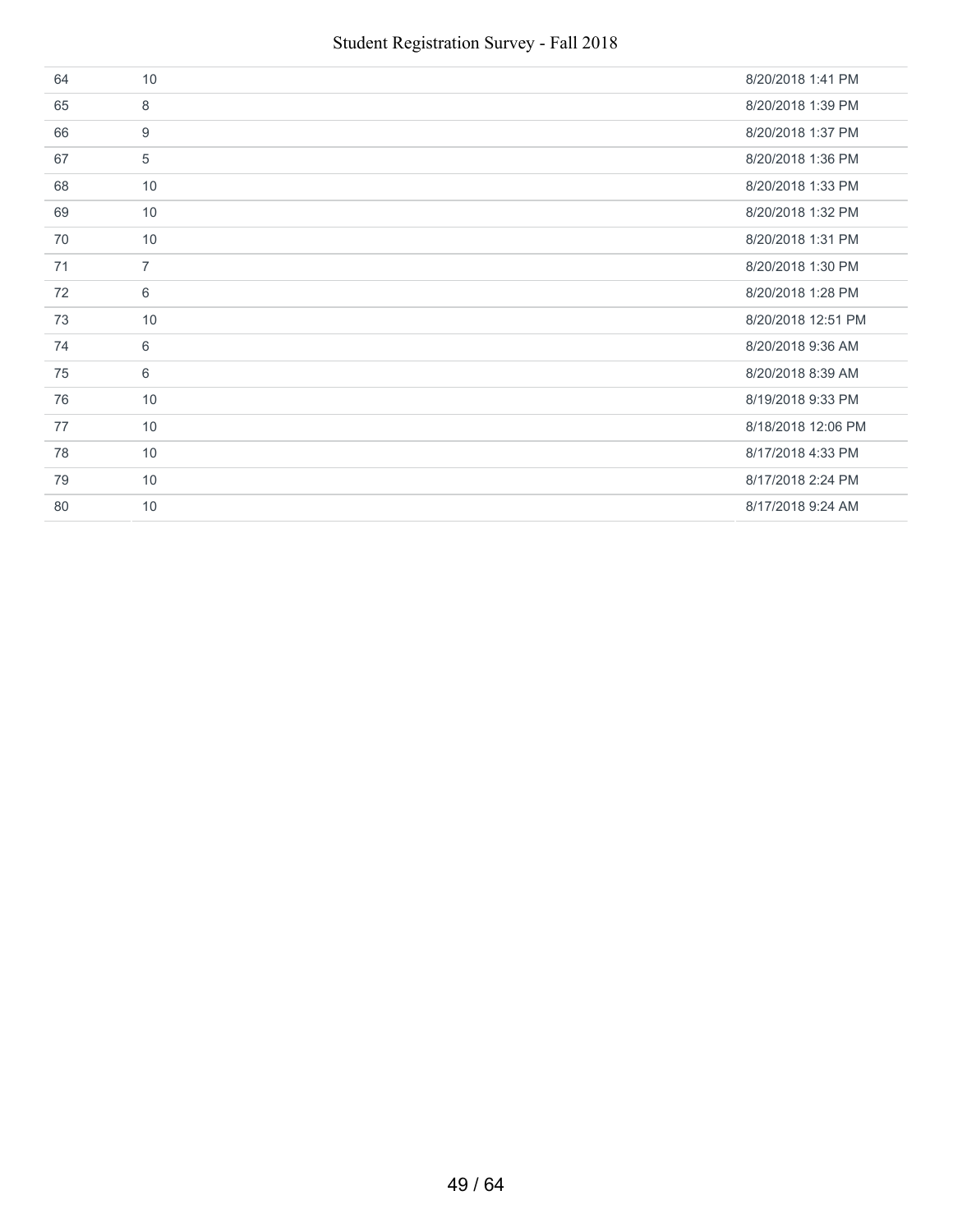| | | |
|---|---|---|
| 64 | 10 | 8/20/2018 1:41 PM |
| 65 | 8 | 8/20/2018 1:39 PM |
| 66 | 9 | 8/20/2018 1:37 PM |
| 67 | 5 | 8/20/2018 1:36 PM |
| 68 | 10 | 8/20/2018 1:33 PM |
| 69 | 10 | 8/20/2018 1:32 PM |
| 70 | 10 | 8/20/2018 1:31 PM |
| 71 | 7 | 8/20/2018 1:30 PM |
| 72 | 6 | 8/20/2018 1:28 PM |
| 73 | 10 | 8/20/2018 12:51 PM |
| 74 | 6 | 8/20/2018 9:36 AM |
| 75 | 6 | 8/20/2018 8:39 AM |
| 76 | 10 | 8/19/2018 9:33 PM |
| 77 | 10 | 8/18/2018 12:06 PM |
| 78 | 10 | 8/17/2018 4:33 PM |
| 79 | 10 | 8/17/2018 2:24 PM |
| 80 | 10 | 8/17/2018 9:24 AM |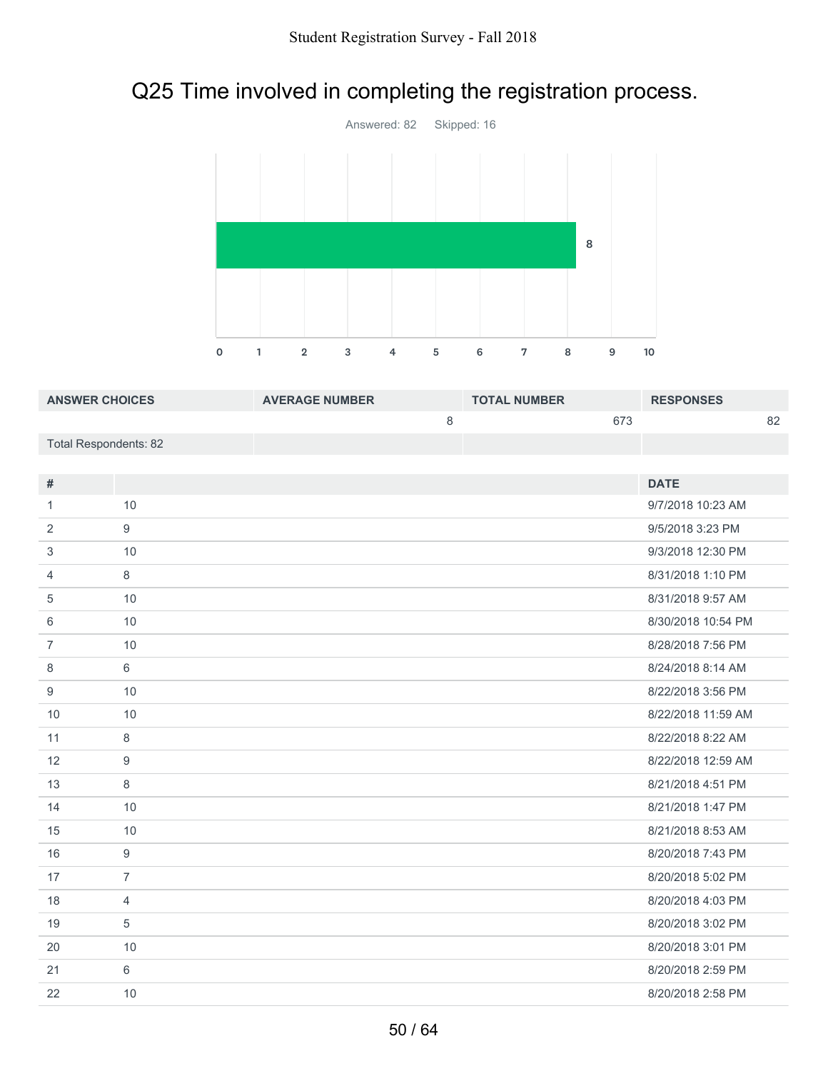## Q25 Time involved in completing the registration process.

Answered: 82 Skipped: 16

| ANSWER CHOICES | AVERAGE NUMBER | TOTAL NUMBER | RESPONSES |
|---|---|---|---|
| | 8 | 673 | 82 |
| Total Respondents: 82 | | | |

| # | | DATE |
|---|---|---|
| 1 | 10 | 9/7/2018 10:23 AM |
| 2 | 9 | 9/5/2018 3:23 PM |
| 3 | 10 | 9/3/2018 12:30 PM |
| 4 | 8 | 8/31/2018 1:10 PM |
| 5 | 10 | 8/31/2018 9:57 AM |
| 6 | 10 | 8/30/2018 10:54 PM |
| 7 | 10 | 8/28/2018 7:56 PM |
| 8 | 6 | 8/24/2018 8:14 AM |
| 9 | 10 | 8/22/2018 3:56 PM |
| 10 | 10 | 8/22/2018 11:59 AM |
| 11 | 8 | 8/22/2018 8:22 AM |
| 12 | 9 | 8/22/2018 12:59 AM |
| 13 | 8 | 8/21/2018 4:51 PM |
| 14 | 10 | 8/21/2018 1:47 PM |
| 15 | 10 | 8/21/2018 8:53 AM |
| 16 | 9 | 8/20/2018 7:43 PM |
| 17 | 7 | 8/20/2018 5:02 PM |
| 18 | 4 | 8/20/2018 4:03 PM |
| 19 | 5 | 8/20/2018 3:02 PM |
| 20 | 10 | 8/20/2018 3:01 PM |
| 21 | 6 | 8/20/2018 2:59 PM |
| 22 | 10 | 8/20/2018 2:58 PM |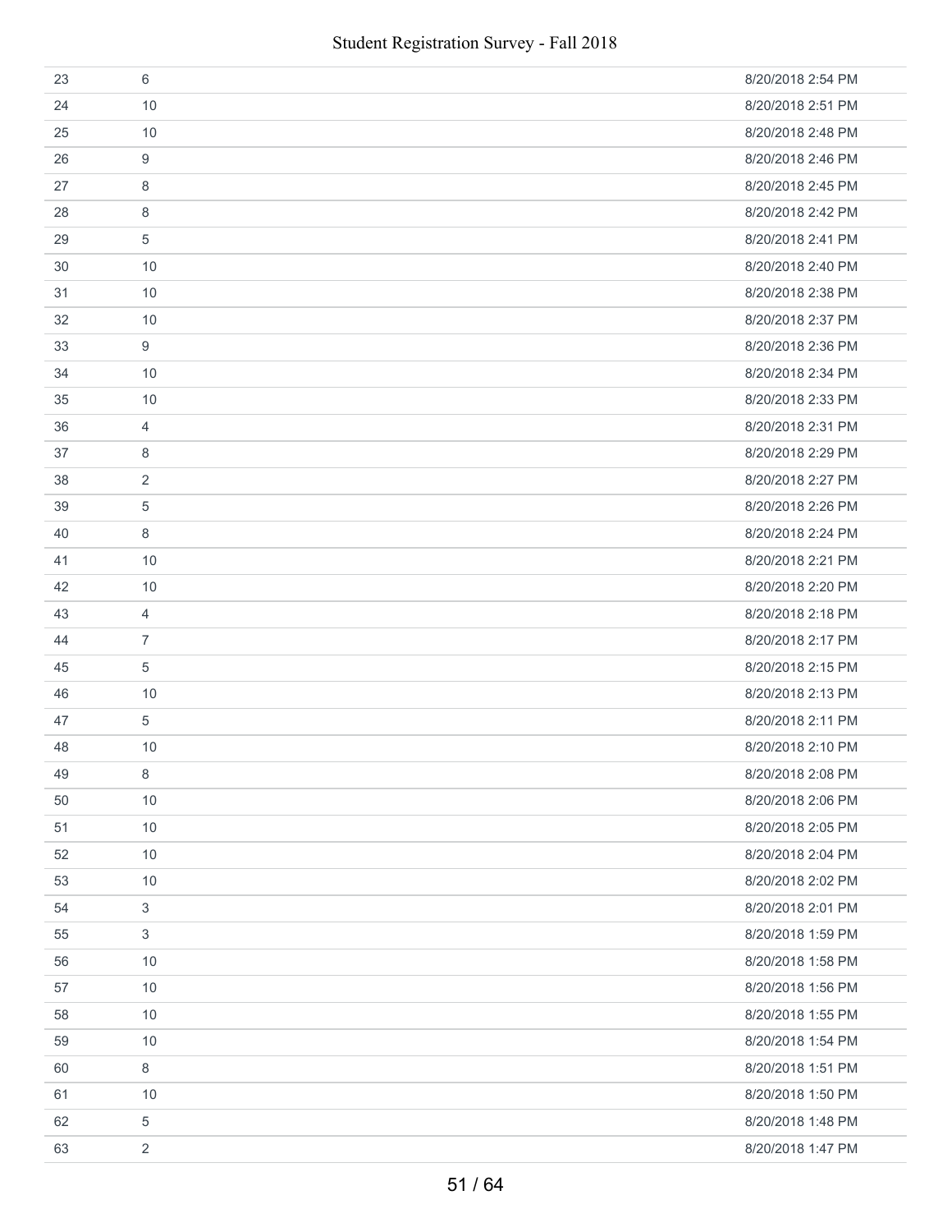| | | |
|---|---|---|
| 23 | 6 | 8/20/2018 2:54 PM |
| 24 | 10 | 8/20/2018 2:51 PM |
| 25 | 10 | 8/20/2018 2:48 PM |
| 26 | 9 | 8/20/2018 2:46 PM |
| 27 | 8 | 8/20/2018 2:45 PM |
| 28 | 8 | 8/20/2018 2:42 PM |
| 29 | 5 | 8/20/2018 2:41 PM |
| 30 | 10 | 8/20/2018 2:40 PM |
| 31 | 10 | 8/20/2018 2:38 PM |
| 32 | 10 | 8/20/2018 2:37 PM |
| 33 | 9 | 8/20/2018 2:36 PM |
| 34 | 10 | 8/20/2018 2:34 PM |
| 35 | 10 | 8/20/2018 2:33 PM |
| 36 | 4 | 8/20/2018 2:31 PM |
| 37 | 8 | 8/20/2018 2:29 PM |
| 38 | 2 | 8/20/2018 2:27 PM |
| 39 | 5 | 8/20/2018 2:26 PM |
| 40 | 8 | 8/20/2018 2:24 PM |
| 41 | 10 | 8/20/2018 2:21 PM |
| 42 | 10 | 8/20/2018 2:20 PM |
| 43 | 4 | 8/20/2018 2:18 PM |
| 44 | 7 | 8/20/2018 2:17 PM |
| 45 | 5 | 8/20/2018 2:15 PM |
| 46 | 10 | 8/20/2018 2:13 PM |
| 47 | 5 | 8/20/2018 2:11 PM |
| 48 | 10 | 8/20/2018 2:10 PM |
| 49 | 8 | 8/20/2018 2:08 PM |
| 50 | 10 | 8/20/2018 2:06 PM |
| 51 | 10 | 8/20/2018 2:05 PM |
| 52 | 10 | 8/20/2018 2:04 PM |
| 53 | 10 | 8/20/2018 2:02 PM |
| 54 | 3 | 8/20/2018 2:01 PM |
| 55 | 3 | 8/20/2018 1:59 PM |
| 56 | 10 | 8/20/2018 1:58 PM |
| 57 | 10 | 8/20/2018 1:56 PM |
| 58 | 10 | 8/20/2018 1:55 PM |
| 59 | 10 | 8/20/2018 1:54 PM |
| 60 | 8 | 8/20/2018 1:51 PM |
| 61 | 10 | 8/20/2018 1:50 PM |
| 62 | 5 | 8/20/2018 1:48 PM |
| 63 | 2 | 8/20/2018 1:47 PM |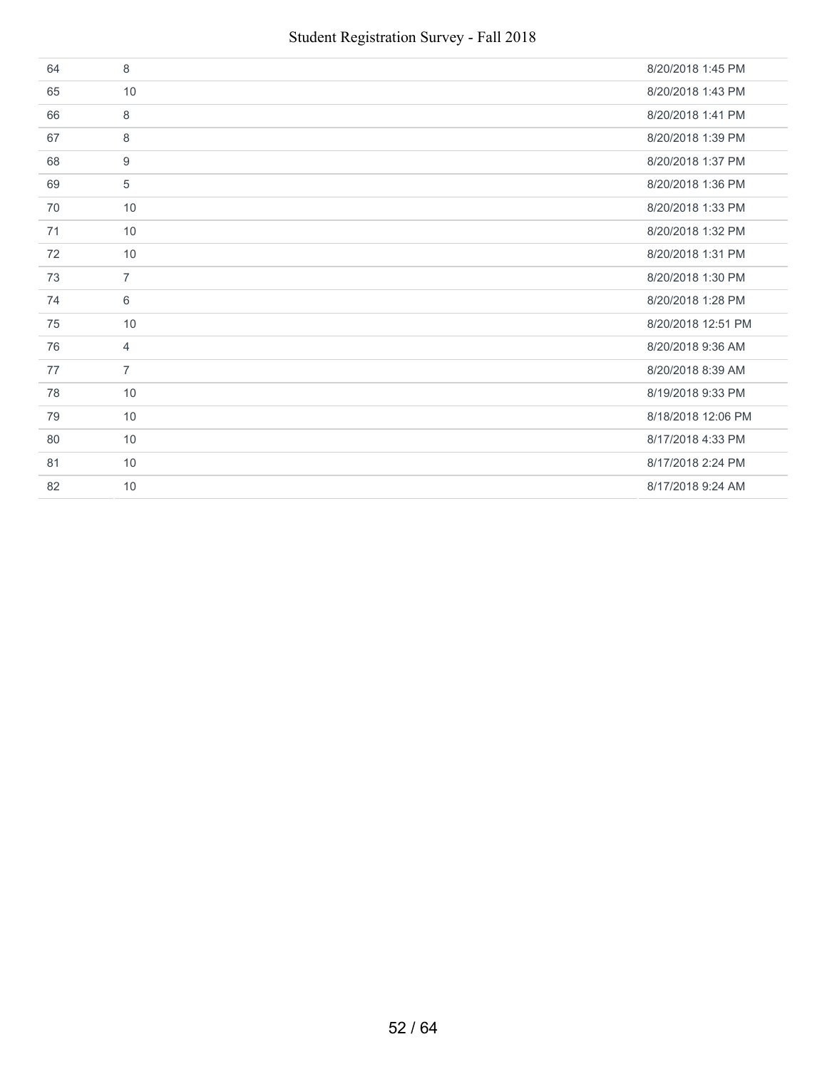| | | |
|---|---|---|
| 64 | 8 | 8/20/2018 1:45 PM |
| 65 | 10 | 8/20/2018 1:43 PM |
| 66 | 8 | 8/20/2018 1:41 PM |
| 67 | 8 | 8/20/2018 1:39 PM |
| 68 | 9 | 8/20/2018 1:37 PM |
| 69 | 5 | 8/20/2018 1:36 PM |
| 70 | 10 | 8/20/2018 1:33 PM |
| 71 | 10 | 8/20/2018 1:32 PM |
| 72 | 10 | 8/20/2018 1:31 PM |
| 73 | 7 | 8/20/2018 1:30 PM |
| 74 | 6 | 8/20/2018 1:28 PM |
| 75 | 10 | 8/20/2018 12:51 PM |
| 76 | 4 | 8/20/2018 9:36 AM |
| 77 | 7 | 8/20/2018 8:39 AM |
| 78 | 10 | 8/19/2018 9:33 PM |
| 79 | 10 | 8/18/2018 12:06 PM |
| 80 | 10 | 8/17/2018 4:33 PM |
| 81 | 10 | 8/17/2018 2:24 PM |
| 82 | 10 | 8/17/2018 9:24 AM |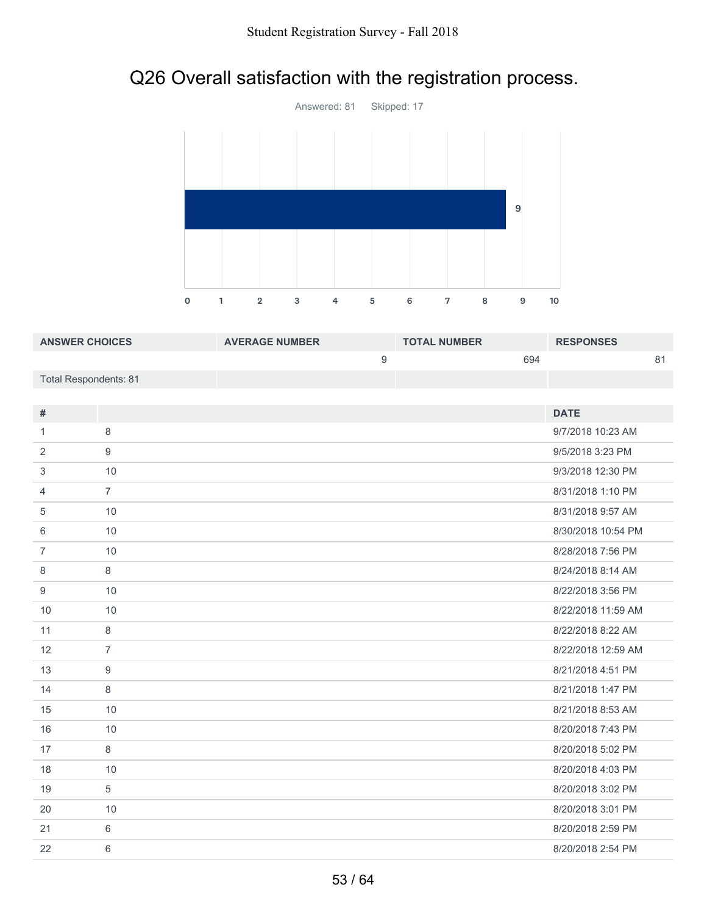# Q26 Overall satisfaction with the registration process.

Answered: 81 Skipped: 17

| ANSWER CHOICES | AVERAGE NUMBER | TOTAL NUMBER | RESPONSES |
|---|---|---|---|
| | 9 | 694 | 81 |
| Total Respondents: 81 | | | |

| # | | DATE |
|---|---|---|
| 1 | 8 | 9/7/2018 10:23 AM |
| 2 | 9 | 9/5/2018 3:23 PM |
| 3 | 10 | 9/3/2018 12:30 PM |
| 4 | 7 | 8/31/2018 1:10 PM |
| 5 | 10 | 8/31/2018 9:57 AM |
| 6 | 10 | 8/30/2018 10:54 PM |
| 7 | 10 | 8/28/2018 7:56 PM |
| 8 | 8 | 8/24/2018 8:14 AM |
| 9 | 10 | 8/22/2018 3:56 PM |
| 10 | 10 | 8/22/2018 11:59 AM |
| 11 | 8 | 8/22/2018 8:22 AM |
| 12 | 7 | 8/22/2018 12:59 AM |
| 13 | 9 | 8/21/2018 4:51 PM |
| 14 | 8 | 8/21/2018 1:47 PM |
| 15 | 10 | 8/21/2018 8:53 AM |
| 16 | 10 | 8/20/2018 7:43 PM |
| 17 | 8 | 8/20/2018 5:02 PM |
| 18 | 10 | 8/20/2018 4:03 PM |
| 19 | 5 | 8/20/2018 3:02 PM |
| 20 | 10 | 8/20/2018 3:01 PM |
| 21 | 6 | 8/20/2018 2:59 PM |
| 22 | 6 | 8/20/2018 2:54 PM |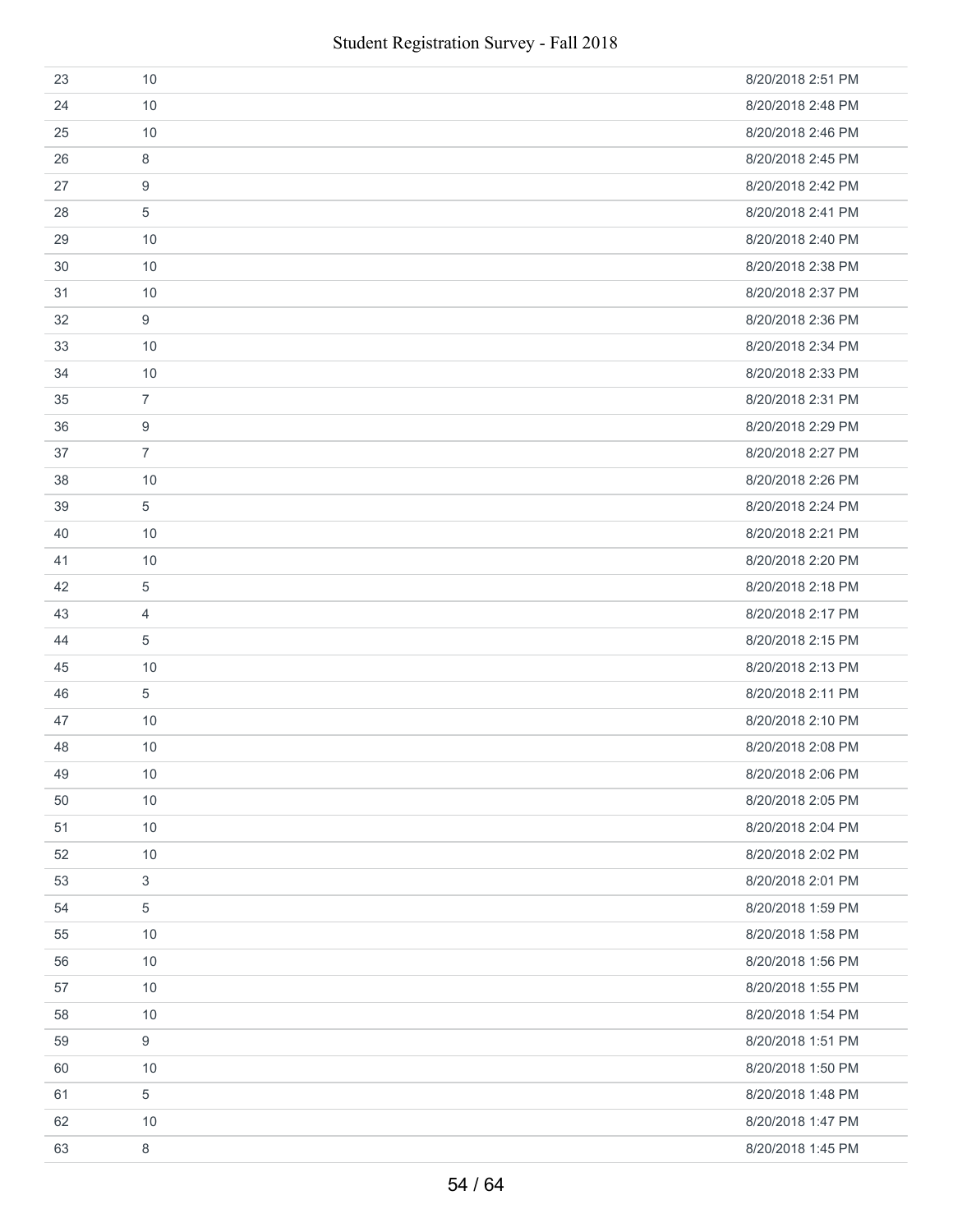| | | |
|---|---|---|
| 23 | 10 | 8/20/2018 2:51 PM |
| 24 | 10 | 8/20/2018 2:48 PM |
| 25 | 10 | 8/20/2018 2:46 PM |
| 26 | 8 | 8/20/2018 2:45 PM |
| 27 | 9 | 8/20/2018 2:42 PM |
| 28 | 5 | 8/20/2018 2:41 PM |
| 29 | 10 | 8/20/2018 2:40 PM |
| 30 | 10 | 8/20/2018 2:38 PM |
| 31 | 10 | 8/20/2018 2:37 PM |
| 32 | 9 | 8/20/2018 2:36 PM |
| 33 | 10 | 8/20/2018 2:34 PM |
| 34 | 10 | 8/20/2018 2:33 PM |
| 35 | 7 | 8/20/2018 2:31 PM |
| 36 | 9 | 8/20/2018 2:29 PM |
| 37 | 7 | 8/20/2018 2:27 PM |
| 38 | 10 | 8/20/2018 2:26 PM |
| 39 | 5 | 8/20/2018 2:24 PM |
| 40 | 10 | 8/20/2018 2:21 PM |
| 41 | 10 | 8/20/2018 2:20 PM |
| 42 | 5 | 8/20/2018 2:18 PM |
| 43 | 4 | 8/20/2018 2:17 PM |
| 44 | 5 | 8/20/2018 2:15 PM |
| 45 | 10 | 8/20/2018 2:13 PM |
| 46 | 5 | 8/20/2018 2:11 PM |
| 47 | 10 | 8/20/2018 2:10 PM |
| 48 | 10 | 8/20/2018 2:08 PM |
| 49 | 10 | 8/20/2018 2:06 PM |
| 50 | 10 | 8/20/2018 2:05 PM |
| 51 | 10 | 8/20/2018 2:04 PM |
| 52 | 10 | 8/20/2018 2:02 PM |
| 53 | 3 | 8/20/2018 2:01 PM |
| 54 | 5 | 8/20/2018 1:59 PM |
| 55 | 10 | 8/20/2018 1:58 PM |
| 56 | 10 | 8/20/2018 1:56 PM |
| 57 | 10 | 8/20/2018 1:55 PM |
| 58 | 10 | 8/20/2018 1:54 PM |
| 59 | 9 | 8/20/2018 1:51 PM |
| 60 | 10 | 8/20/2018 1:50 PM |
| 61 | 5 | 8/20/2018 1:48 PM |
| 62 | 10 | 8/20/2018 1:47 PM |
| 63 | 8 | 8/20/2018 1:45 PM |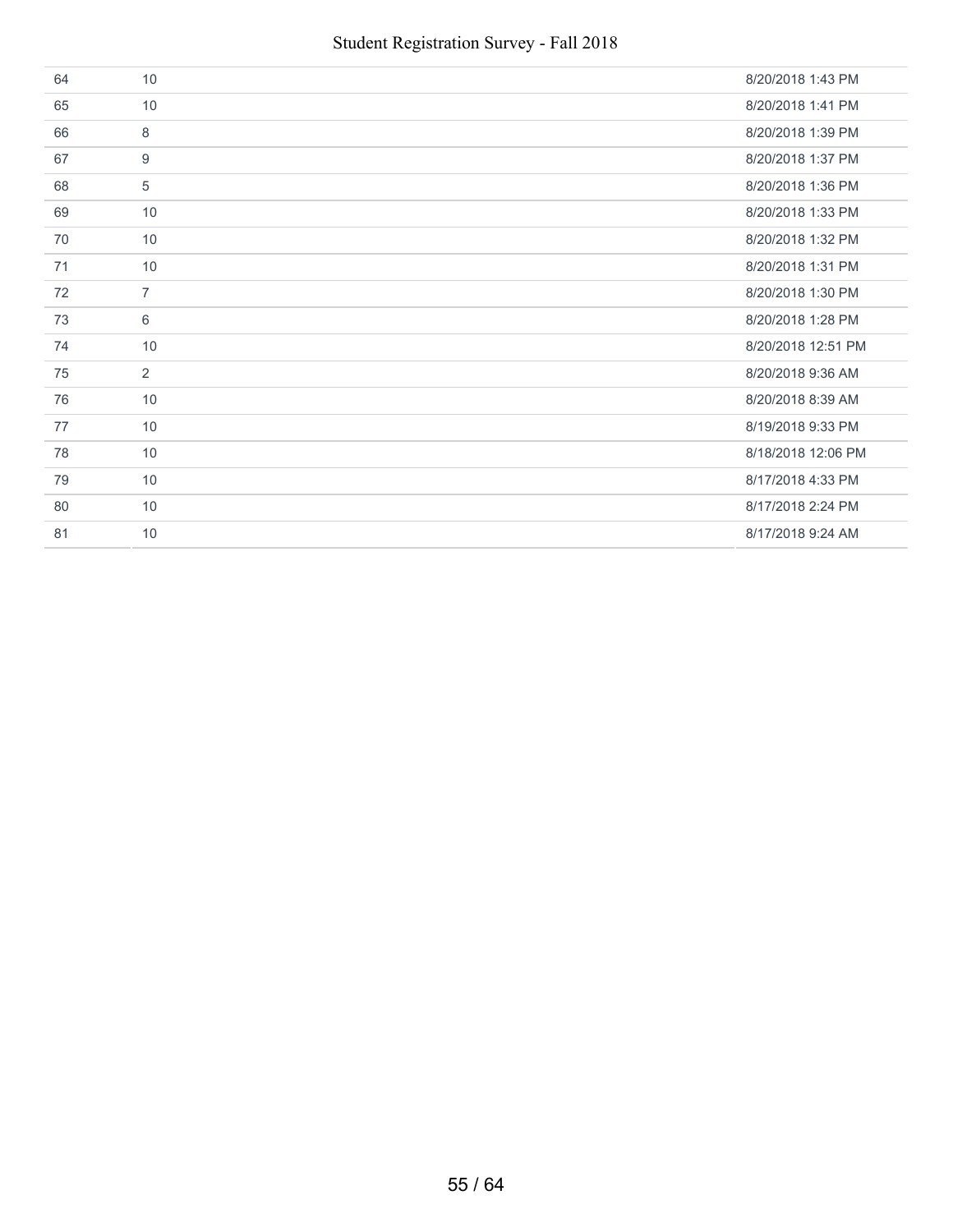| | | |
|---|---|---|
| 64 | 10 | 8/20/2018 1:43 PM |
| 65 | 10 | 8/20/2018 1:41 PM |
| 66 | 8 | 8/20/2018 1:39 PM |
| 67 | 9 | 8/20/2018 1:37 PM |
| 68 | 5 | 8/20/2018 1:36 PM |
| 69 | 10 | 8/20/2018 1:33 PM |
| 70 | 10 | 8/20/2018 1:32 PM |
| 71 | 10 | 8/20/2018 1:31 PM |
| 72 | 7 | 8/20/2018 1:30 PM |
| 73 | 6 | 8/20/2018 1:28 PM |
| 74 | 10 | 8/20/2018 12:51 PM |
| 75 | 2 | 8/20/2018 9:36 AM |
| 76 | 10 | 8/20/2018 8:39 AM |
| 77 | 10 | 8/19/2018 9:33 PM |
| 78 | 10 | 8/18/2018 12:06 PM |
| 79 | 10 | 8/17/2018 4:33 PM |
| 80 | 10 | 8/17/2018 2:24 PM |
| 81 | 10 | 8/17/2018 9:24 AM |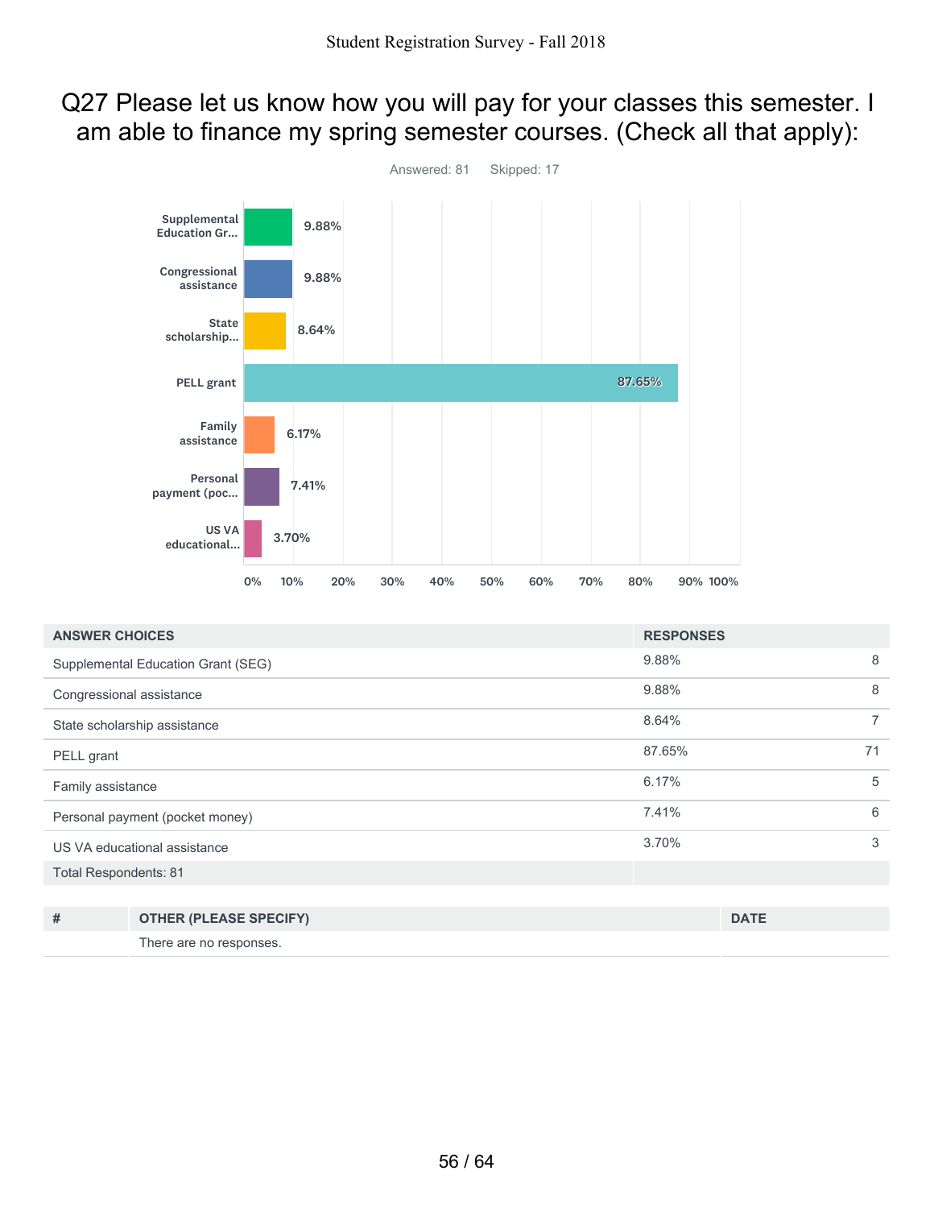# Q27 Please let us know how you will pay for your classes this semester. I am able to finance my spring semester courses. (Check all that apply):

Answered: 81    Skipped: 17

| ANSWER CHOICES | RESPONSES | |
|---|---|---|
| Supplemental Education Grant (SEG) | 9.88% | 8 |
| Congressional assistance | 9.88% | 8 |
| State scholarship assistance | 8.64% | 7 |
| PELL grant | 87.65% | 71 |
| Family assistance | 6.17% | 5 |
| Personal payment (pocket money) | 7.41% | 6 |
| US VA educational assistance | 3.70% | 3 |
| Total Respondents: 81 | | |

| # | OTHER (PLEASE SPECIFY) | DATE |
|---|---|---|
| | There are no responses. | |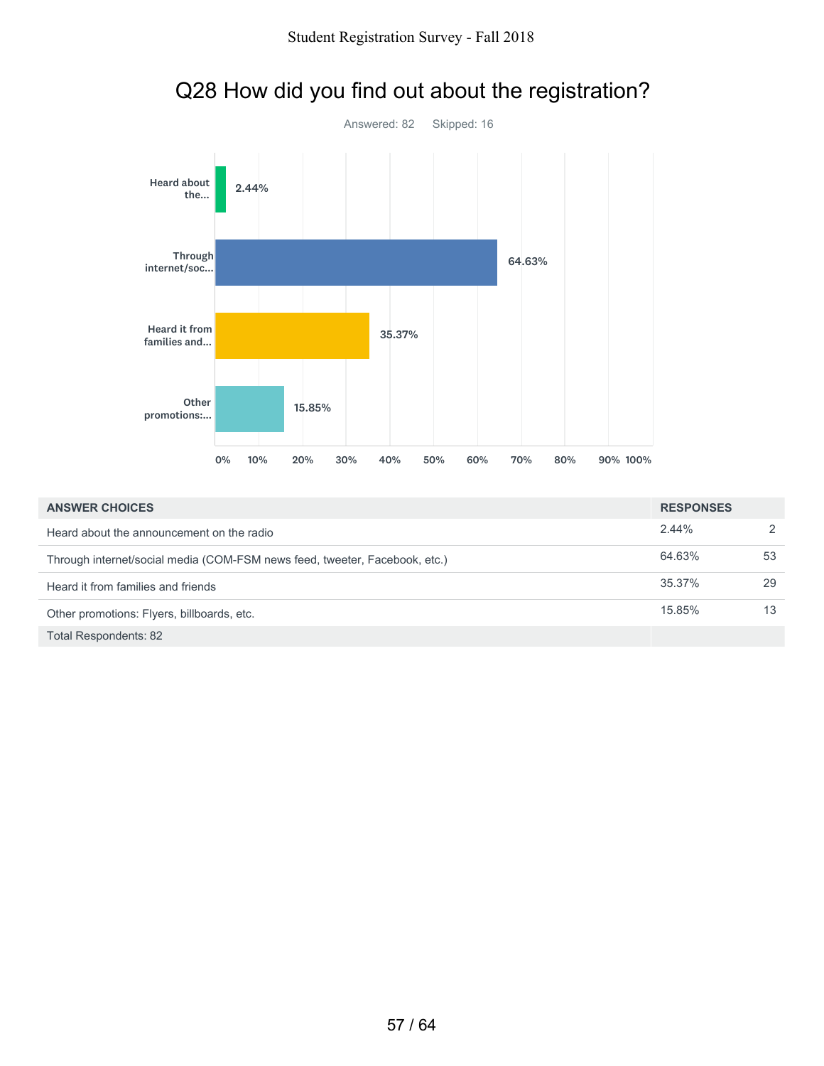## Q28 How did you find out about the registration?

Answered: 82 Skipped: 16

| ANSWER CHOICES | RESPONSES | |
|---|---|---|
| Heard about the announcement on the radio | 2.44% | 2 |
| Through internet/social media (COM-FSM news feed, tweeter, Facebook, etc.) | 64.63% | 53 |
| Heard it from families and friends | 35.37% | 29 |
| Other promotions: Flyers, billboards, etc. | 15.85% | 13 |
| Total Respondents: 82 | | |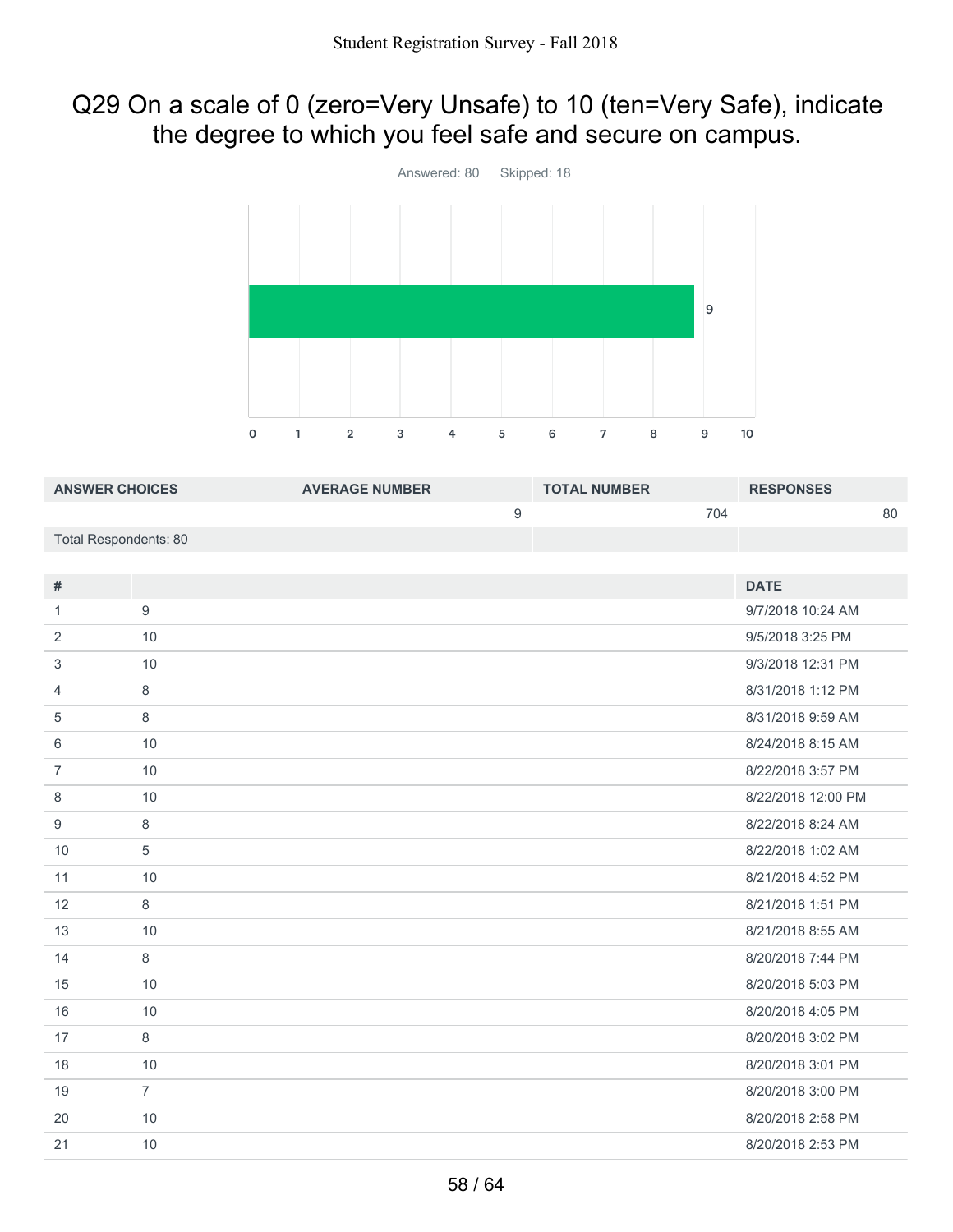## Q29 On a scale of 0 (zero=Very Unsafe) to 10 (ten=Very Safe), indicate the degree to which you feel safe and secure on campus.

Answered: 80 Skipped: 18

| ANSWER CHOICES | AVERAGE NUMBER | TOTAL NUMBER | RESPONSES |
|---|---|---|---|
| | 9 | 704 | 80 |
| Total Respondents: 80 | | | |

| # | | DATE |
|---|---|---|
| 1 | 9 | 9/7/2018 10:24 AM |
| 2 | 10 | 9/5/2018 3:25 PM |
| 3 | 10 | 9/3/2018 12:31 PM |
| 4 | 8 | 8/31/2018 1:12 PM |
| 5 | 8 | 8/31/2018 9:59 AM |
| 6 | 10 | 8/24/2018 8:15 AM |
| 7 | 10 | 8/22/2018 3:57 PM |
| 8 | 10 | 8/22/2018 12:00 PM |
| 9 | 8 | 8/22/2018 8:24 AM |
| 10 | 5 | 8/22/2018 1:02 AM |
| 11 | 10 | 8/21/2018 4:52 PM |
| 12 | 8 | 8/21/2018 1:51 PM |
| 13 | 10 | 8/21/2018 8:55 AM |
| 14 | 8 | 8/20/2018 7:44 PM |
| 15 | 10 | 8/20/2018 5:03 PM |
| 16 | 10 | 8/20/2018 4:05 PM |
| 17 | 8 | 8/20/2018 3:02 PM |
| 18 | 10 | 8/20/2018 3:01 PM |
| 19 | 7 | 8/20/2018 3:00 PM |
| 20 | 10 | 8/20/2018 2:58 PM |
| 21 | 10 | 8/20/2018 2:53 PM |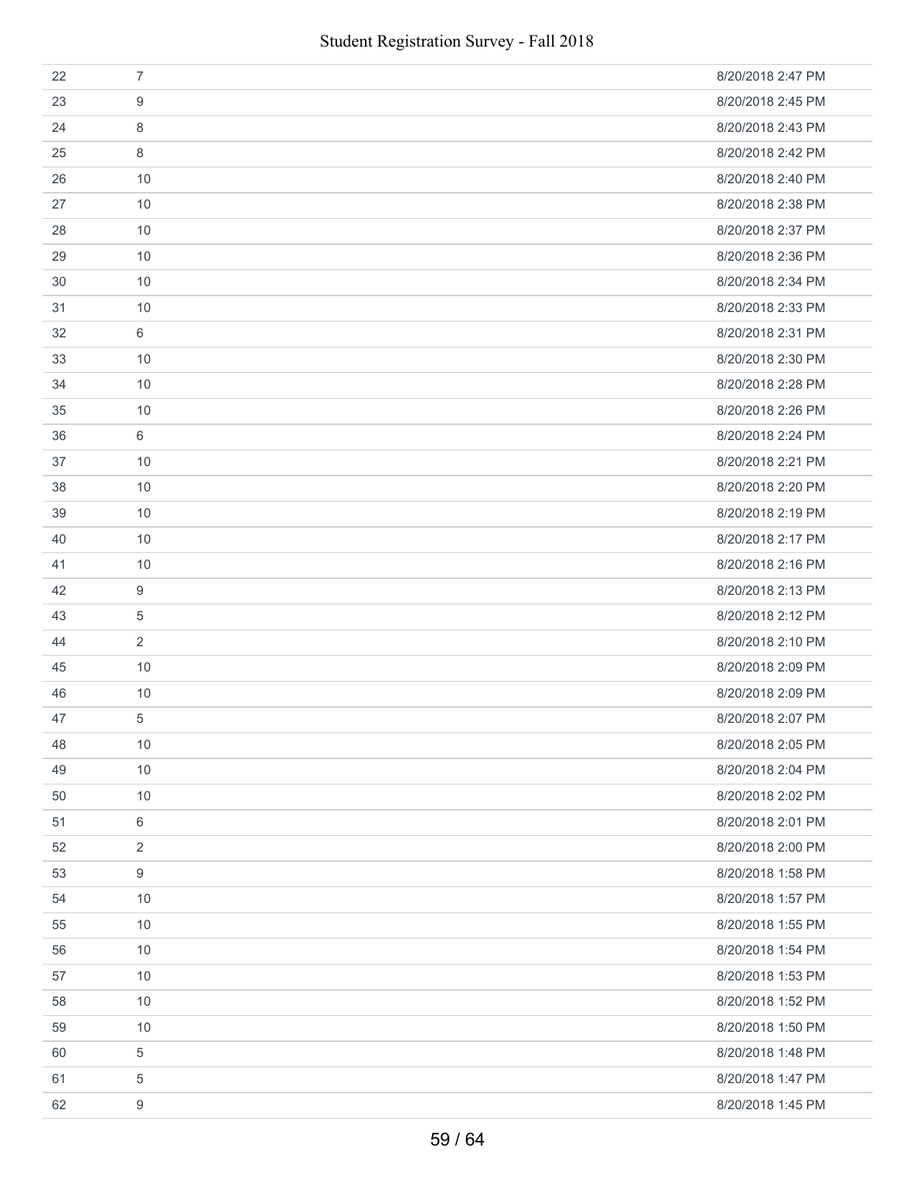| | | |
|---|---|---|
| 22 | 7 | 8/20/2018 2:47 PM |
| 23 | 9 | 8/20/2018 2:45 PM |
| 24 | 8 | 8/20/2018 2:43 PM |
| 25 | 8 | 8/20/2018 2:42 PM |
| 26 | 10 | 8/20/2018 2:40 PM |
| 27 | 10 | 8/20/2018 2:38 PM |
| 28 | 10 | 8/20/2018 2:37 PM |
| 29 | 10 | 8/20/2018 2:36 PM |
| 30 | 10 | 8/20/2018 2:34 PM |
| 31 | 10 | 8/20/2018 2:33 PM |
| 32 | 6 | 8/20/2018 2:31 PM |
| 33 | 10 | 8/20/2018 2:30 PM |
| 34 | 10 | 8/20/2018 2:28 PM |
| 35 | 10 | 8/20/2018 2:26 PM |
| 36 | 6 | 8/20/2018 2:24 PM |
| 37 | 10 | 8/20/2018 2:21 PM |
| 38 | 10 | 8/20/2018 2:20 PM |
| 39 | 10 | 8/20/2018 2:19 PM |
| 40 | 10 | 8/20/2018 2:17 PM |
| 41 | 10 | 8/20/2018 2:16 PM |
| 42 | 9 | 8/20/2018 2:13 PM |
| 43 | 5 | 8/20/2018 2:12 PM |
| 44 | 2 | 8/20/2018 2:10 PM |
| 45 | 10 | 8/20/2018 2:09 PM |
| 46 | 10 | 8/20/2018 2:09 PM |
| 47 | 5 | 8/20/2018 2:07 PM |
| 48 | 10 | 8/20/2018 2:05 PM |
| 49 | 10 | 8/20/2018 2:04 PM |
| 50 | 10 | 8/20/2018 2:02 PM |
| 51 | 6 | 8/20/2018 2:01 PM |
| 52 | 2 | 8/20/2018 2:00 PM |
| 53 | 9 | 8/20/2018 1:58 PM |
| 54 | 10 | 8/20/2018 1:57 PM |
| 55 | 10 | 8/20/2018 1:55 PM |
| 56 | 10 | 8/20/2018 1:54 PM |
| 57 | 10 | 8/20/2018 1:53 PM |
| 58 | 10 | 8/20/2018 1:52 PM |
| 59 | 10 | 8/20/2018 1:50 PM |
| 60 | 5 | 8/20/2018 1:48 PM |
| 61 | 5 | 8/20/2018 1:47 PM |
| 62 | 9 | 8/20/2018 1:45 PM |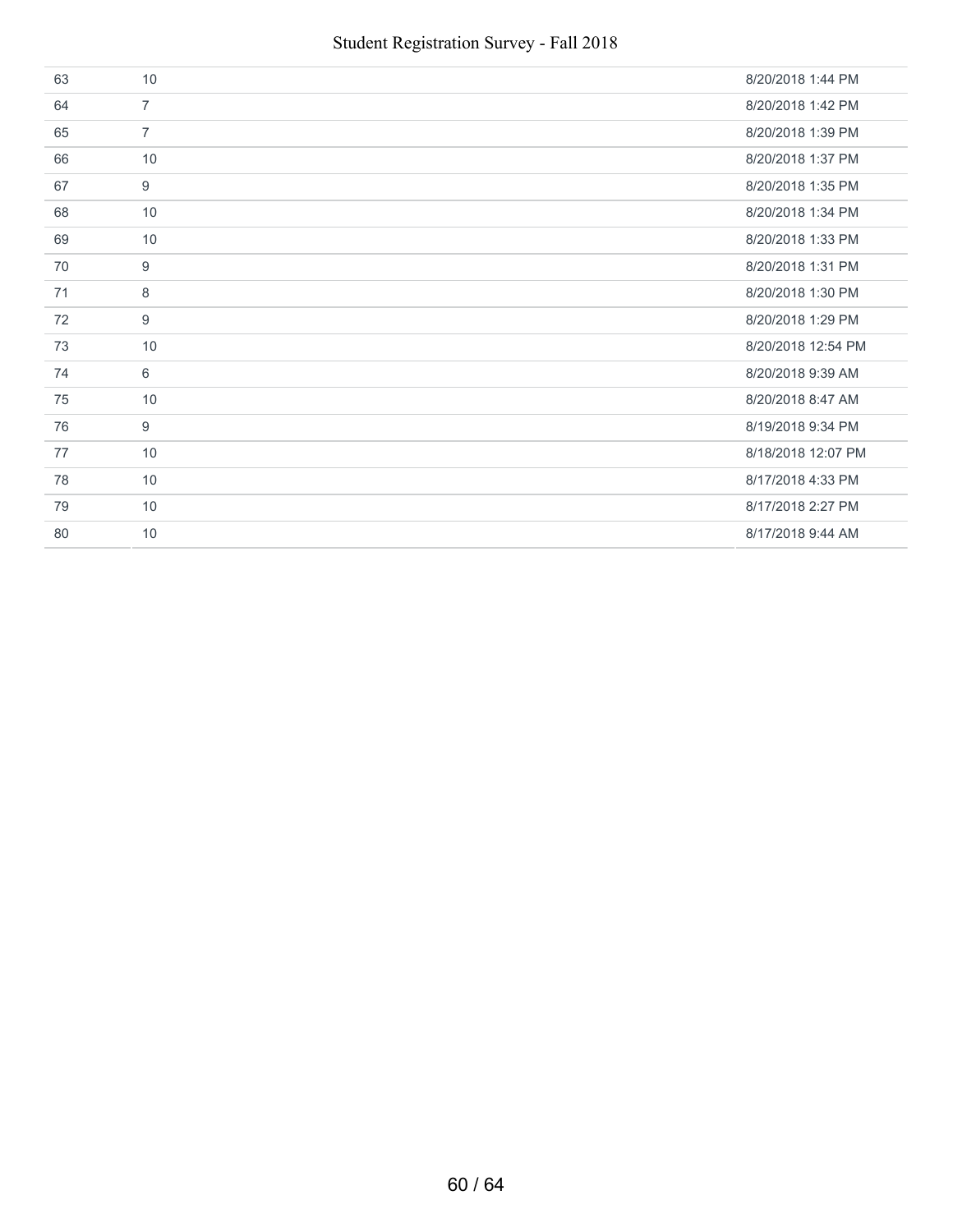| | | |
|---|---|---|
| 63 | 10 | 8/20/2018 1:44 PM |
| 64 | 7 | 8/20/2018 1:42 PM |
| 65 | 7 | 8/20/2018 1:39 PM |
| 66 | 10 | 8/20/2018 1:37 PM |
| 67 | 9 | 8/20/2018 1:35 PM |
| 68 | 10 | 8/20/2018 1:34 PM |
| 69 | 10 | 8/20/2018 1:33 PM |
| 70 | 9 | 8/20/2018 1:31 PM |
| 71 | 8 | 8/20/2018 1:30 PM |
| 72 | 9 | 8/20/2018 1:29 PM |
| 73 | 10 | 8/20/2018 12:54 PM |
| 74 | 6 | 8/20/2018 9:39 AM |
| 75 | 10 | 8/20/2018 8:47 AM |
| 76 | 9 | 8/19/2018 9:34 PM |
| 77 | 10 | 8/18/2018 12:07 PM |
| 78 | 10 | 8/17/2018 4:33 PM |
| 79 | 10 | 8/17/2018 2:27 PM |
| 80 | 10 | 8/17/2018 9:44 AM |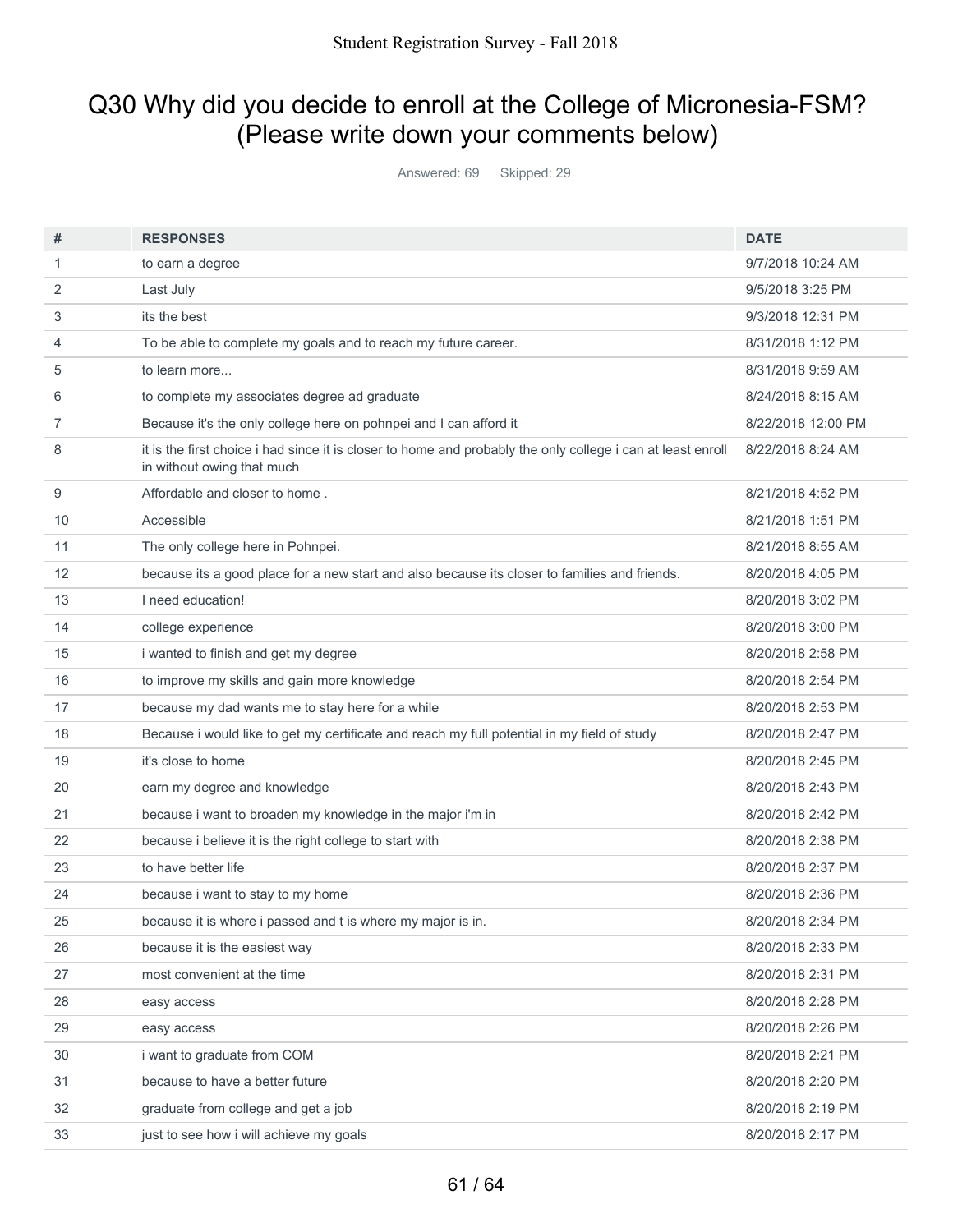# Q30 Why did you decide to enroll at the College of Micronesia-FSM? (Please write down your comments below)

Answered: 69 Skipped: 29

| # | RESPONSES | DATE |
|---|---|---|
| 1 | to earn a degree | 9/7/2018 10:24 AM |
| 2 | Last July | 9/5/2018 3:25 PM |
| 3 | its the best | 9/3/2018 12:31 PM |
| 4 | To be able to complete my goals and to reach my future career. | 8/31/2018 1:12 PM |
| 5 | to learn more... | 8/31/2018 9:59 AM |
| 6 | to complete my associates degree ad graduate | 8/24/2018 8:15 AM |
| 7 | Because it's the only college here on pohnpei and I can afford it | 8/22/2018 12:00 PM |
| 8 | it is the first choice i had since it is closer to home and probably the only college i can at least enroll in without owing that much | 8/22/2018 8:24 AM |
| 9 | Affordable and closer to home . | 8/21/2018 4:52 PM |
| 10 | Accessible | 8/21/2018 1:51 PM |
| 11 | The only college here in Pohnpei. | 8/21/2018 8:55 AM |
| 12 | because its a good place for a new start and also because its closer to families and friends. | 8/20/2018 4:05 PM |
| 13 | I need education! | 8/20/2018 3:02 PM |
| 14 | college experience | 8/20/2018 3:00 PM |
| 15 | i wanted to finish and get my degree | 8/20/2018 2:58 PM |
| 16 | to improve my skills and gain more knowledge | 8/20/2018 2:54 PM |
| 17 | because my dad wants me to stay here for a while | 8/20/2018 2:53 PM |
| 18 | Because i would like to get my certificate and reach my full potential in my field of study | 8/20/2018 2:47 PM |
| 19 | it's close to home | 8/20/2018 2:45 PM |
| 20 | earn my degree and knowledge | 8/20/2018 2:43 PM |
| 21 | because i want to broaden my knowledge in the major i'm in | 8/20/2018 2:42 PM |
| 22 | because i believe it is the right college to start with | 8/20/2018 2:38 PM |
| 23 | to have better life | 8/20/2018 2:37 PM |
| 24 | because i want to stay to my home | 8/20/2018 2:36 PM |
| 25 | because it is where i passed and t is where my major is in. | 8/20/2018 2:34 PM |
| 26 | because it is the easiest way | 8/20/2018 2:33 PM |
| 27 | most convenient at the time | 8/20/2018 2:31 PM |
| 28 | easy access | 8/20/2018 2:28 PM |
| 29 | easy access | 8/20/2018 2:26 PM |
| 30 | i want to graduate from COM | 8/20/2018 2:21 PM |
| 31 | because to have a better future | 8/20/2018 2:20 PM |
| 32 | graduate from college and get a job | 8/20/2018 2:19 PM |
| 33 | just to see how i will achieve my goals | 8/20/2018 2:17 PM |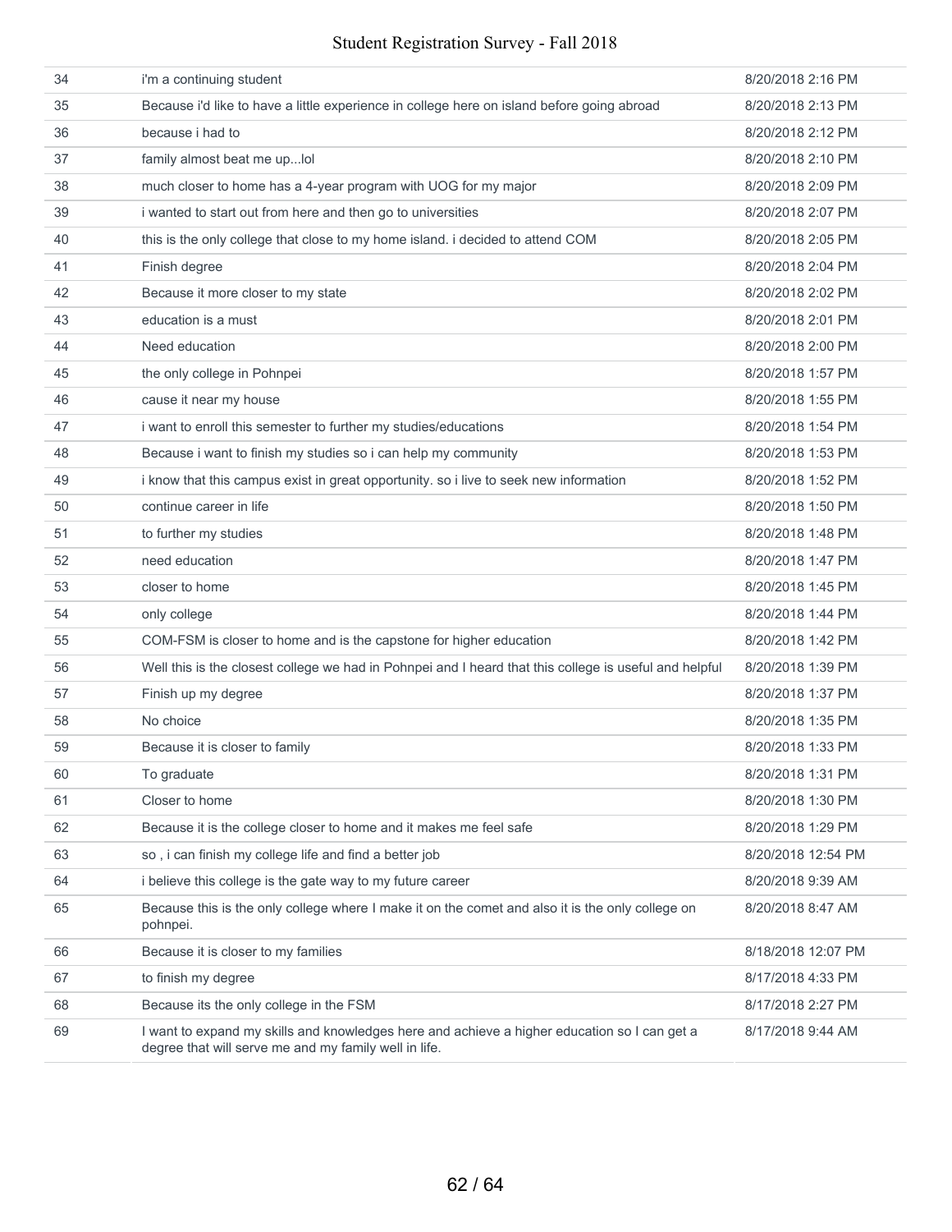| 34 | i'm a continuing student | 8/20/2018 2:16 PM |
|---|---|---|
| 35 | Because i'd like to have a little experience in college here on island before going abroad | 8/20/2018 2:13 PM |
| 36 | because i had to | 8/20/2018 2:12 PM |
| 37 | family almost beat me up...lol | 8/20/2018 2:10 PM |
| 38 | much closer to home has a 4-year program with UOG for my major | 8/20/2018 2:09 PM |
| 39 | i wanted to start out from here and then go to universities | 8/20/2018 2:07 PM |
| 40 | this is the only college that close to my home island. i decided to attend COM | 8/20/2018 2:05 PM |
| 41 | Finish degree | 8/20/2018 2:04 PM |
| 42 | Because it more closer to my state | 8/20/2018 2:02 PM |
| 43 | education is a must | 8/20/2018 2:01 PM |
| 44 | Need education | 8/20/2018 2:00 PM |
| 45 | the only college in Pohnpei | 8/20/2018 1:57 PM |
| 46 | cause it near my house | 8/20/2018 1:55 PM |
| 47 | i want to enroll this semester to further my studies/educations | 8/20/2018 1:54 PM |
| 48 | Because i want to finish my studies so i can help my community | 8/20/2018 1:53 PM |
| 49 | i know that this campus exist in great opportunity. so i live to seek new information | 8/20/2018 1:52 PM |
| 50 | continue career in life | 8/20/2018 1:50 PM |
| 51 | to further my studies | 8/20/2018 1:48 PM |
| 52 | need education | 8/20/2018 1:47 PM |
| 53 | closer to home | 8/20/2018 1:45 PM |
| 54 | only college | 8/20/2018 1:44 PM |
| 55 | COM-FSM is closer to home and is the capstone for higher education | 8/20/2018 1:42 PM |
| 56 | Well this is the closest college we had in Pohnpei and I heard that this college is useful and helpful | 8/20/2018 1:39 PM |
| 57 | Finish up my degree | 8/20/2018 1:37 PM |
| 58 | No choice | 8/20/2018 1:35 PM |
| 59 | Because it is closer to family | 8/20/2018 1:33 PM |
| 60 | To graduate | 8/20/2018 1:31 PM |
| 61 | Closer to home | 8/20/2018 1:30 PM |
| 62 | Because it is the college closer to home and it makes me feel safe | 8/20/2018 1:29 PM |
| 63 | so , i can finish my college life and find a better job | 8/20/2018 12:54 PM |
| 64 | i believe this college is the gate way to my future career | 8/20/2018 9:39 AM |
| 65 | Because this is the only college where I make it on the comet and also it is the only college on pohnpei. | 8/20/2018 8:47 AM |
| 66 | Because it is closer to my families | 8/18/2018 12:07 PM |
| 67 | to finish my degree | 8/17/2018 4:33 PM |
| 68 | Because its the only college in the FSM | 8/17/2018 2:27 PM |
| 69 | I want to expand my skills and knowledges here and achieve a higher education so I can get a degree that will serve me and my family well in life. | 8/17/2018 9:44 AM |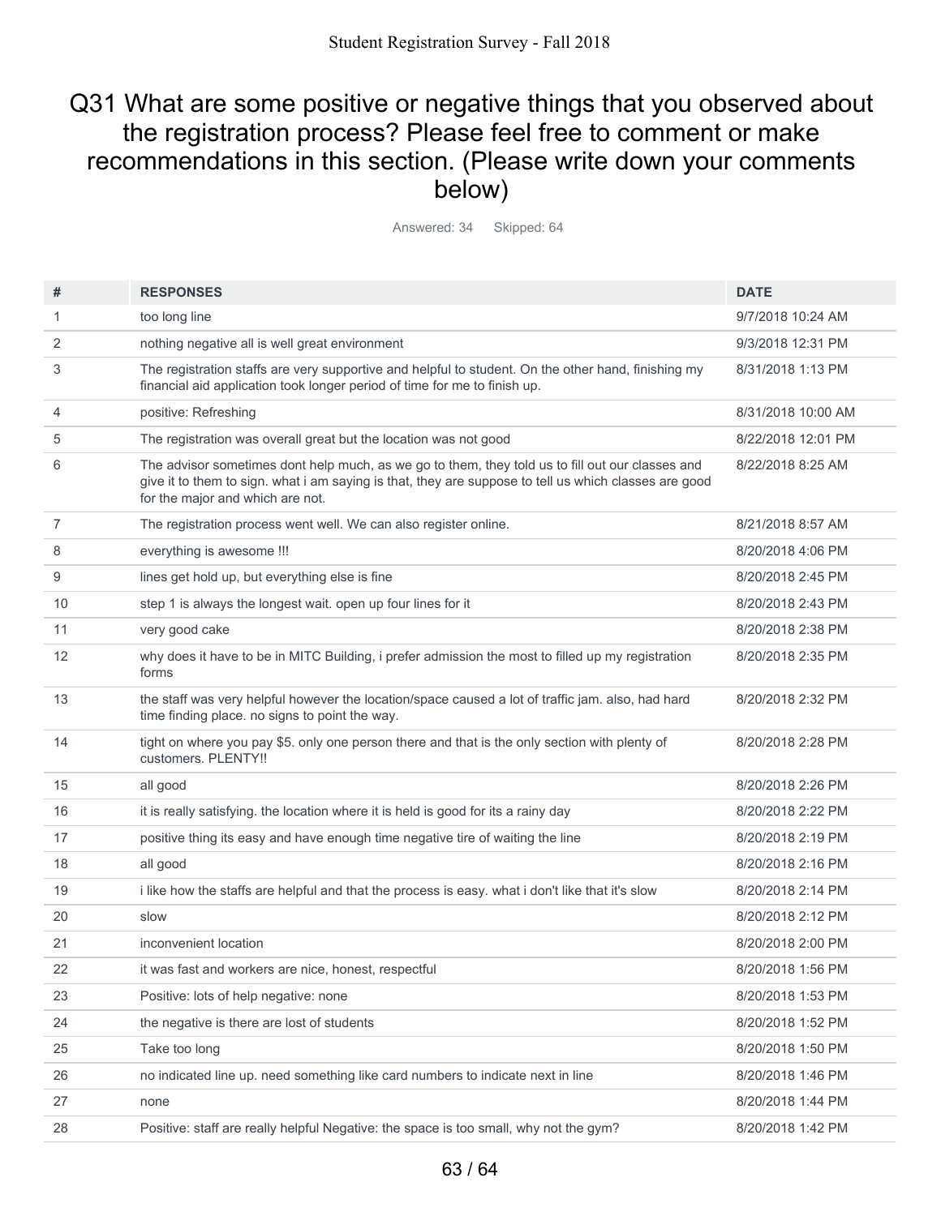# Q31 What are some positive or negative things that you observed about the registration process? Please feel free to comment or make recommendations in this section. (Please write down your comments below)

Answered: 34 Skipped: 64

| # | RESPONSES | DATE |
|---|---|---|
| 1 | too long line | 9/7/2018 10:24 AM |
| 2 | nothing negative all is well great environment | 9/3/2018 12:31 PM |
| 3 | The registration staffs are very supportive and helpful to student. On the other hand, finishing my financial aid application took longer period of time for me to finish up. | 8/31/2018 1:13 PM |
| 4 | positive: Refreshing | 8/31/2018 10:00 AM |
| 5 | The registration was overall great but the location was not good | 8/22/2018 12:01 PM |
| 6 | The advisor sometimes dont help much, as we go to them, they told us to fill out our classes and give it to them to sign. what i am saying is that, they are suppose to tell us which classes are good for the major and which are not. | 8/22/2018 8:25 AM |
| 7 | The registration process went well. We can also register online. | 8/21/2018 8:57 AM |
| 8 | everything is awesome !!! | 8/20/2018 4:06 PM |
| 9 | lines get hold up, but everything else is fine | 8/20/2018 2:45 PM |
| 10 | step 1 is always the longest wait. open up four lines for it | 8/20/2018 2:43 PM |
| 11 | very good cake | 8/20/2018 2:38 PM |
| 12 | why does it have to be in MITC Building, i prefer admission the most to filled up my registration forms | 8/20/2018 2:35 PM |
| 13 | the staff was very helpful however the location/space caused a lot of traffic jam. also, had hard time finding place. no signs to point the way. | 8/20/2018 2:32 PM |
| 14 | tight on where you pay $5. only one person there and that is the only section with plenty of customers. PLENTY!! | 8/20/2018 2:28 PM |
| 15 | all good | 8/20/2018 2:26 PM |
| 16 | it is really satisfying. the location where it is held is good for its a rainy day | 8/20/2018 2:22 PM |
| 17 | positive thing its easy and have enough time negative tire of waiting the line | 8/20/2018 2:19 PM |
| 18 | all good | 8/20/2018 2:16 PM |
| 19 | i like how the staffs are helpful and that the process is easy. what i don't like that it's slow | 8/20/2018 2:14 PM |
| 20 | slow | 8/20/2018 2:12 PM |
| 21 | inconvenient location | 8/20/2018 2:00 PM |
| 22 | it was fast and workers are nice, honest, respectful | 8/20/2018 1:56 PM |
| 23 | Positive: lots of help negative: none | 8/20/2018 1:53 PM |
| 24 | the negative is there are lost of students | 8/20/2018 1:52 PM |
| 25 | Take too long | 8/20/2018 1:50 PM |
| 26 | no indicated line up. need something like card numbers to indicate next in line | 8/20/2018 1:46 PM |
| 27 | none | 8/20/2018 1:44 PM |
| 28 | Positive: staff are really helpful Negative: the space is too small, why not the gym? | 8/20/2018 1:42 PM |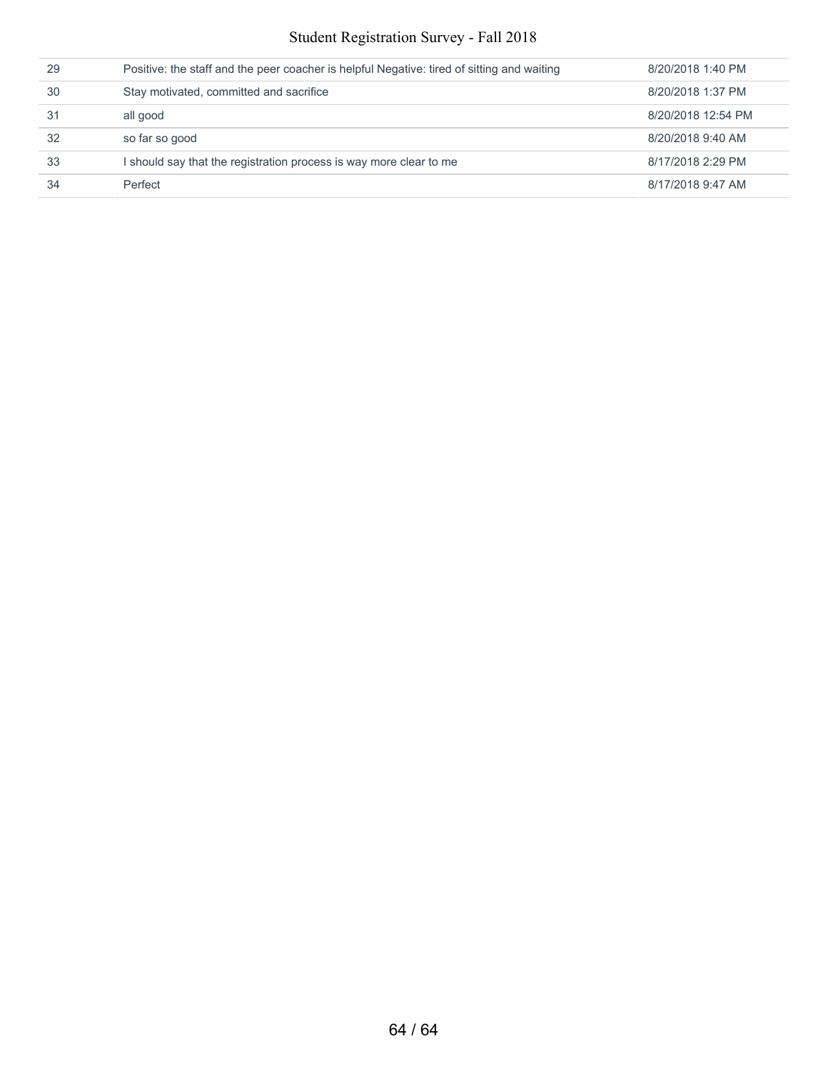| | | |
|---|---|---|
| 29 | Positive: the staff and the peer coacher is helpful Negative: tired of sitting and waiting | 8/20/2018 1:40 PM |
| 30 | Stay motivated, committed and sacrifice | 8/20/2018 1:37 PM |
| 31 | all good | 8/20/2018 12:54 PM |
| 32 | so far so good | 8/20/2018 9:40 AM |
| 33 | I should say that the registration process is way more clear to me | 8/17/2018 2:29 PM |
| 34 | Perfect | 8/17/2018 9:47 AM |